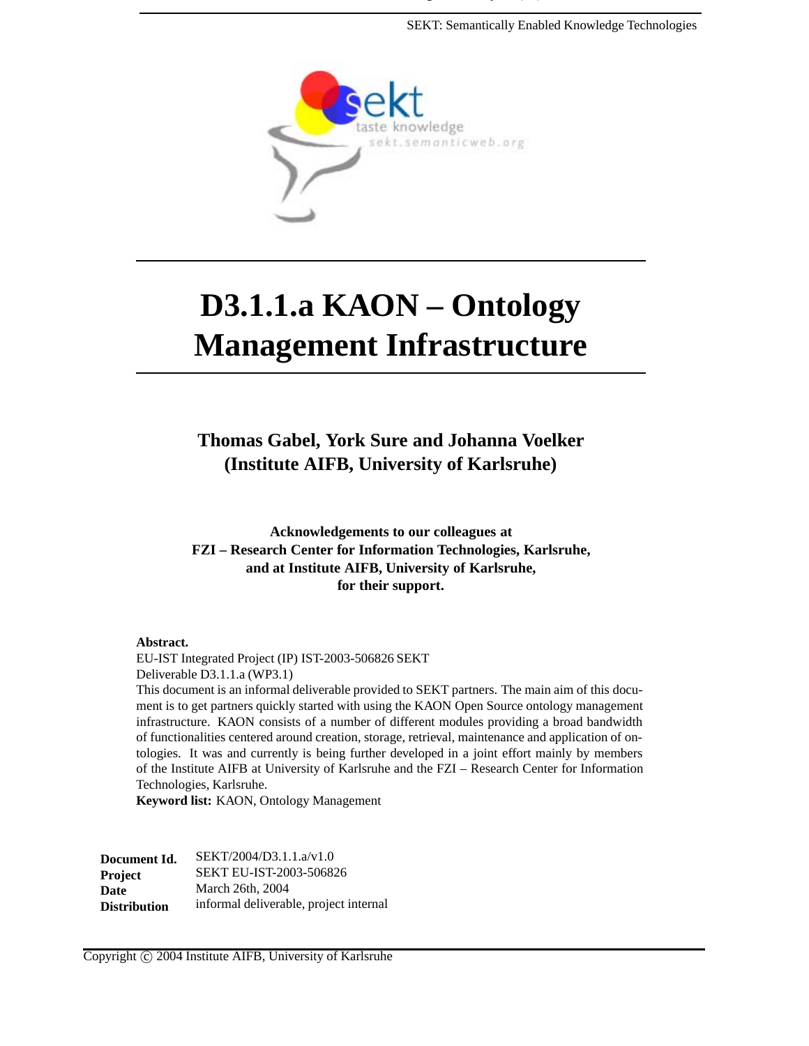# D3.1.1.a KAON – Ontology Management Infrastructure

**Thomas Gabel, York Sure and Johanna Voelker (Institute AIFB, University of Karlsruhe)**

**Acknowledgements to our colleagues at FZI – Research Center for Information Technologies, Karlsruhe, and at Institute AIFB, University of Karlsruhe, for their support.**

**Abstract.**
EU-IST Integrated Project (IP) IST-2003-506826 SEKT
Deliverable D3.1.1.a (WP3.1)
This document is an informal deliverable provided to SEKT partners. The main aim of this document is to get partners quickly started with using the KAON Open Source ontology management infrastructure. KAON consists of a number of different modules providing a broad bandwidth of functionalities centered around creation, storage, retrieval, maintenance and application of ontologies. It was and currently is being further developed in a joint effort mainly by members of the Institute AIFB at University of Karlsruhe and the FZI – Research Center for Information Technologies, Karlsruhe.
**Keyword list:** KAON, Ontology Management

| | |
|---|---|
| **Document Id.** | SEKT/2004/D3.1.1.a/v1.0 |
| **Project** | SEKT EU-IST-2003-506826 |
| **Date** | March 26th, 2004 |
| **Distribution** | informal deliverable, project internal |

Copyright © 2004 Institute AIFB, University of Karlsruhe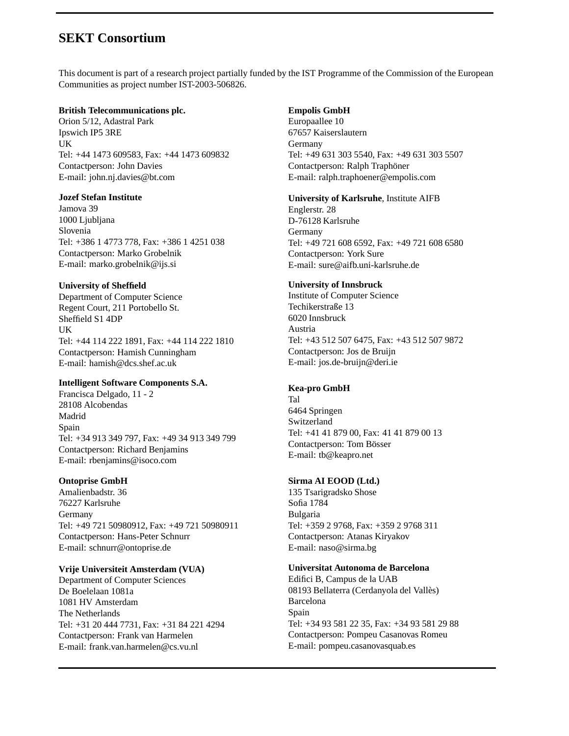# SEKT Consortium

This document is part of a research project partially funded by the IST Programme of the Commission of the European Communities as project number IST-2003-506826.

**British Telecommunications plc.**
Orion 5/12, Adastral Park
Ipswich IP5 3RE
UK
Tel: +44 1473 609583, Fax: +44 1473 609832
Contactperson: John Davies
E-mail: john.nj.davies@bt.com

**Jozef Stefan Institute**
Jamova 39
1000 Ljubljana
Slovenia
Tel: +386 1 4773 778, Fax: +386 1 4251 038
Contactperson: Marko Grobelnik
E-mail: marko.grobelnik@ijs.si

**University of Sheffield**
Department of Computer Science
Regent Court, 211 Portobello St.
Sheffield S1 4DP
UK
Tel: +44 114 222 1891, Fax: +44 114 222 1810
Contactperson: Hamish Cunningham
E-mail: hamish@dcs.shef.ac.uk

**Intelligent Software Components S.A.**
Francisca Delgado, 11 - 2
28108 Alcobendas
Madrid
Spain
Tel: +34 913 349 797, Fax: +49 34 913 349 799
Contactperson: Richard Benjamins
E-mail: rbenjamins@isoco.com

**Ontoprise GmbH**
Amalienbadstr. 36
76227 Karlsruhe
Germany
Tel: +49 721 50980912, Fax: +49 721 50980911
Contactperson: Hans-Peter Schnurr
E-mail: schnurr@ontoprise.de

**Vrije Universiteit Amsterdam (VUA)**
Department of Computer Sciences
De Boelelaan 1081a
1081 HV Amsterdam
The Netherlands
Tel: +31 20 444 7731, Fax: +31 84 221 4294
Contactperson: Frank van Harmelen
E-mail: frank.van.harmelen@cs.vu.nl

**Empolis GmbH**
Europaallee 10
67657 Kaiserslautern
Germany
Tel: +49 631 303 5540, Fax: +49 631 303 5507
Contactperson: Ralph Traphöner
E-mail: ralph.traphoener@empolis.com

**University of Karlsruhe**, Institute AIFB
Englerstr. 28
D-76128 Karlsruhe
Germany
Tel: +49 721 608 6592, Fax: +49 721 608 6580
Contactperson: York Sure
E-mail: sure@aifb.uni-karlsruhe.de

**University of Innsbruck**
Institute of Computer Science
Techikerstraße 13
6020 Innsbruck
Austria
Tel: +43 512 507 6475, Fax: +43 512 507 9872
Contactperson: Jos de Bruijn
E-mail: jos.de-bruijn@deri.ie

**Kea-pro GmbH**
Tal
6464 Springen
Switzerland
Tel: +41 41 879 00, Fax: 41 41 879 00 13
Contactperson: Tom Bösser
E-mail: tb@keapro.net

**Sirma AI EOOD (Ltd.)**
135 Tsarigradsko Shose
Sofia 1784
Bulgaria
Tel: +359 2 9768, Fax: +359 2 9768 311
Contactperson: Atanas Kiryakov
E-mail: naso@sirma.bg

**Universitat Autonoma de Barcelona**
Edifici B, Campus de la UAB
08193 Bellaterra (Cerdanyola del Vallès)
Barcelona
Spain
Tel: +34 93 581 22 35, Fax: +34 93 581 29 88
Contactperson: Pompeu Casanovas Romeu
E-mail: pompeu.casanovasquab.es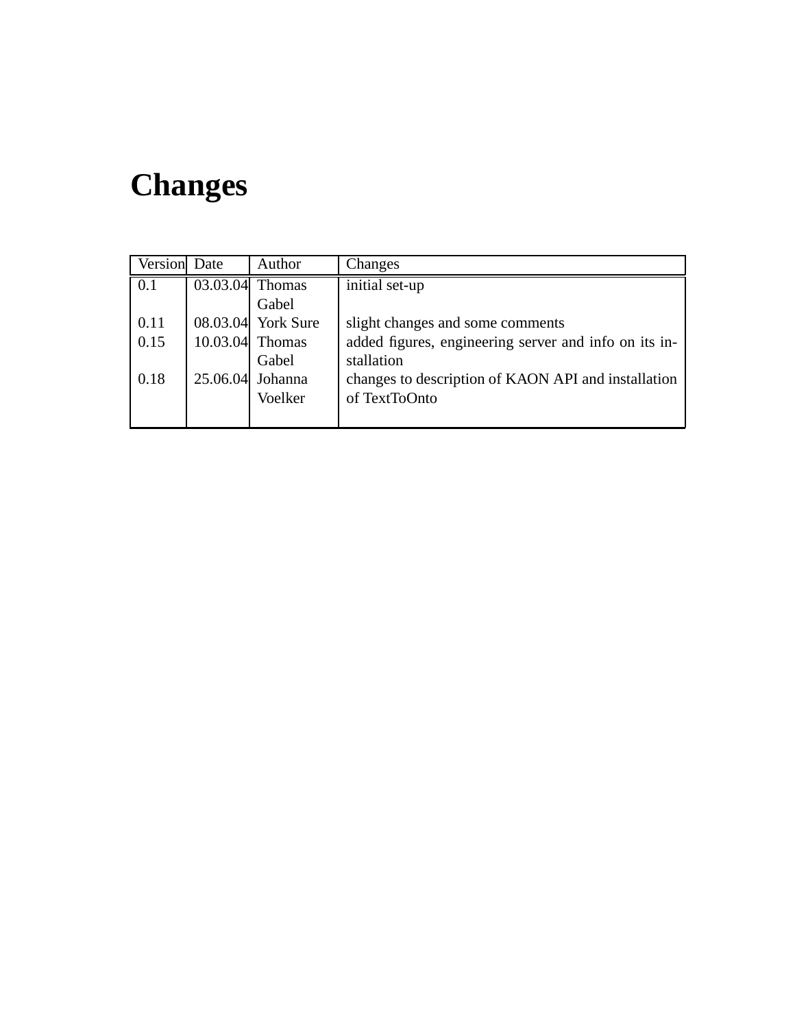# Changes

| Version | Date | Author | Changes |
|---|---|---|---|
| 0.1 | 03.03.04 | Thomas Gabel | initial set-up |
| 0.11 | 08.03.04 | York Sure | slight changes and some comments |
| 0.15 | 10.03.04 | Thomas Gabel | added figures, engineering server and info on its installation |
| 0.18 | 25.06.04 | Johanna Voelker | changes to description of KAON API and installation of TextToOnto |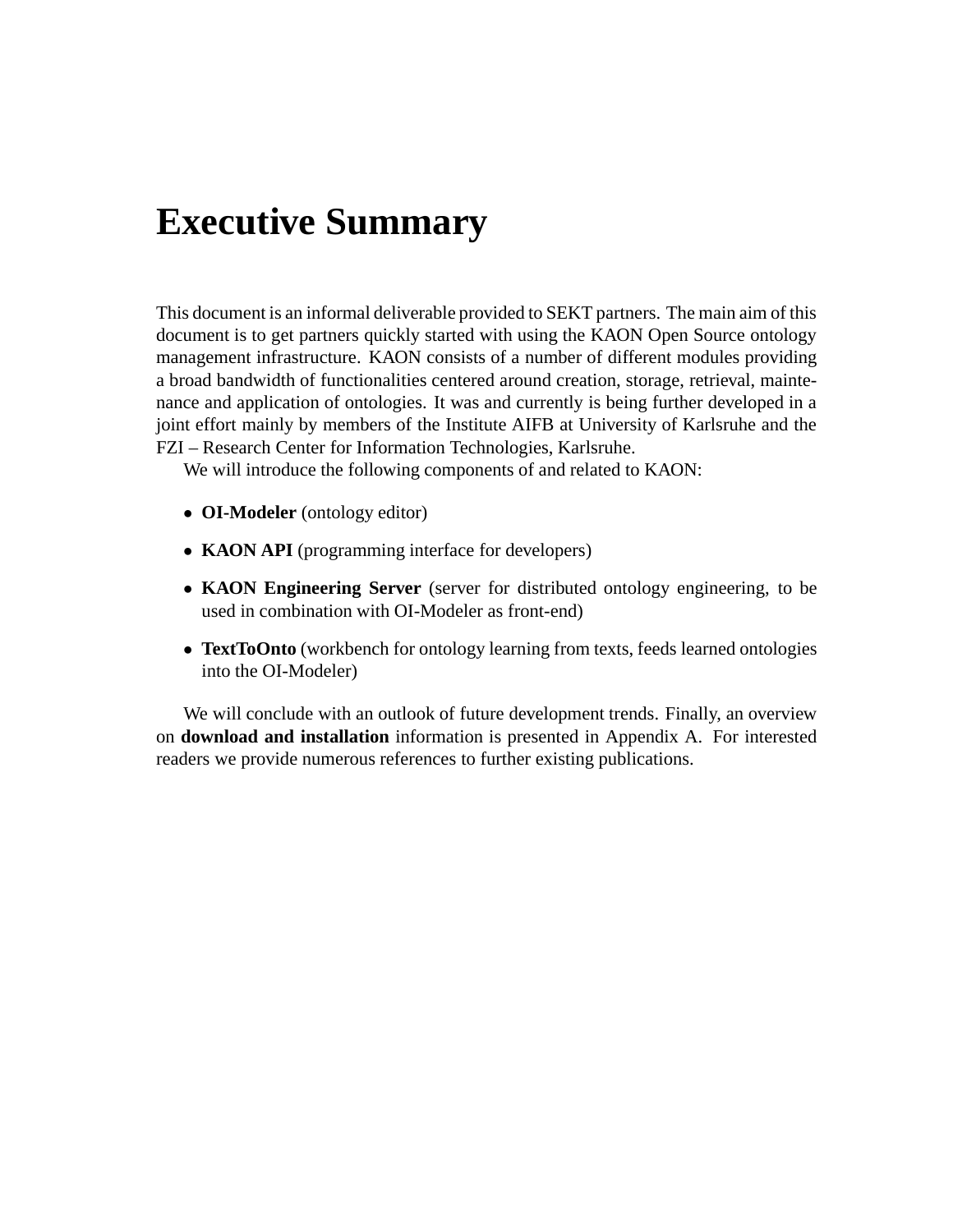# Executive Summary

This document is an informal deliverable provided to SEKT partners. The main aim of this document is to get partners quickly started with using the KAON Open Source ontology management infrastructure. KAON consists of a number of different modules providing a broad bandwidth of functionalities centered around creation, storage, retrieval, maintenance and application of ontologies. It was and currently is being further developed in a joint effort mainly by members of the Institute AIFB at University of Karlsruhe and the FZI – Research Center for Information Technologies, Karlsruhe.

We will introduce the following components of and related to KAON:

- **OI-Modeler** (ontology editor)
- **KAON API** (programming interface for developers)
- **KAON Engineering Server** (server for distributed ontology engineering, to be used in combination with OI-Modeler as front-end)
- **TextToOnto** (workbench for ontology learning from texts, feeds learned ontologies into the OI-Modeler)

We will conclude with an outlook of future development trends. Finally, an overview on **download and installation** information is presented in Appendix A. For interested readers we provide numerous references to further existing publications.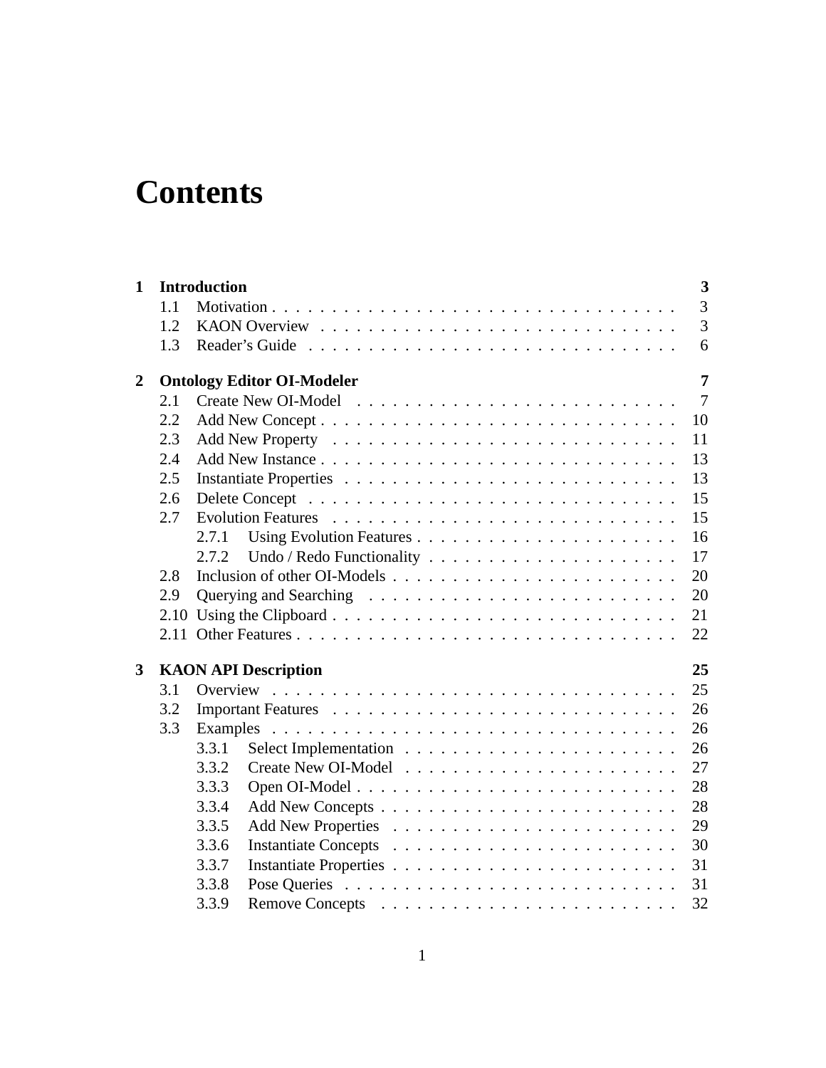# Contents

| | | | |
|---|---|---|---|
| **1** | **Introduction** | | **3** |
| | 1.1 | Motivation | 3 |
| | 1.2 | KAON Overview | 3 |
| | 1.3 | Reader's Guide | 6 |
| **2** | **Ontology Editor OI-Modeler** | | **7** |
| | 2.1 | Create New OI-Model | 7 |
| | 2.2 | Add New Concept | 10 |
| | 2.3 | Add New Property | 11 |
| | 2.4 | Add New Instance | 13 |
| | 2.5 | Instantiate Properties | 13 |
| | 2.6 | Delete Concept | 15 |
| | 2.7 | Evolution Features | 15 |
| | 2.7.1 | Using Evolution Features | 16 |
| | 2.7.2 | Undo / Redo Functionality | 17 |
| | 2.8 | Inclusion of other OI-Models | 20 |
| | 2.9 | Querying and Searching | 20 |
| | 2.10 | Using the Clipboard | 21 |
| | 2.11 | Other Features | 22 |
| **3** | **KAON API Description** | | **25** |
| | 3.1 | Overview | 25 |
| | 3.2 | Important Features | 26 |
| | 3.3 | Examples | 26 |
| | 3.3.1 | Select Implementation | 26 |
| | 3.3.2 | Create New OI-Model | 27 |
| | 3.3.3 | Open OI-Model | 28 |
| | 3.3.4 | Add New Concepts | 28 |
| | 3.3.5 | Add New Properties | 29 |
| | 3.3.6 | Instantiate Concepts | 30 |
| | 3.3.7 | Instantiate Properties | 31 |
| | 3.3.8 | Pose Queries | 31 |
| | 3.3.9 | Remove Concepts | 32 |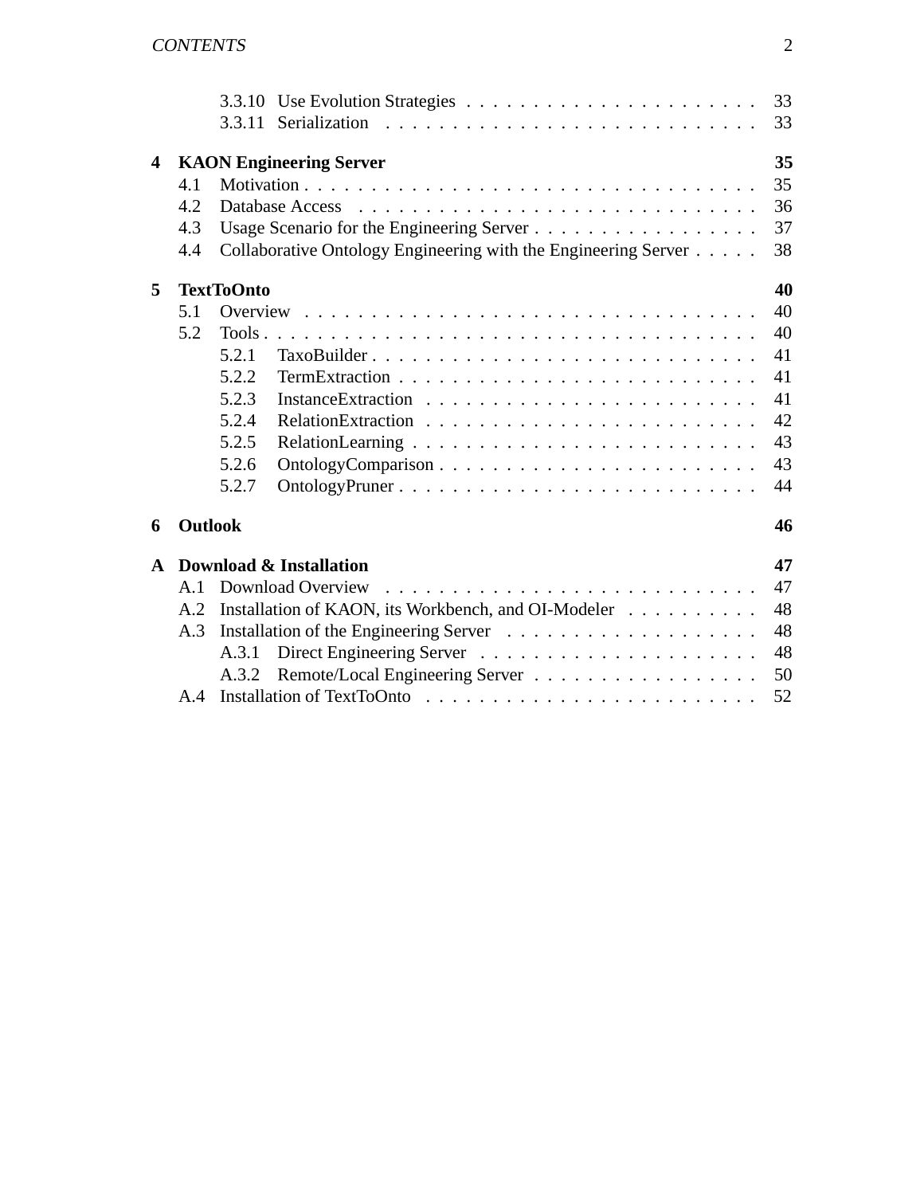3.3.10 Use Evolution Strategies . . . . . . . . . . . . . . . . . . . . . 33
3.3.11 Serialization . . . . . . . . . . . . . . . . . . . . . . . . . . . . 33

**4 KAON Engineering Server** **35**
4.1 Motivation . . . . . . . . . . . . . . . . . . . . . . . . . . . . . . . . . . 35
4.2 Database Access . . . . . . . . . . . . . . . . . . . . . . . . . . . . . . 36
4.3 Usage Scenario for the Engineering Server . . . . . . . . . . . . . . . . . 37
4.4 Collaborative Ontology Engineering with the Engineering Server . . . . . 38

**5 TextToOnto** **40**
5.1 Overview . . . . . . . . . . . . . . . . . . . . . . . . . . . . . . . . . . 40
5.2 Tools . . . . . . . . . . . . . . . . . . . . . . . . . . . . . . . . . . . . . 40
5.2.1 TaxoBuilder . . . . . . . . . . . . . . . . . . . . . . . . . . . . 41
5.2.2 TermExtraction . . . . . . . . . . . . . . . . . . . . . . . . . . . 41
5.2.3 InstanceExtraction . . . . . . . . . . . . . . . . . . . . . . . . . 41
5.2.4 RelationExtraction . . . . . . . . . . . . . . . . . . . . . . . . . 42
5.2.5 RelationLearning . . . . . . . . . . . . . . . . . . . . . . . . . . 43
5.2.6 OntologyComparison . . . . . . . . . . . . . . . . . . . . . . . . 43
5.2.7 OntologyPruner . . . . . . . . . . . . . . . . . . . . . . . . . . . 44

**6 Outlook** **46**

**A Download & Installation** **47**
A.1 Download Overview . . . . . . . . . . . . . . . . . . . . . . . . . . . . . 47
A.2 Installation of KAON, its Workbench, and OI-Modeler . . . . . . . . . . 48
A.3 Installation of the Engineering Server . . . . . . . . . . . . . . . . . . . 48
A.3.1 Direct Engineering Server . . . . . . . . . . . . . . . . . . . . . 48
A.3.2 Remote/Local Engineering Server . . . . . . . . . . . . . . . . . 50
A.4 Installation of TextToOnto . . . . . . . . . . . . . . . . . . . . . . . . . 52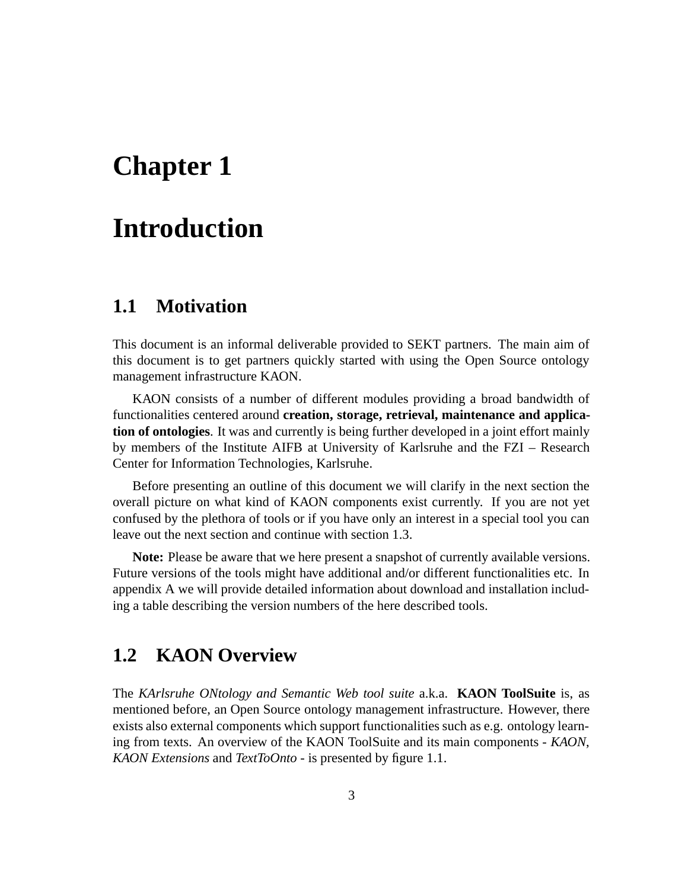# Chapter 1

# Introduction

## 1.1 Motivation

This document is an informal deliverable provided to SEKT partners. The main aim of this document is to get partners quickly started with using the Open Source ontology management infrastructure KAON.

KAON consists of a number of different modules providing a broad bandwidth of functionalities centered around **creation, storage, retrieval, maintenance and application of ontologies**. It was and currently is being further developed in a joint effort mainly by members of the Institute AIFB at University of Karlsruhe and the FZI – Research Center for Information Technologies, Karlsruhe.

Before presenting an outline of this document we will clarify in the next section the overall picture on what kind of KAON components exist currently. If you are not yet confused by the plethora of tools or if you have only an interest in a special tool you can leave out the next section and continue with section 1.3.

**Note:** Please be aware that we here present a snapshot of currently available versions. Future versions of the tools might have additional and/or different functionalities etc. In appendix A we will provide detailed information about download and installation including a table describing the version numbers of the here described tools.

## 1.2 KAON Overview

The *KArlsruhe ONtology and Semantic Web tool suite* a.k.a. **KAON ToolSuite** is, as mentioned before, an Open Source ontology management infrastructure. However, there exists also external components which support functionalities such as e.g. ontology learning from texts. An overview of the KAON ToolSuite and its main components - *KAON*, *KAON Extensions* and *TextToOnto* - is presented by figure 1.1.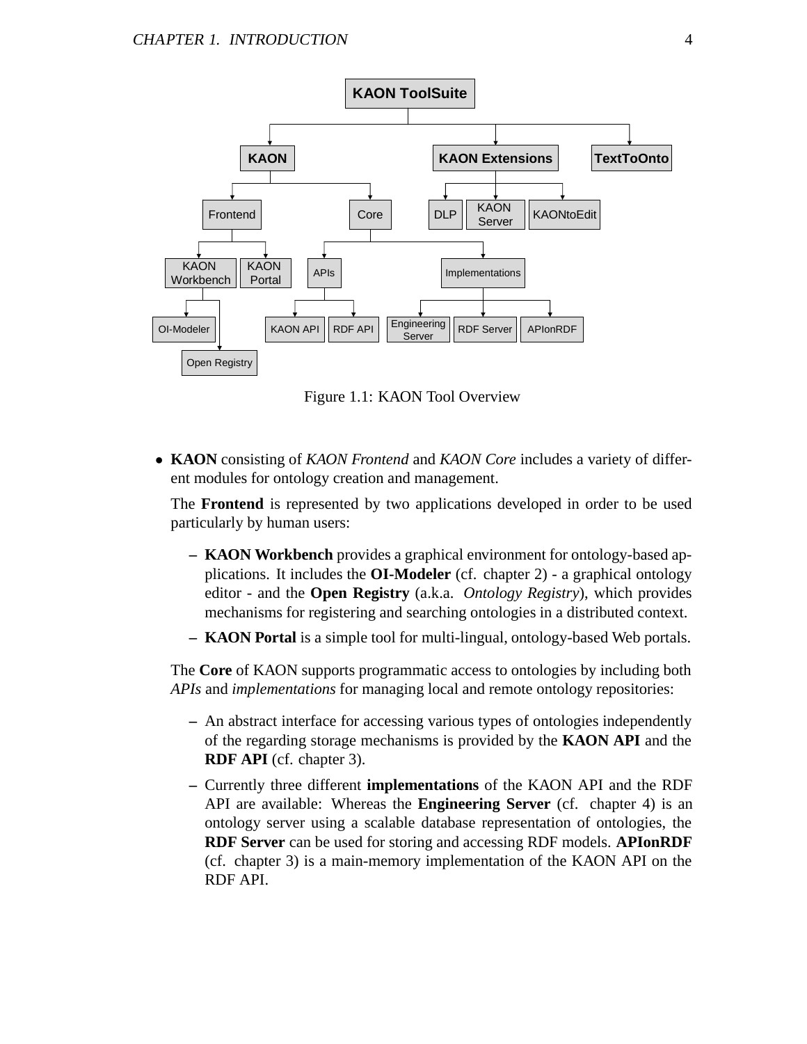Figure 1.1: KAON Tool Overview

- **KAON** consisting of *KAON Frontend* and *KAON Core* includes a variety of different modules for ontology creation and management.

  The **Frontend** is represented by two applications developed in order to be used particularly by human users:

  – **KAON Workbench** provides a graphical environment for ontology-based applications. It includes the **OI-Modeler** (cf. chapter 2) - a graphical ontology editor - and the **Open Registry** (a.k.a. *Ontology Registry*), which provides mechanisms for registering and searching ontologies in a distributed context.

  – **KAON Portal** is a simple tool for multi-lingual, ontology-based Web portals.

  The **Core** of KAON supports programmatic access to ontologies by including both *APIs* and *implementations* for managing local and remote ontology repositories:

  – An abstract interface for accessing various types of ontologies independently of the regarding storage mechanisms is provided by the **KAON API** and the **RDF API** (cf. chapter 3).

  – Currently three different **implementations** of the KAON API and the RDF API are available: Whereas the **Engineering Server** (cf. chapter 4) is an ontology server using a scalable database representation of ontologies, the **RDF Server** can be used for storing and accessing RDF models. **APIonRDF** (cf. chapter 3) is a main-memory implementation of the KAON API on the RDF API.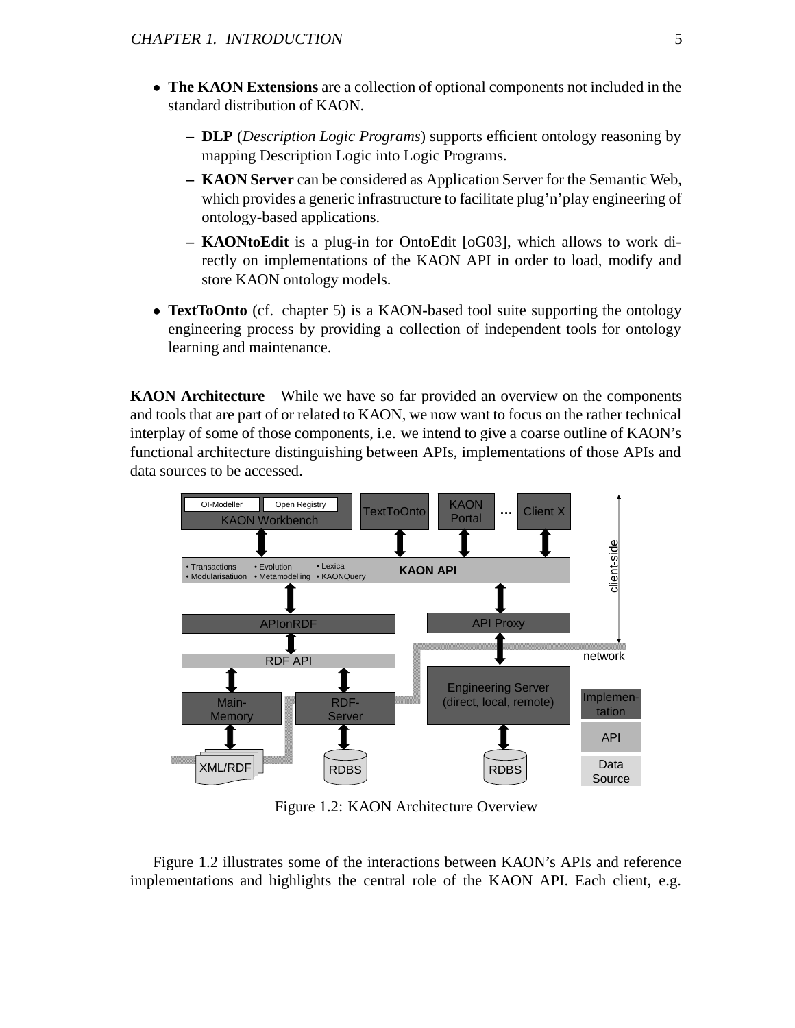- **The KAON Extensions** are a collection of optional components not included in the standard distribution of KAON.
  - **DLP** (*Description Logic Programs*) supports efficient ontology reasoning by mapping Description Logic into Logic Programs.
  - **KAON Server** can be considered as Application Server for the Semantic Web, which provides a generic infrastructure to facilitate plug'n'play engineering of ontology-based applications.
  - **KAONtoEdit** is a plug-in for OntoEdit [oG03], which allows to work directly on implementations of the KAON API in order to load, modify and store KAON ontology models.
- **TextToOnto** (cf. chapter 5) is a KAON-based tool suite supporting the ontology engineering process by providing a collection of independent tools for ontology learning and maintenance.

**KAON Architecture** While we have so far provided an overview on the components and tools that are part of or related to KAON, we now want to focus on the rather technical interplay of some of those components, i.e. we intend to give a coarse outline of KAON's functional architecture distinguishing between APIs, implementations of those APIs and data sources to be accessed.

Figure 1.2: KAON Architecture Overview

Figure 1.2 illustrates some of the interactions between KAON's APIs and reference implementations and highlights the central role of the KAON API. Each client, e.g.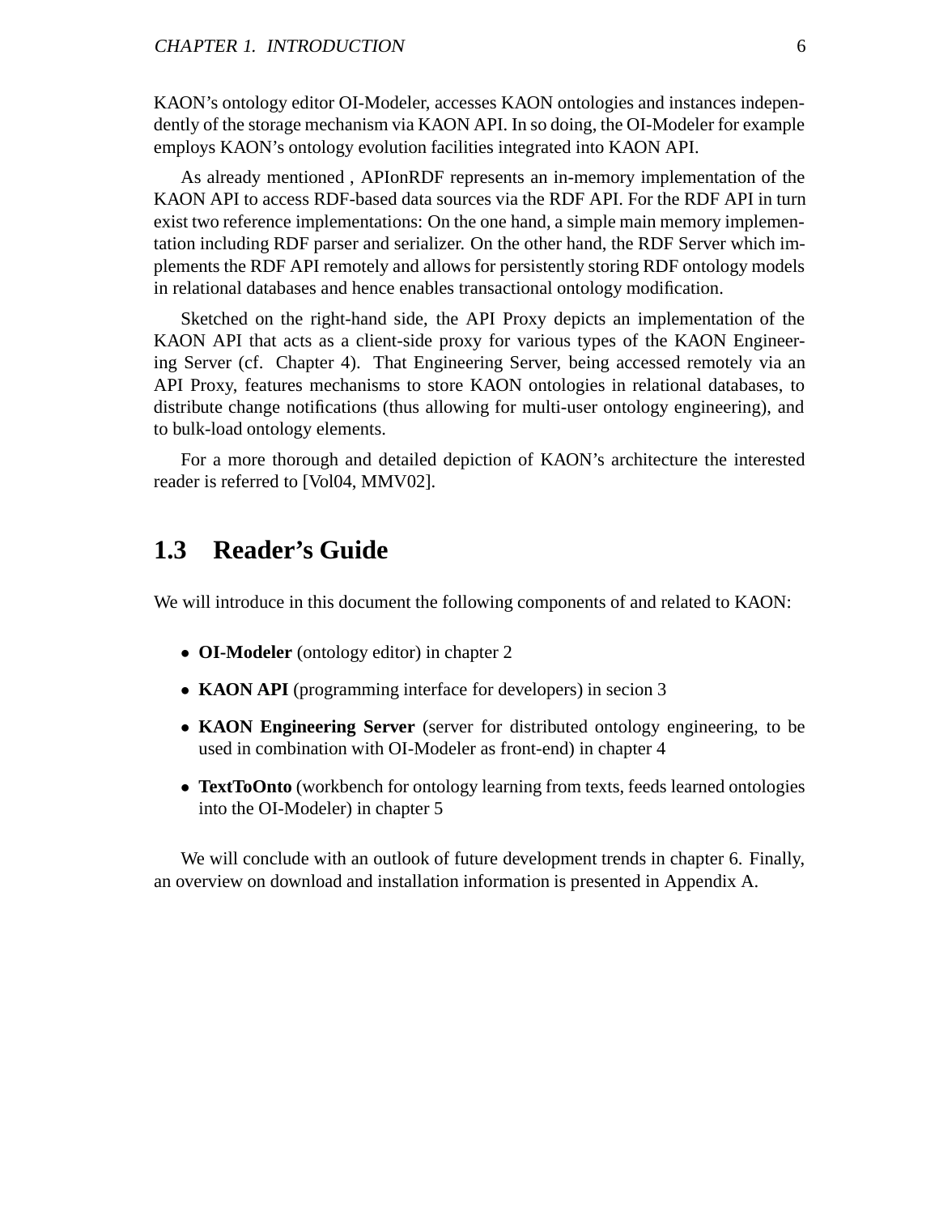KAON's ontology editor OI-Modeler, accesses KAON ontologies and instances independently of the storage mechanism via KAON API. In so doing, the OI-Modeler for example employs KAON's ontology evolution facilities integrated into KAON API.

As already mentioned , APIonRDF represents an in-memory implementation of the KAON API to access RDF-based data sources via the RDF API. For the RDF API in turn exist two reference implementations: On the one hand, a simple main memory implementation including RDF parser and serializer. On the other hand, the RDF Server which implements the RDF API remotely and allows for persistently storing RDF ontology models in relational databases and hence enables transactional ontology modification.

Sketched on the right-hand side, the API Proxy depicts an implementation of the KAON API that acts as a client-side proxy for various types of the KAON Engineering Server (cf. Chapter 4). That Engineering Server, being accessed remotely via an API Proxy, features mechanisms to store KAON ontologies in relational databases, to distribute change notifications (thus allowing for multi-user ontology engineering), and to bulk-load ontology elements.

For a more thorough and detailed depiction of KAON's architecture the interested reader is referred to [Vol04, MMV02].

## 1.3 Reader's Guide

We will introduce in this document the following components of and related to KAON:

- **OI-Modeler** (ontology editor) in chapter 2
- **KAON API** (programming interface for developers) in secion 3
- **KAON Engineering Server** (server for distributed ontology engineering, to be used in combination with OI-Modeler as front-end) in chapter 4
- **TextToOnto** (workbench for ontology learning from texts, feeds learned ontologies into the OI-Modeler) in chapter 5

We will conclude with an outlook of future development trends in chapter 6. Finally, an overview on download and installation information is presented in Appendix A.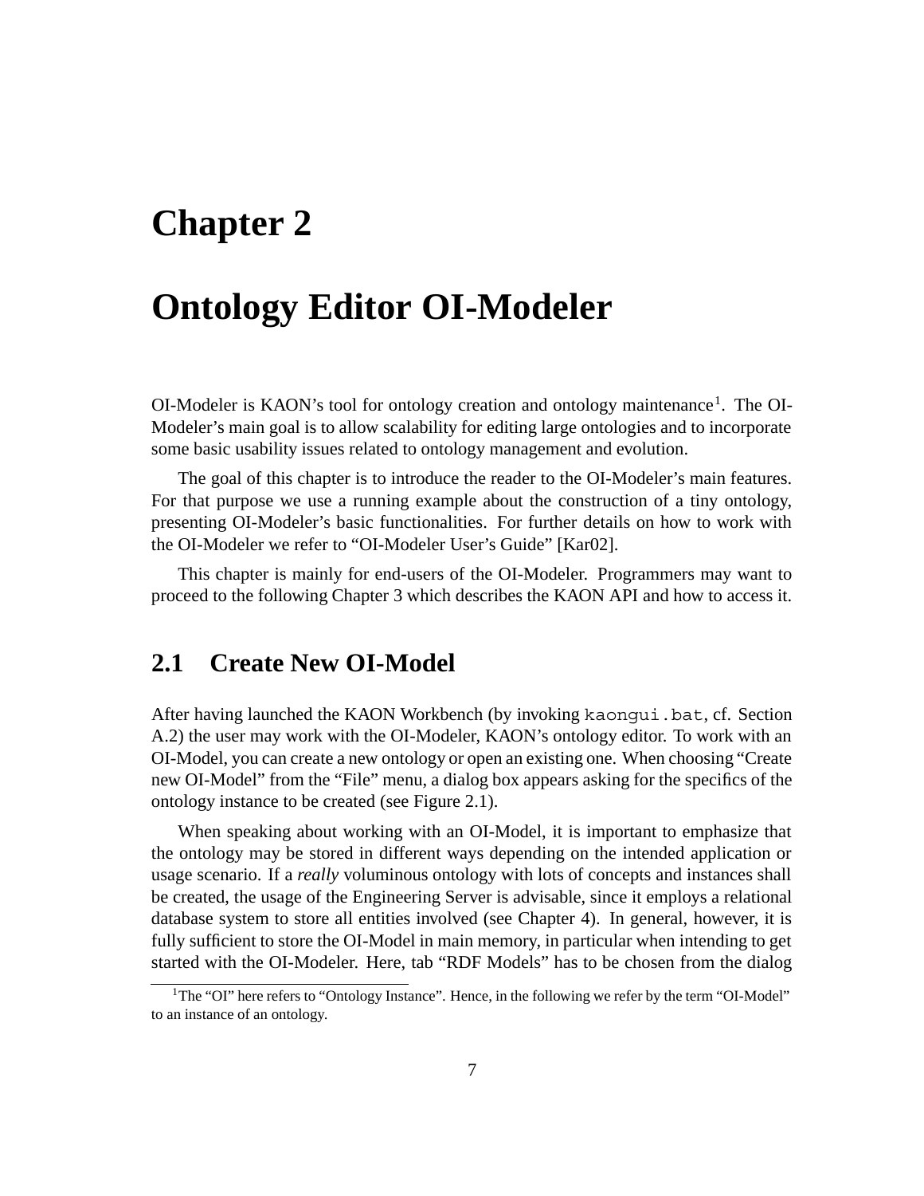# Chapter 2

# Ontology Editor OI-Modeler

OI-Modeler is KAON's tool for ontology creation and ontology maintenance[1]. The OI-Modeler's main goal is to allow scalability for editing large ontologies and to incorporate some basic usability issues related to ontology management and evolution.

The goal of this chapter is to introduce the reader to the OI-Modeler's main features. For that purpose we use a running example about the construction of a tiny ontology, presenting OI-Modeler's basic functionalities. For further details on how to work with the OI-Modeler we refer to "OI-Modeler User's Guide" [Kar02].

This chapter is mainly for end-users of the OI-Modeler. Programmers may want to proceed to the following Chapter 3 which describes the KAON API and how to access it.

## 2.1 Create New OI-Model

After having launched the KAON Workbench (by invoking `kaongui.bat`, cf. Section A.2) the user may work with the OI-Modeler, KAON's ontology editor. To work with an OI-Model, you can create a new ontology or open an existing one. When choosing "Create new OI-Model" from the "File" menu, a dialog box appears asking for the specifics of the ontology instance to be created (see Figure 2.1).

When speaking about working with an OI-Model, it is important to emphasize that the ontology may be stored in different ways depending on the intended application or usage scenario. If a *really* voluminous ontology with lots of concepts and instances shall be created, the usage of the Engineering Server is advisable, since it employs a relational database system to store all entities involved (see Chapter 4). In general, however, it is fully sufficient to store the OI-Model in main memory, in particular when intending to get started with the OI-Modeler. Here, tab "RDF Models" has to be chosen from the dialog

[1] The "OI" here refers to "Ontology Instance". Hence, in the following we refer by the term "OI-Model" to an instance of an ontology.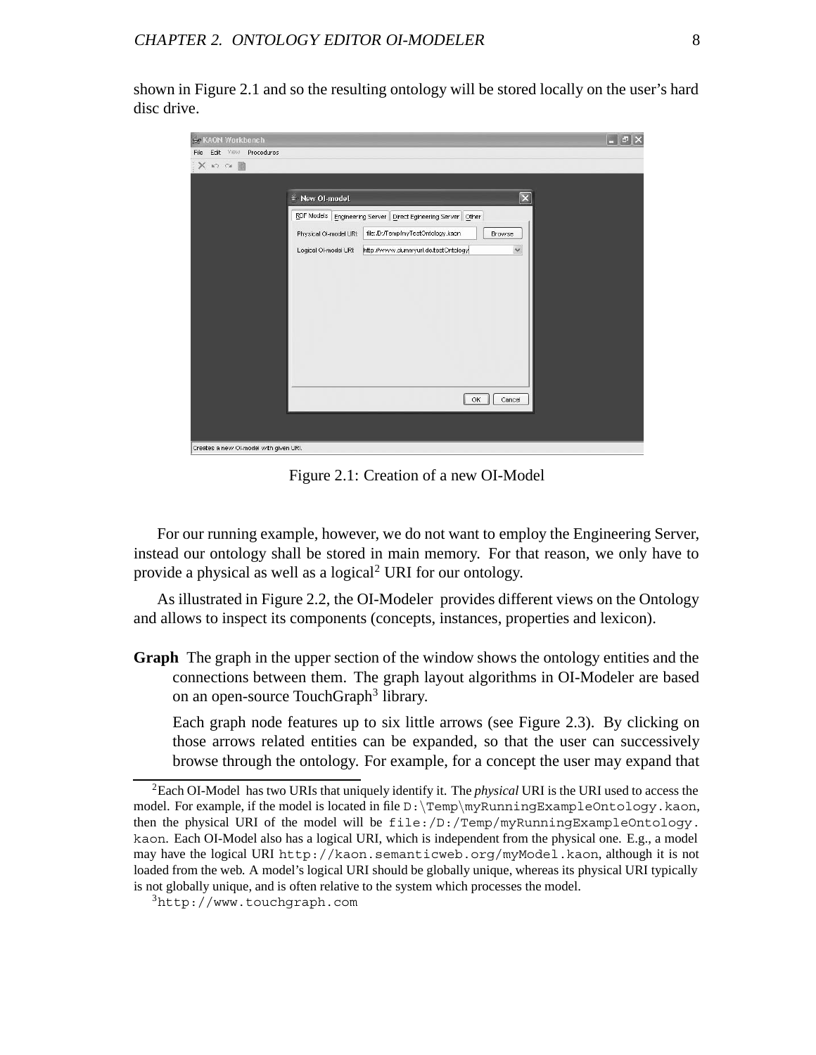shown in Figure 2.1 and so the resulting ontology will be stored locally on the user's hard disc drive.

Figure 2.1: Creation of a new OI-Model

For our running example, however, we do not want to employ the Engineering Server, instead our ontology shall be stored in main memory. For that reason, we only have to provide a physical as well as a logical[2] URI for our ontology.

As illustrated in Figure 2.2, the OI-Modeler provides different views on the Ontology and allows to inspect its components (concepts, instances, properties and lexicon).

**Graph** The graph in the upper section of the window shows the ontology entities and the connections between them. The graph layout algorithms in OI-Modeler are based on an open-source TouchGraph[3] library.

Each graph node features up to six little arrows (see Figure 2.3). By clicking on those arrows related entities can be expanded, so that the user can successively browse through the ontology. For example, for a concept the user may expand that

---

[2]Each OI-Model has two URIs that uniquely identify it. The *physical* URI is the URI used to access the model. For example, if the model is located in file `D:\Temp\myRunningExampleOntology.kaon`, then the physical URI of the model will be `file:/D:/Temp/myRunningExampleOntology.kaon`. Each OI-Model also has a logical URI, which is independent from the physical one. E.g., a model may have the logical URI `http://kaon.semanticweb.org/myModel.kaon`, although it is not loaded from the web. A model's logical URI should be globally unique, whereas its physical URI typically is not globally unique, and is often relative to the system which processes the model.

[3]`http://www.touchgraph.com`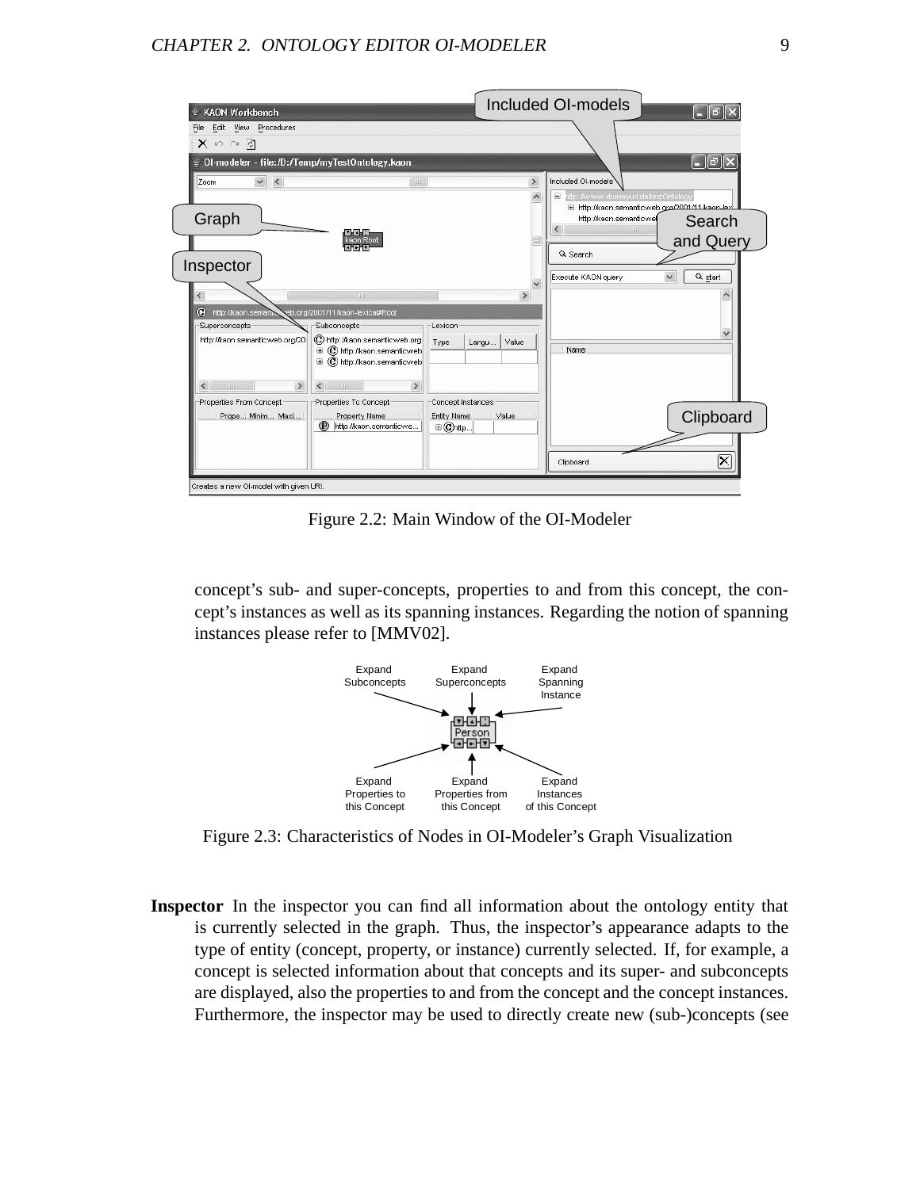Figure 2.2: Main Window of the OI-Modeler

concept's sub- and super-concepts, properties to and from this concept, the concept's instances as well as its spanning instances. Regarding the notion of spanning instances please refer to [MMV02].

Figure 2.3: Characteristics of Nodes in OI-Modeler's Graph Visualization

**Inspector** In the inspector you can find all information about the ontology entity that is currently selected in the graph. Thus, the inspector's appearance adapts to the type of entity (concept, property, or instance) currently selected. If, for example, a concept is selected information about that concepts and its super- and subconcepts are displayed, also the properties to and from the concept and the concept instances. Furthermore, the inspector may be used to directly create new (sub-)concepts (see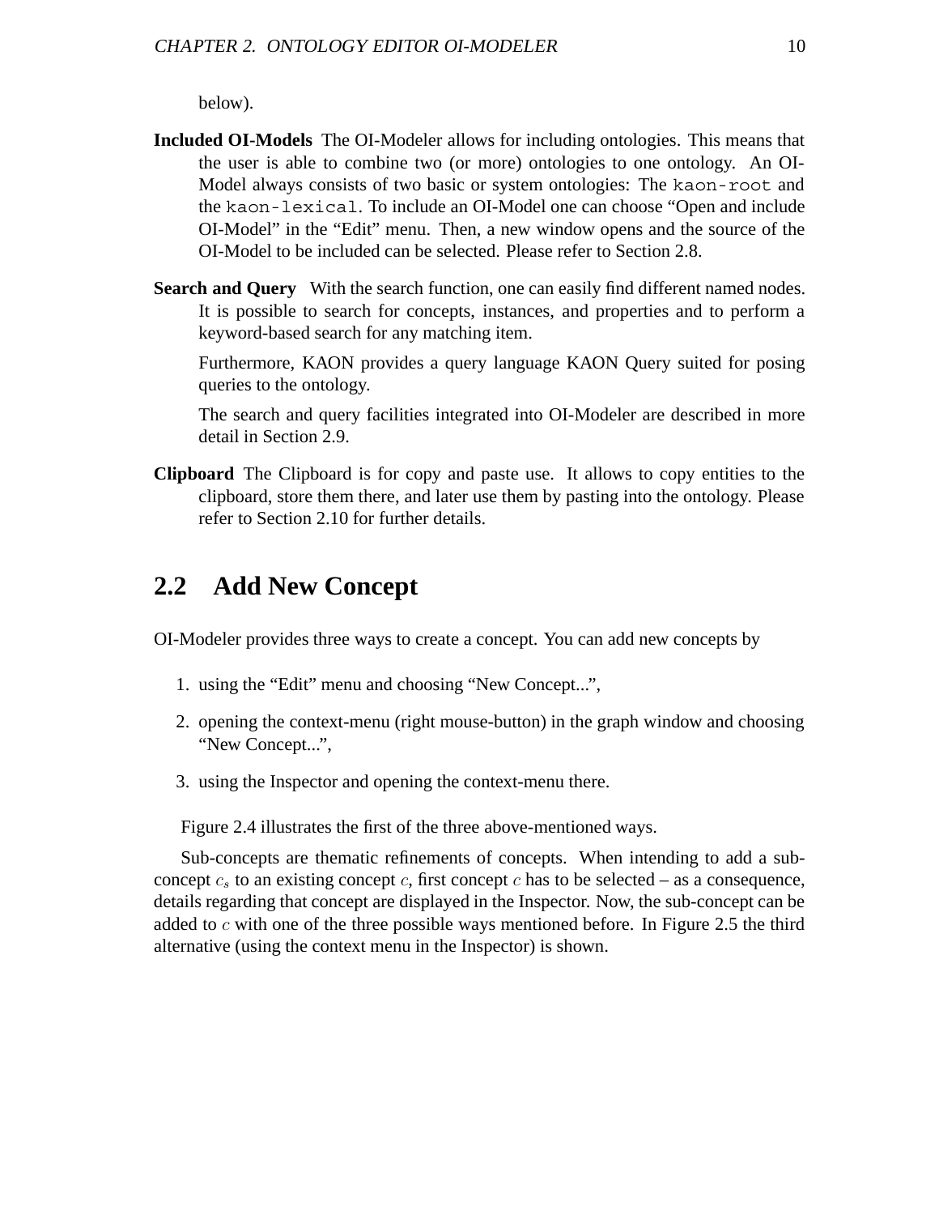below).

**Included OI-Models** The OI-Modeler allows for including ontologies. This means that the user is able to combine two (or more) ontologies to one ontology. An OI-Model always consists of two basic or system ontologies: The `kaon-root` and the `kaon-lexical`. To include an OI-Model one can choose "Open and include OI-Model" in the "Edit" menu. Then, a new window opens and the source of the OI-Model to be included can be selected. Please refer to Section 2.8.

**Search and Query** With the search function, one can easily find different named nodes. It is possible to search for concepts, instances, and properties and to perform a keyword-based search for any matching item.

Furthermore, KAON provides a query language KAON Query suited for posing queries to the ontology.

The search and query facilities integrated into OI-Modeler are described in more detail in Section 2.9.

**Clipboard** The Clipboard is for copy and paste use. It allows to copy entities to the clipboard, store them there, and later use them by pasting into the ontology. Please refer to Section 2.10 for further details.

## 2.2 Add New Concept

OI-Modeler provides three ways to create a concept. You can add new concepts by

1. using the "Edit" menu and choosing "New Concept...",
2. opening the context-menu (right mouse-button) in the graph window and choosing "New Concept...",
3. using the Inspector and opening the context-menu there.

Figure 2.4 illustrates the first of the three above-mentioned ways.

Sub-concepts are thematic refinements of concepts. When intending to add a sub-concept $c_s$ to an existing concept $c$, first concept $c$ has to be selected – as a consequence, details regarding that concept are displayed in the Inspector. Now, the sub-concept can be added to $c$ with one of the three possible ways mentioned before. In Figure 2.5 the third alternative (using the context menu in the Inspector) is shown.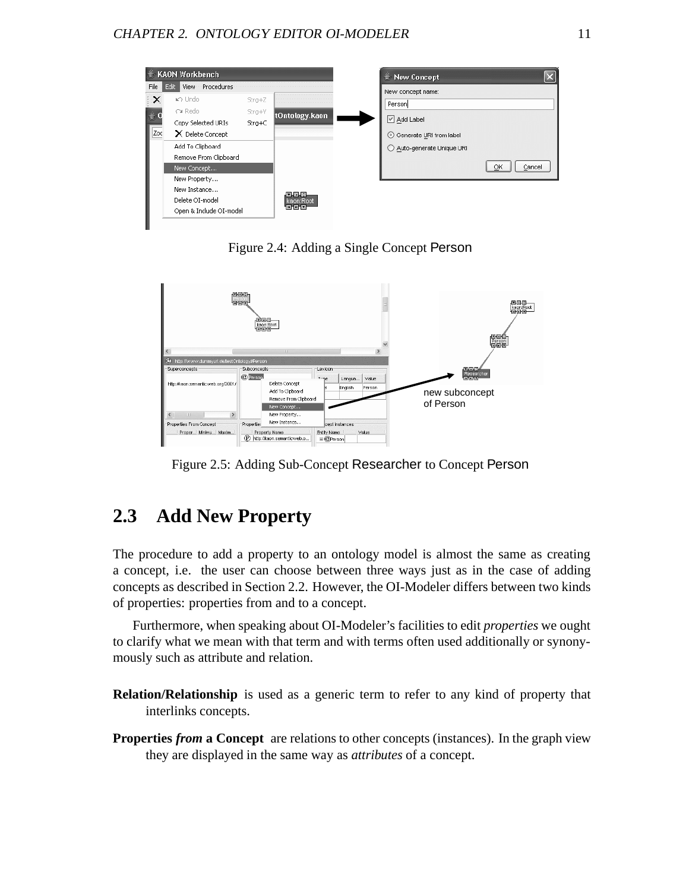Figure 2.4: Adding a Single Concept Person

Figure 2.5: Adding Sub-Concept Researcher to Concept Person

## 2.3 Add New Property

The procedure to add a property to an ontology model is almost the same as creating a concept, i.e. the user can choose between three ways just as in the case of adding concepts as described in Section 2.2. However, the OI-Modeler differs between two kinds of properties: properties from and to a concept.

Furthermore, when speaking about OI-Modeler's facilities to edit *properties* we ought to clarify what we mean with that term and with terms often used additionally or synonymously such as attribute and relation.

**Relation/Relationship** is used as a generic term to refer to any kind of property that interlinks concepts.

**Properties *from* a Concept** are relations to other concepts (instances). In the graph view they are displayed in the same way as *attributes* of a concept.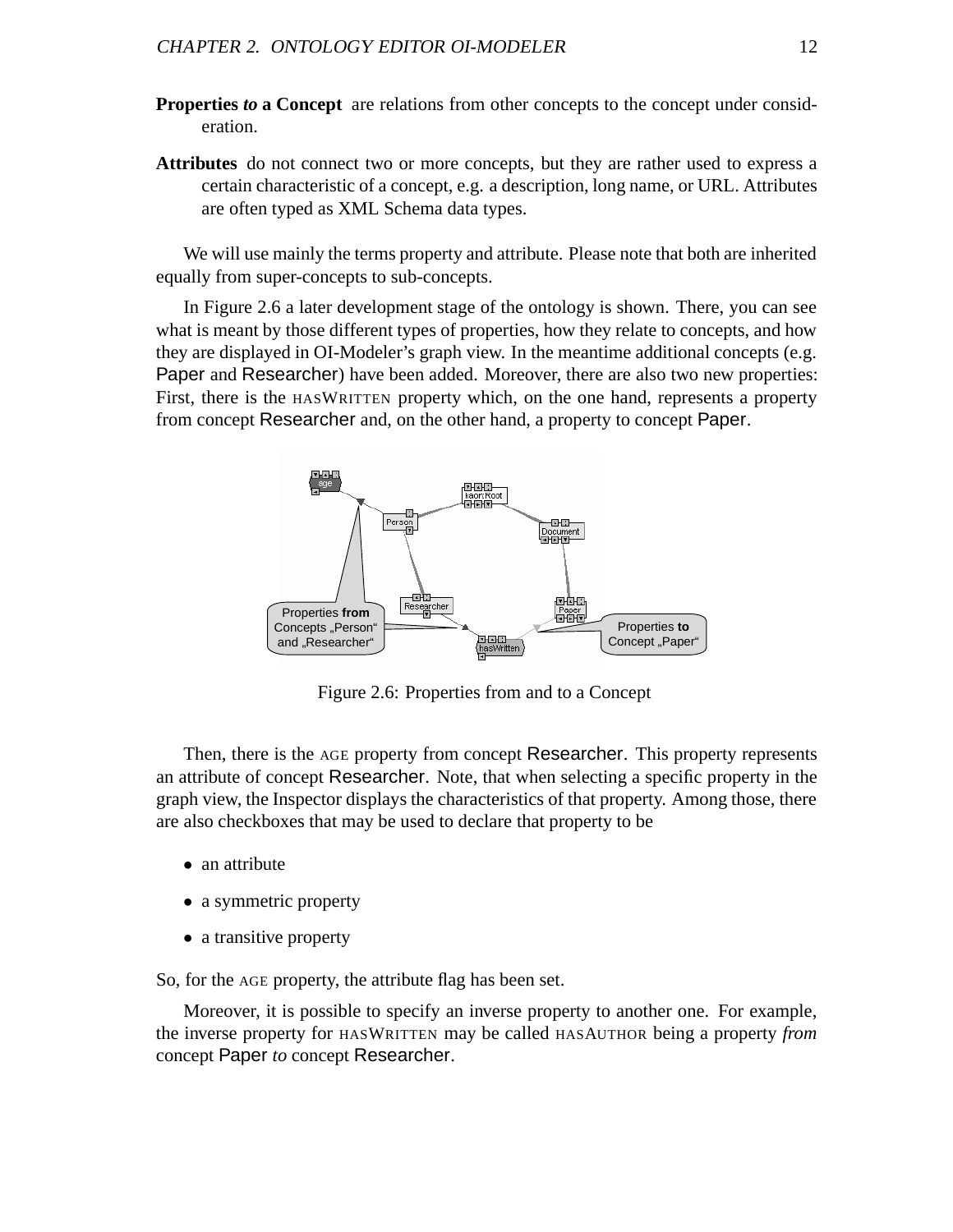**Properties *to* a Concept** are relations from other concepts to the concept under consideration.

**Attributes** do not connect two or more concepts, but they are rather used to express a certain characteristic of a concept, e.g. a description, long name, or URL. Attributes are often typed as XML Schema data types.

We will use mainly the terms property and attribute. Please note that both are inherited equally from super-concepts to sub-concepts.

In Figure 2.6 a later development stage of the ontology is shown. There, you can see what is meant by those different types of properties, how they relate to concepts, and how they are displayed in OI-Modeler's graph view. In the meantime additional concepts (e.g. Paper and Researcher) have been added. Moreover, there are also two new properties: First, there is the HASWRITTEN property which, on the one hand, represents a property from concept Researcher and, on the other hand, a property to concept Paper.

Figure 2.6: Properties from and to a Concept

Then, there is the AGE property from concept Researcher. This property represents an attribute of concept Researcher. Note, that when selecting a specific property in the graph view, the Inspector displays the characteristics of that property. Among those, there are also checkboxes that may be used to declare that property to be

- an attribute
- a symmetric property
- a transitive property

So, for the AGE property, the attribute flag has been set.

Moreover, it is possible to specify an inverse property to another one. For example, the inverse property for HASWRITTEN may be called HASAUTHOR being a property *from* concept Paper *to* concept Researcher.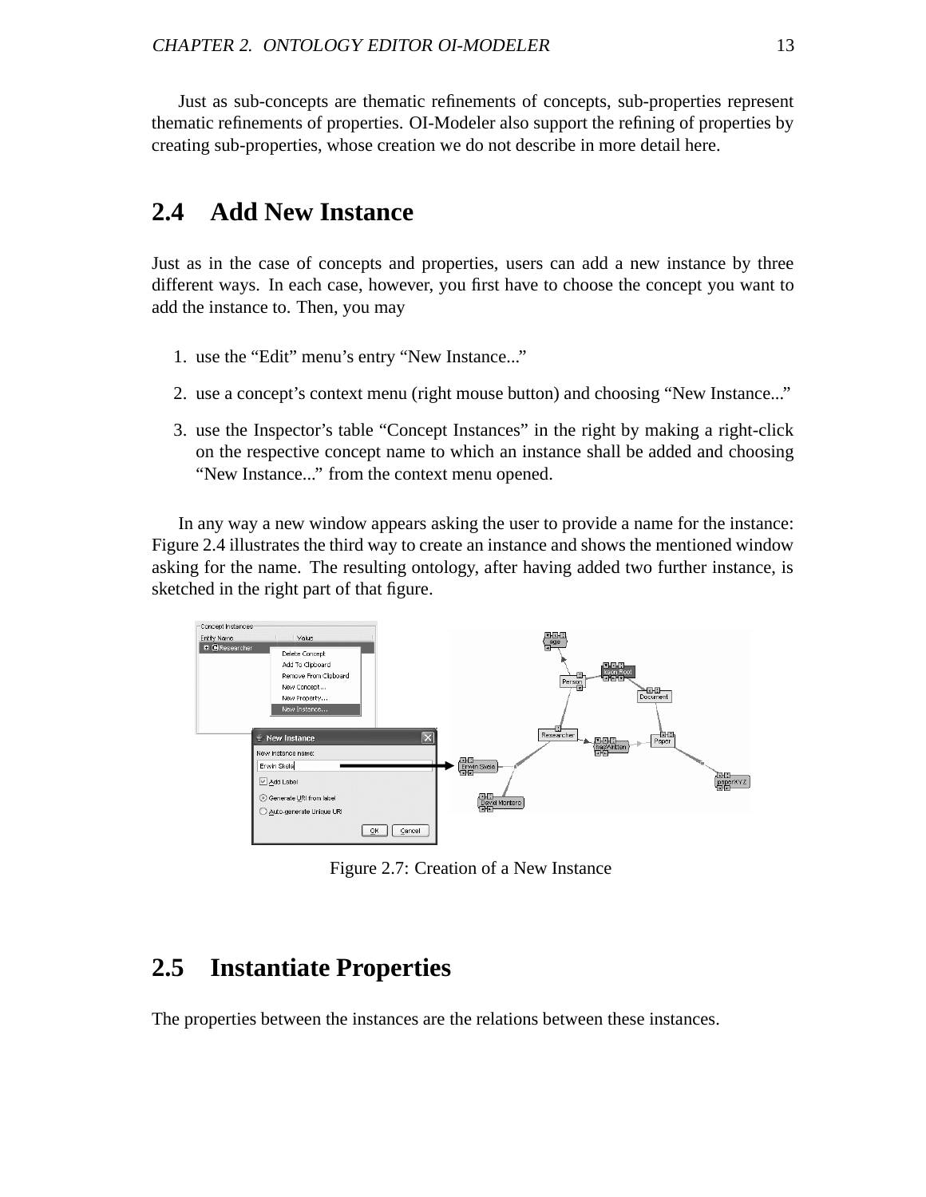Just as sub-concepts are thematic refinements of concepts, sub-properties represent thematic refinements of properties. OI-Modeler also support the refining of properties by creating sub-properties, whose creation we do not describe in more detail here.

## 2.4 Add New Instance

Just as in the case of concepts and properties, users can add a new instance by three different ways. In each case, however, you first have to choose the concept you want to add the instance to. Then, you may

1. use the "Edit" menu's entry "New Instance..."
2. use a concept's context menu (right mouse button) and choosing "New Instance..."
3. use the Inspector's table "Concept Instances" in the right by making a right-click on the respective concept name to which an instance shall be added and choosing "New Instance..." from the context menu opened.

In any way a new window appears asking the user to provide a name for the instance: Figure 2.4 illustrates the third way to create an instance and shows the mentioned window asking for the name. The resulting ontology, after having added two further instance, is sketched in the right part of that figure.

Figure 2.7: Creation of a New Instance

## 2.5 Instantiate Properties

The properties between the instances are the relations between these instances.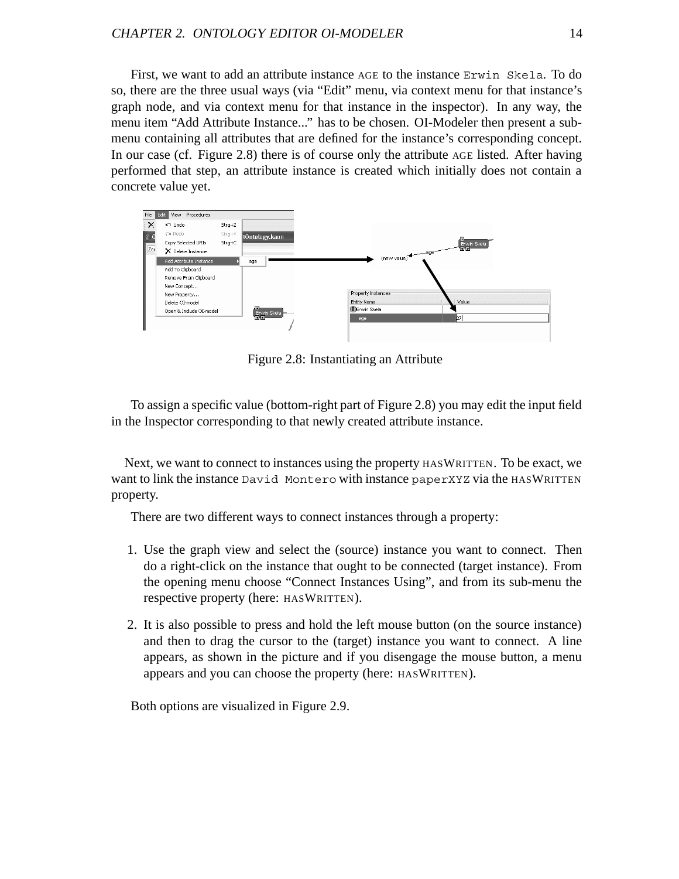First, we want to add an attribute instance AGE to the instance `Erwin Skela`. To do so, there are the three usual ways (via "Edit" menu, via context menu for that instance's graph node, and via context menu for that instance in the inspector). In any way, the menu item "Add Attribute Instance..." has to be chosen. OI-Modeler then present a sub-menu containing all attributes that are defined for the instance's corresponding concept. In our case (cf. Figure 2.8) there is of course only the attribute AGE listed. After having performed that step, an attribute instance is created which initially does not contain a concrete value yet.

Figure 2.8: Instantiating an Attribute

To assign a specific value (bottom-right part of Figure 2.8) you may edit the input field in the Inspector corresponding to that newly created attribute instance.

Next, we want to connect to instances using the property HASWRITTEN. To be exact, we want to link the instance `David Montero` with instance `paperXYZ` via the HASWRITTEN property.

There are two different ways to connect instances through a property:

1. Use the graph view and select the (source) instance you want to connect. Then do a right-click on the instance that ought to be connected (target instance). From the opening menu choose "Connect Instances Using", and from its sub-menu the respective property (here: HASWRITTEN).

2. It is also possible to press and hold the left mouse button (on the source instance) and then to drag the cursor to the (target) instance you want to connect. A line appears, as shown in the picture and if you disengage the mouse button, a menu appears and you can choose the property (here: HASWRITTEN).

Both options are visualized in Figure 2.9.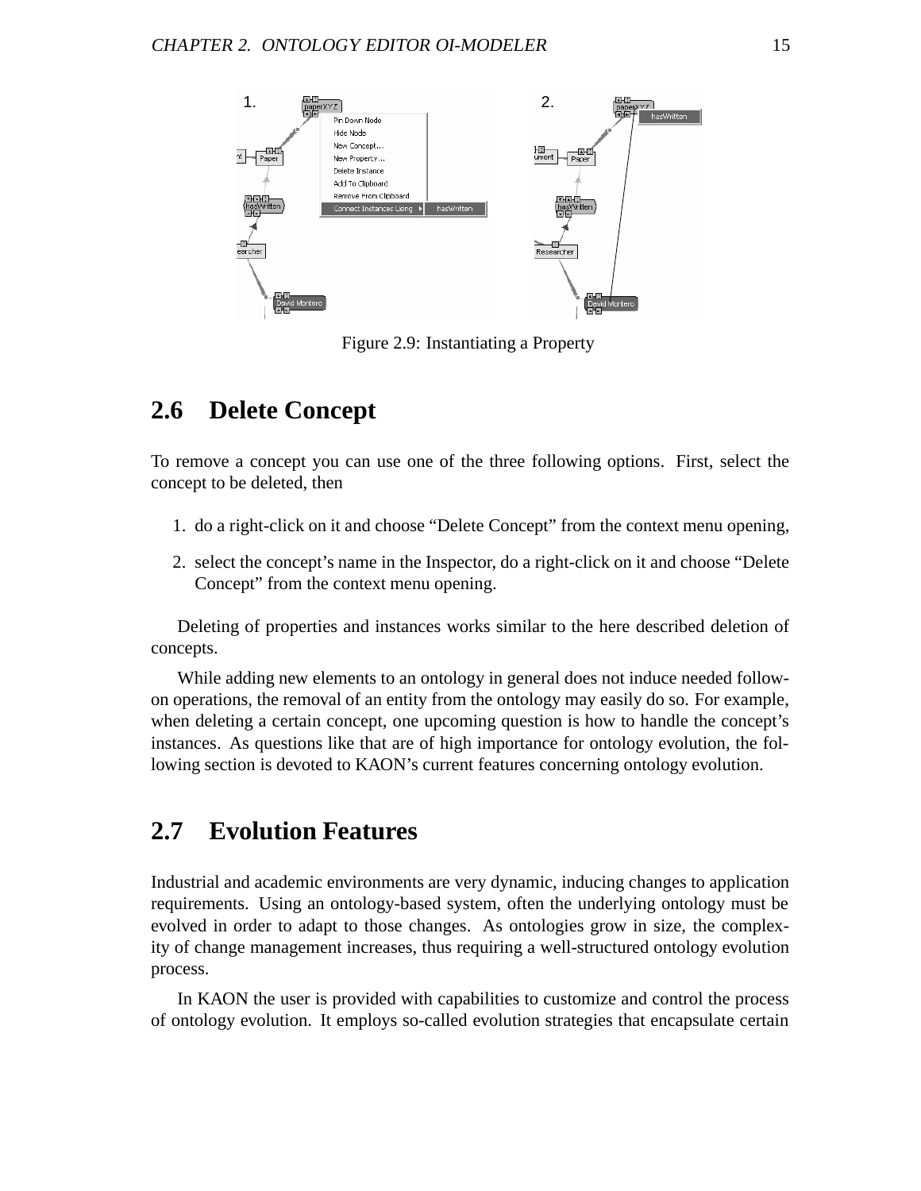Figure 2.9: Instantiating a Property

## 2.6 Delete Concept

To remove a concept you can use one of the three following options. First, select the concept to be deleted, then

1. do a right-click on it and choose "Delete Concept" from the context menu opening,
2. select the concept's name in the Inspector, do a right-click on it and choose "Delete Concept" from the context menu opening.

Deleting of properties and instances works similar to the here described deletion of concepts.

While adding new elements to an ontology in general does not induce needed follow-on operations, the removal of an entity from the ontology may easily do so. For example, when deleting a certain concept, one upcoming question is how to handle the concept's instances. As questions like that are of high importance for ontology evolution, the following section is devoted to KAON's current features concerning ontology evolution.

## 2.7 Evolution Features

Industrial and academic environments are very dynamic, inducing changes to application requirements. Using an ontology-based system, often the underlying ontology must be evolved in order to adapt to those changes. As ontologies grow in size, the complexity of change management increases, thus requiring a well-structured ontology evolution process.

In KAON the user is provided with capabilities to customize and control the process of ontology evolution. It employs so-called evolution strategies that encapsulate certain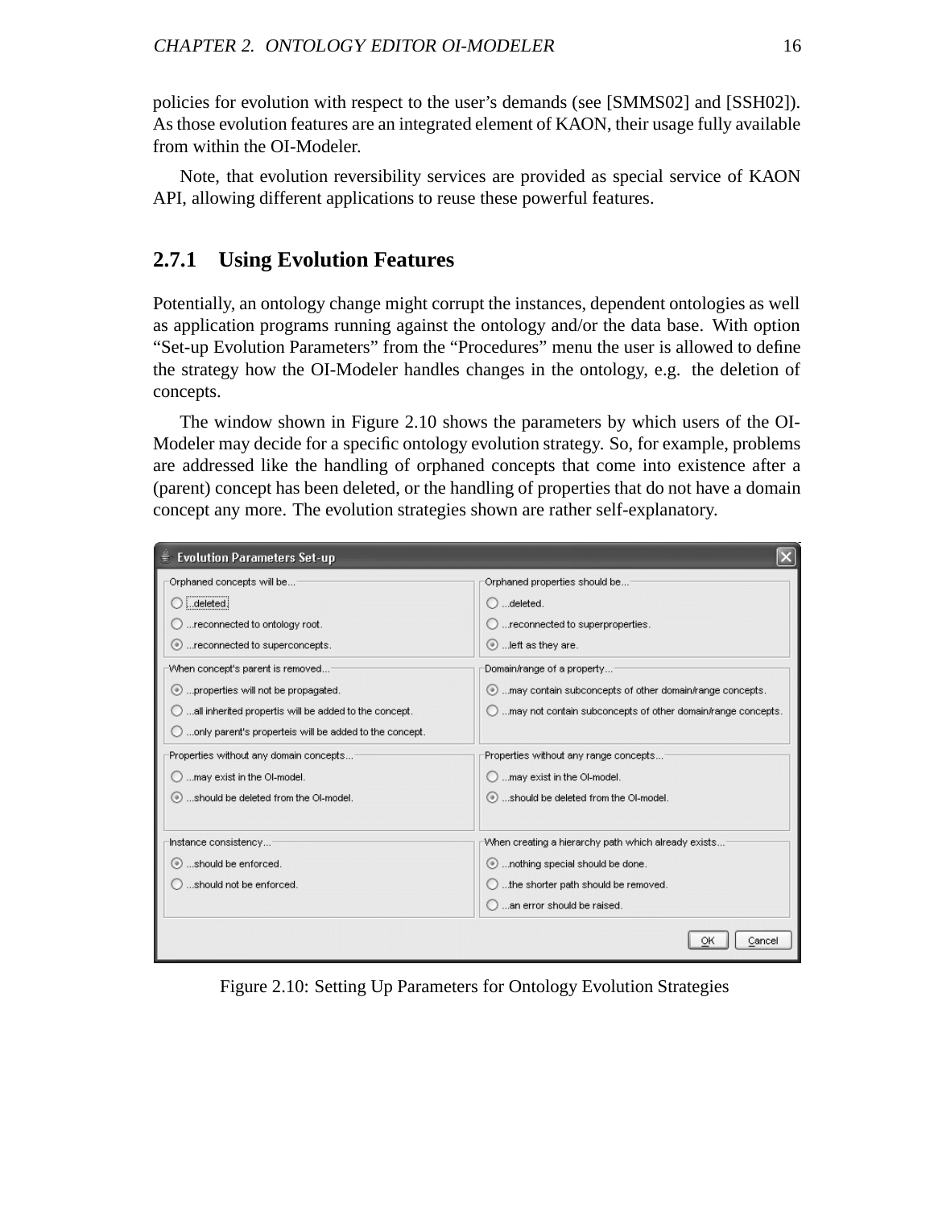policies for evolution with respect to the user's demands (see [SMMS02] and [SSH02]). As those evolution features are an integrated element of KAON, their usage fully available from within the OI-Modeler.

Note, that evolution reversibility services are provided as special service of KAON API, allowing different applications to reuse these powerful features.

### 2.7.1 Using Evolution Features

Potentially, an ontology change might corrupt the instances, dependent ontologies as well as application programs running against the ontology and/or the data base. With option "Set-up Evolution Parameters" from the "Procedures" menu the user is allowed to define the strategy how the OI-Modeler handles changes in the ontology, e.g. the deletion of concepts.

The window shown in Figure 2.10 shows the parameters by which users of the OI-Modeler may decide for a specific ontology evolution strategy. So, for example, problems are addressed like the handling of orphaned concepts that come into existence after a (parent) concept has been deleted, or the handling of properties that do not have a domain concept any more. The evolution strategies shown are rather self-explanatory.

Figure 2.10: Setting Up Parameters for Ontology Evolution Strategies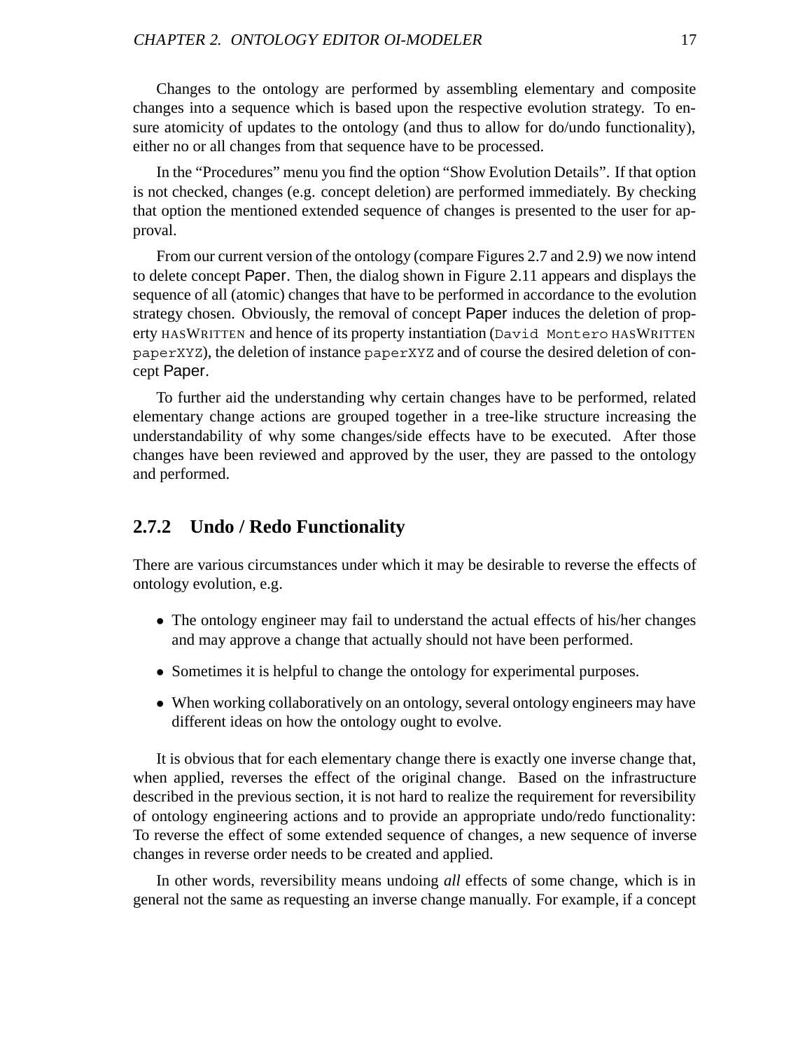Changes to the ontology are performed by assembling elementary and composite changes into a sequence which is based upon the respective evolution strategy. To ensure atomicity of updates to the ontology (and thus to allow for do/undo functionality), either no or all changes from that sequence have to be processed.

In the "Procedures" menu you find the option "Show Evolution Details". If that option is not checked, changes (e.g. concept deletion) are performed immediately. By checking that option the mentioned extended sequence of changes is presented to the user for approval.

From our current version of the ontology (compare Figures 2.7 and 2.9) we now intend to delete concept Paper. Then, the dialog shown in Figure 2.11 appears and displays the sequence of all (atomic) changes that have to be performed in accordance to the evolution strategy chosen. Obviously, the removal of concept Paper induces the deletion of property HASWRITTEN and hence of its property instantiation (`David Montero` HASWRITTEN `paperXYZ`), the deletion of instance `paperXYZ` and of course the desired deletion of concept Paper.

To further aid the understanding why certain changes have to be performed, related elementary change actions are grouped together in a tree-like structure increasing the understandability of why some changes/side effects have to be executed. After those changes have been reviewed and approved by the user, they are passed to the ontology and performed.

### 2.7.2 Undo / Redo Functionality

There are various circumstances under which it may be desirable to reverse the effects of ontology evolution, e.g.

- The ontology engineer may fail to understand the actual effects of his/her changes and may approve a change that actually should not have been performed.
- Sometimes it is helpful to change the ontology for experimental purposes.
- When working collaboratively on an ontology, several ontology engineers may have different ideas on how the ontology ought to evolve.

It is obvious that for each elementary change there is exactly one inverse change that, when applied, reverses the effect of the original change. Based on the infrastructure described in the previous section, it is not hard to realize the requirement for reversibility of ontology engineering actions and to provide an appropriate undo/redo functionality: To reverse the effect of some extended sequence of changes, a new sequence of inverse changes in reverse order needs to be created and applied.

In other words, reversibility means undoing *all* effects of some change, which is in general not the same as requesting an inverse change manually. For example, if a concept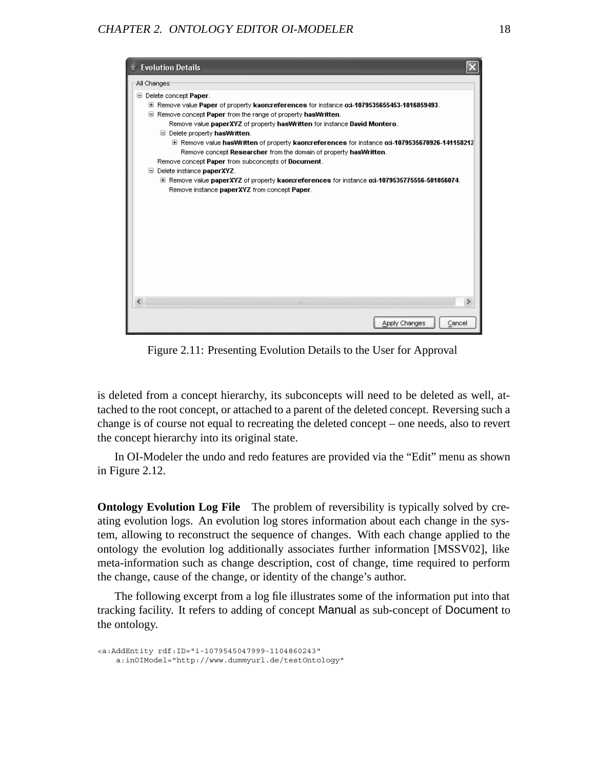Figure 2.11: Presenting Evolution Details to the User for Approval

is deleted from a concept hierarchy, its subconcepts will need to be deleted as well, attached to the root concept, or attached to a parent of the deleted concept. Reversing such a change is of course not equal to recreating the deleted concept – one needs, also to revert the concept hierarchy into its original state.

In OI-Modeler the undo and redo features are provided via the "Edit" menu as shown in Figure 2.12.

**Ontology Evolution Log File** The problem of reversibility is typically solved by creating evolution logs. An evolution log stores information about each change in the system, allowing to reconstruct the sequence of changes. With each change applied to the ontology the evolution log additionally associates further information [MSSV02], like meta-information such as change description, cost of change, time required to perform the change, cause of the change, or identity of the change's author.

The following excerpt from a log file illustrates some of the information put into that tracking facility. It refers to adding of concept Manual as sub-concept of Document to the ontology.

```
<a:AddEntity rdf:ID="i-1079545047999-1104860243"
    a:inOIModel="http://www.dummyurl.de/testOntology"
```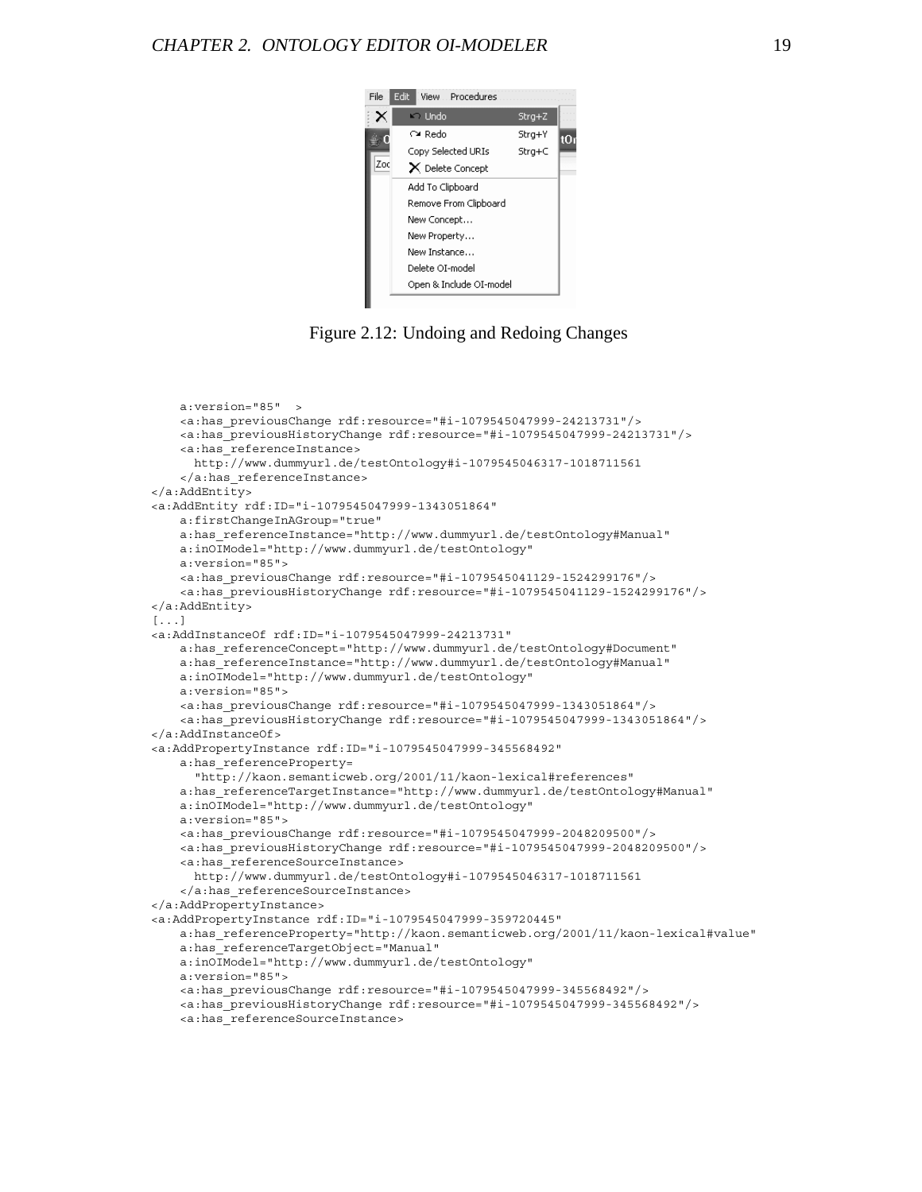Figure 2.12: Undoing and Redoing Changes

```
    a:version="85"  >
    <a:has_previousChange rdf:resource="#i-1079545047999-24213731"/>
    <a:has_previousHistoryChange rdf:resource="#i-1079545047999-24213731"/>
    <a:has_referenceInstance>
      http://www.dummyurl.de/testOntology#i-1079545046317-1018711561
    </a:has_referenceInstance>
</a:AddEntity>
<a:AddEntity rdf:ID="i-1079545047999-1343051864"
    a:firstChangeInAGroup="true"
    a:has_referenceInstance="http://www.dummyurl.de/testOntology#Manual"
    a:inOIModel="http://www.dummyurl.de/testOntology"
    a:version="85">
    <a:has_previousChange rdf:resource="#i-1079545041129-1524299176"/>
    <a:has_previousHistoryChange rdf:resource="#i-1079545041129-1524299176"/>
</a:AddEntity>
[...]
<a:AddInstanceOf rdf:ID="i-1079545047999-24213731"
    a:has_referenceConcept="http://www.dummyurl.de/testOntology#Document"
    a:has_referenceInstance="http://www.dummyurl.de/testOntology#Manual"
    a:inOIModel="http://www.dummyurl.de/testOntology"
    a:version="85">
    <a:has_previousChange rdf:resource="#i-1079545047999-1343051864"/>
    <a:has_previousHistoryChange rdf:resource="#i-1079545047999-1343051864"/>
</a:AddInstanceOf>
<a:AddPropertyInstance rdf:ID="i-1079545047999-345568492"
    a:has_referenceProperty=
      "http://kaon.semanticweb.org/2001/11/kaon-lexical#references"
    a:has_referenceTargetInstance="http://www.dummyurl.de/testOntology#Manual"
    a:inOIModel="http://www.dummyurl.de/testOntology"
    a:version="85">
    <a:has_previousChange rdf:resource="#i-1079545047999-2048209500"/>
    <a:has_previousHistoryChange rdf:resource="#i-1079545047999-2048209500"/>
    <a:has_referenceSourceInstance>
      http://www.dummyurl.de/testOntology#i-1079545046317-1018711561
    </a:has_referenceSourceInstance>
</a:AddPropertyInstance>
<a:AddPropertyInstance rdf:ID="i-1079545047999-359720445"
    a:has_referenceProperty="http://kaon.semanticweb.org/2001/11/kaon-lexical#value"
    a:has_referenceTargetObject="Manual"
    a:inOIModel="http://www.dummyurl.de/testOntology"
    a:version="85">
    <a:has_previousChange rdf:resource="#i-1079545047999-345568492"/>
    <a:has_previousHistoryChange rdf:resource="#i-1079545047999-345568492"/>
    <a:has_referenceSourceInstance>
```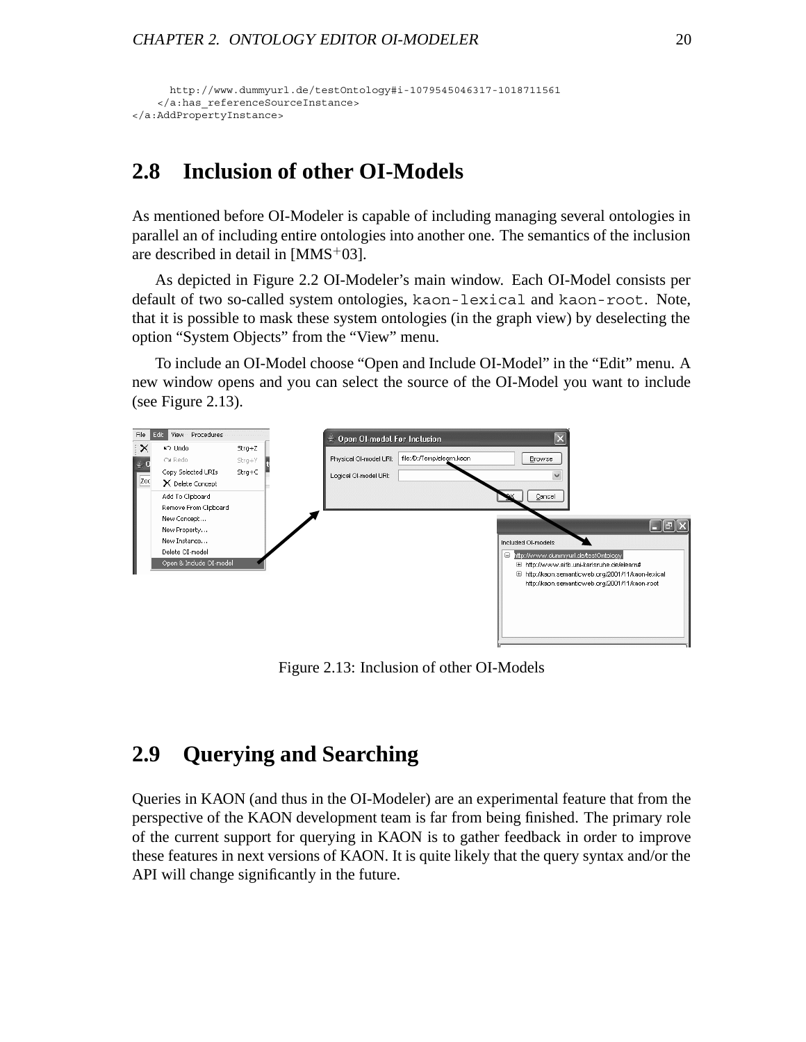```
    http://www.dummyurl.de/testOntology#i-1079545046317-1018711561
  </a:has_referenceSourceInstance>
</a:AddPropertyInstance>
```

## 2.8 Inclusion of other OI-Models

As mentioned before OI-Modeler is capable of including managing several ontologies in parallel an of including entire ontologies into another one. The semantics of the inclusion are described in detail in [MMS+03].

As depicted in Figure 2.2 OI-Modeler's main window. Each OI-Model consists per default of two so-called system ontologies, `kaon-lexical` and `kaon-root`. Note, that it is possible to mask these system ontologies (in the graph view) by deselecting the option "System Objects" from the "View" menu.

To include an OI-Model choose "Open and Include OI-Model" in the "Edit" menu. A new window opens and you can select the source of the OI-Model you want to include (see Figure 2.13).

Figure 2.13: Inclusion of other OI-Models

## 2.9 Querying and Searching

Queries in KAON (and thus in the OI-Modeler) are an experimental feature that from the perspective of the KAON development team is far from being finished. The primary role of the current support for querying in KAON is to gather feedback in order to improve these features in next versions of KAON. It is quite likely that the query syntax and/or the API will change significantly in the future.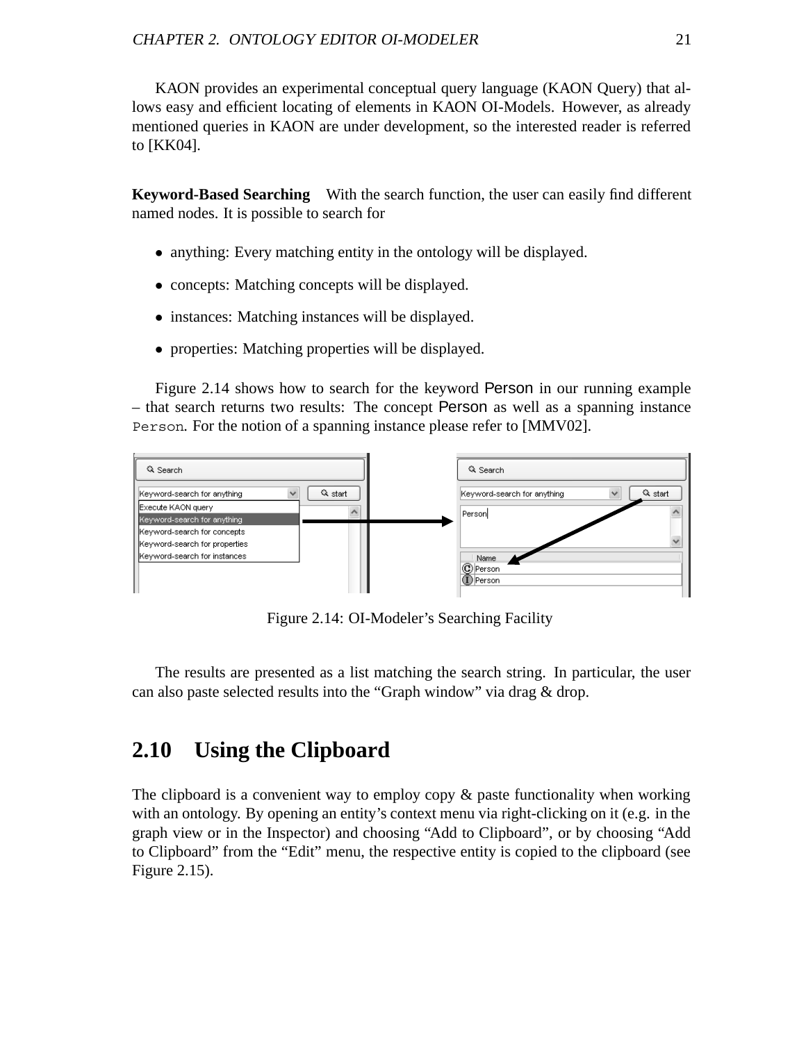KAON provides an experimental conceptual query language (KAON Query) that allows easy and efficient locating of elements in KAON OI-Models. However, as already mentioned queries in KAON are under development, so the interested reader is referred to [KK04].

**Keyword-Based Searching** With the search function, the user can easily find different named nodes. It is possible to search for

- anything: Every matching entity in the ontology will be displayed.
- concepts: Matching concepts will be displayed.
- instances: Matching instances will be displayed.
- properties: Matching properties will be displayed.

Figure 2.14 shows how to search for the keyword Person in our running example – that search returns two results: The concept Person as well as a spanning instance `Person`. For the notion of a spanning instance please refer to [MMV02].

Figure 2.14: OI-Modeler's Searching Facility

The results are presented as a list matching the search string. In particular, the user can also paste selected results into the "Graph window" via drag & drop.

## 2.10 Using the Clipboard

The clipboard is a convenient way to employ copy & paste functionality when working with an ontology. By opening an entity's context menu via right-clicking on it (e.g. in the graph view or in the Inspector) and choosing "Add to Clipboard", or by choosing "Add to Clipboard" from the "Edit" menu, the respective entity is copied to the clipboard (see Figure 2.15).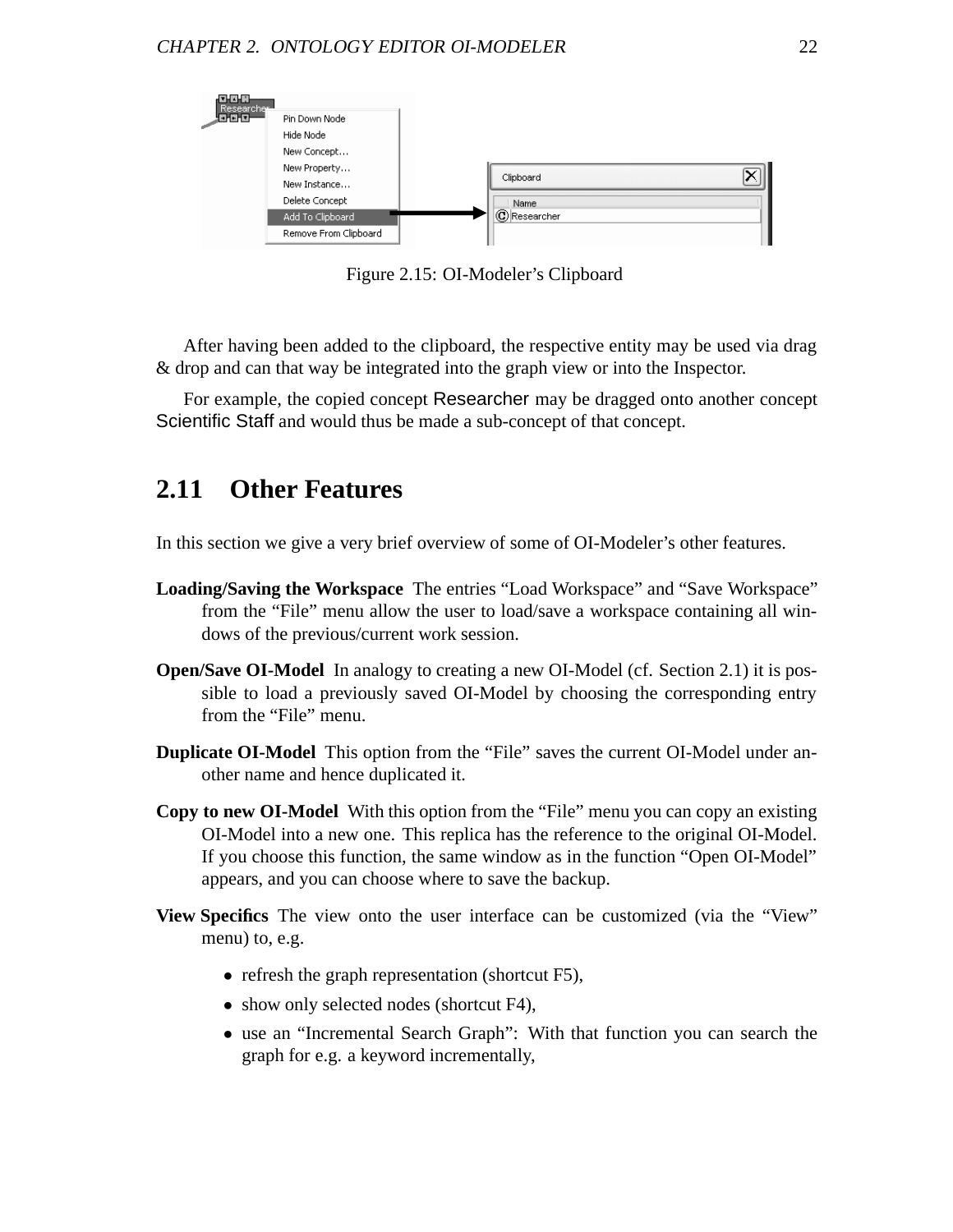Figure 2.15: OI-Modeler’s Clipboard

After having been added to the clipboard, the respective entity may be used via drag & drop and can that way be integrated into the graph view or into the Inspector.

For example, the copied concept Researcher may be dragged onto another concept Scientific Staff and would thus be made a sub-concept of that concept.

## 2.11 Other Features

In this section we give a very brief overview of some of OI-Modeler’s other features.

**Loading/Saving the Workspace** The entries “Load Workspace” and “Save Workspace” from the “File” menu allow the user to load/save a workspace containing all windows of the previous/current work session.

**Open/Save OI-Model** In analogy to creating a new OI-Model (cf. Section 2.1) it is possible to load a previously saved OI-Model by choosing the corresponding entry from the “File” menu.

**Duplicate OI-Model** This option from the “File” saves the current OI-Model under another name and hence duplicated it.

**Copy to new OI-Model** With this option from the “File” menu you can copy an existing OI-Model into a new one. This replica has the reference to the original OI-Model. If you choose this function, the same window as in the function “Open OI-Model” appears, and you can choose where to save the backup.

**View Specifics** The view onto the user interface can be customized (via the “View” menu) to, e.g.

- refresh the graph representation (shortcut F5),
- show only selected nodes (shortcut F4),
- use an “Incremental Search Graph”: With that function you can search the graph for e.g. a keyword incrementally,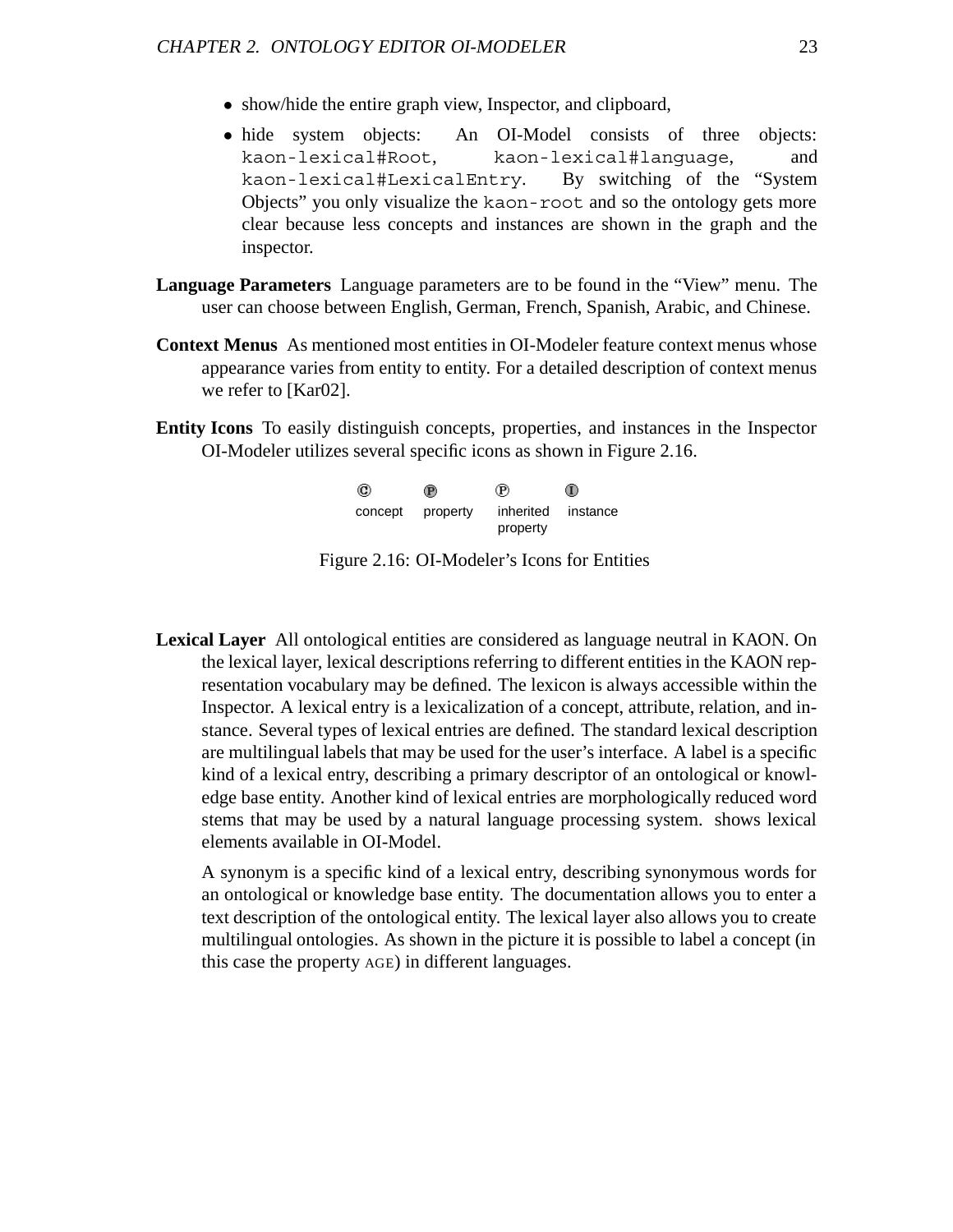- show/hide the entire graph view, Inspector, and clipboard,
- hide system objects: An OI-Model consists of three objects: `kaon-lexical#Root`, `kaon-lexical#language`, and `kaon-lexical#LexicalEntry`. By switching of the "System Objects" you only visualize the `kaon-root` and so the ontology gets more clear because less concepts and instances are shown in the graph and the inspector.

**Language Parameters** Language parameters are to be found in the "View" menu. The user can choose between English, German, French, Spanish, Arabic, and Chinese.

**Context Menus** As mentioned most entities in OI-Modeler feature context menus whose appearance varies from entity to entity. For a detailed description of context menus we refer to [Kar02].

**Entity Icons** To easily distinguish concepts, properties, and instances in the Inspector OI-Modeler utilizes several specific icons as shown in Figure 2.16.

| Ⓒ | Ⓟ | Ⓟ | Ⓘ |
|---|---|---|---|
| concept | property | inherited property | instance |

Figure 2.16: OI-Modeler's Icons for Entities

**Lexical Layer** All ontological entities are considered as language neutral in KAON. On the lexical layer, lexical descriptions referring to different entities in the KAON representation vocabulary may be defined. The lexicon is always accessible within the Inspector. A lexical entry is a lexicalization of a concept, attribute, relation, and instance. Several types of lexical entries are defined. The standard lexical description are multilingual labels that may be used for the user's interface. A label is a specific kind of a lexical entry, describing a primary descriptor of an ontological or knowledge base entity. Another kind of lexical entries are morphologically reduced word stems that may be used by a natural language processing system. shows lexical elements available in OI-Model.

A synonym is a specific kind of a lexical entry, describing synonymous words for an ontological or knowledge base entity. The documentation allows you to enter a text description of the ontological entity. The lexical layer also allows you to create multilingual ontologies. As shown in the picture it is possible to label a concept (in this case the property AGE) in different languages.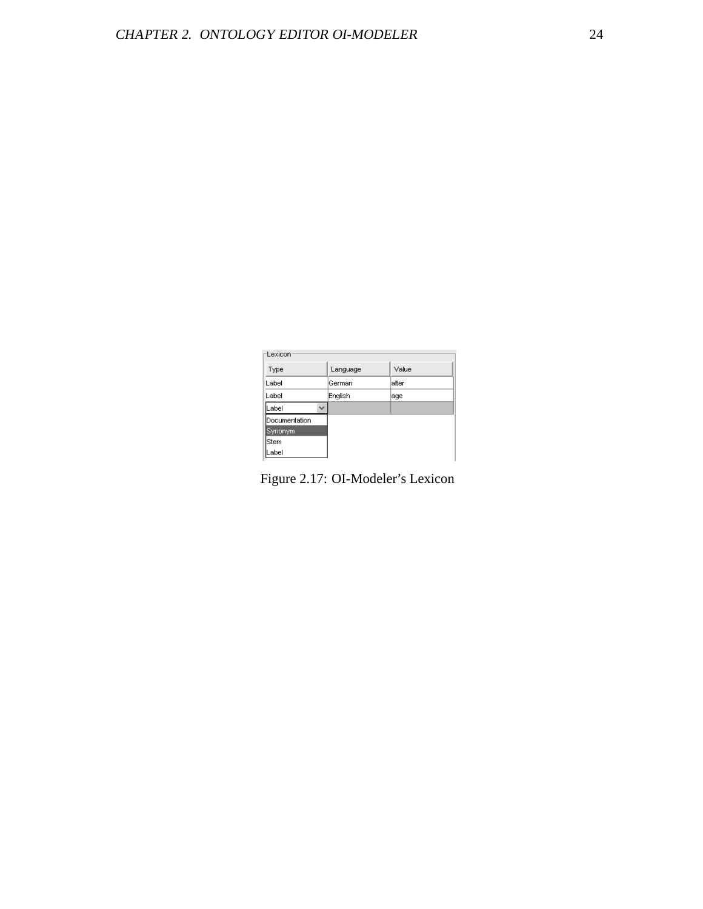Figure 2.17: OI-Modeler's Lexicon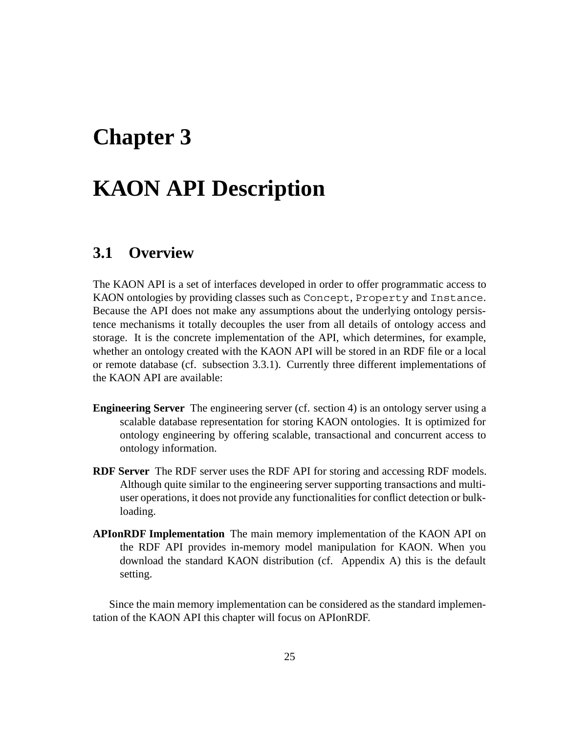# Chapter 3

# KAON API Description

## 3.1 Overview

The KAON API is a set of interfaces developed in order to offer programmatic access to KAON ontologies by providing classes such as `Concept`, `Property` and `Instance`. Because the API does not make any assumptions about the underlying ontology persistence mechanisms it totally decouples the user from all details of ontology access and storage. It is the concrete implementation of the API, which determines, for example, whether an ontology created with the KAON API will be stored in an RDF file or a local or remote database (cf. subsection 3.3.1). Currently three different implementations of the KAON API are available:

**Engineering Server** The engineering server (cf. section 4) is an ontology server using a scalable database representation for storing KAON ontologies. It is optimized for ontology engineering by offering scalable, transactional and concurrent access to ontology information.

**RDF Server** The RDF server uses the RDF API for storing and accessing RDF models. Although quite similar to the engineering server supporting transactions and multi-user operations, it does not provide any functionalities for conflict detection or bulk-loading.

**APIonRDF Implementation** The main memory implementation of the KAON API on the RDF API provides in-memory model manipulation for KAON. When you download the standard KAON distribution (cf. Appendix A) this is the default setting.

Since the main memory implementation can be considered as the standard implementation of the KAON API this chapter will focus on APIonRDF.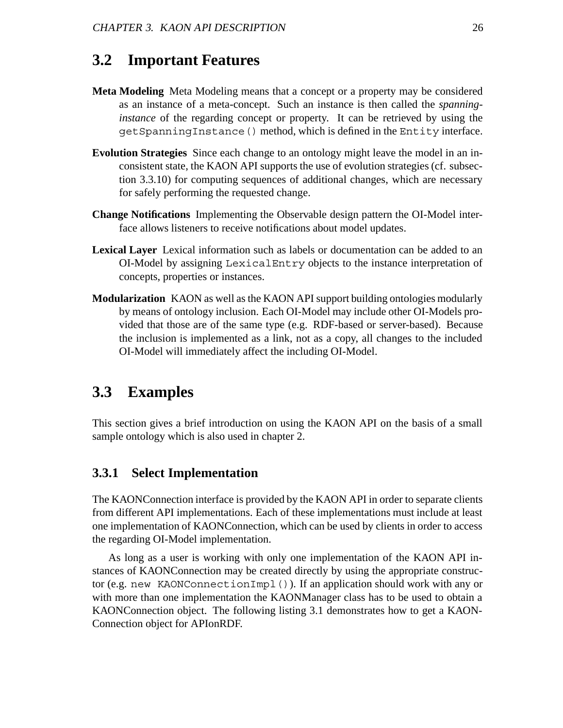## 3.2 Important Features

**Meta Modeling** Meta Modeling means that a concept or a property may be considered as an instance of a meta-concept. Such an instance is then called the *spanning-instance* of the regarding concept or property. It can be retrieved by using the `getSpanningInstance()` method, which is defined in the `Entity` interface.

**Evolution Strategies** Since each change to an ontology might leave the model in an inconsistent state, the KAON API supports the use of evolution strategies (cf. subsection 3.3.10) for computing sequences of additional changes, which are necessary for safely performing the requested change.

**Change Notifications** Implementing the Observable design pattern the OI-Model interface allows listeners to receive notifications about model updates.

**Lexical Layer** Lexical information such as labels or documentation can be added to an OI-Model by assigning `LexicalEntry` objects to the instance interpretation of concepts, properties or instances.

**Modularization** KAON as well as the KAON API support building ontologies modularly by means of ontology inclusion. Each OI-Model may include other OI-Models provided that those are of the same type (e.g. RDF-based or server-based). Because the inclusion is implemented as a link, not as a copy, all changes to the included OI-Model will immediately affect the including OI-Model.

## 3.3 Examples

This section gives a brief introduction on using the KAON API on the basis of a small sample ontology which is also used in chapter 2.

### 3.3.1 Select Implementation

The KAONConnection interface is provided by the KAON API in order to separate clients from different API implementations. Each of these implementations must include at least one implementation of KAONConnection, which can be used by clients in order to access the regarding OI-Model implementation.

As long as a user is working with only one implementation of the KAON API instances of KAONConnection may be created directly by using the appropriate constructor (e.g. `new KAONConnectionImpl()`). If an application should work with any or with more than one implementation the KAONManager class has to be used to obtain a KAONConnection object. The following listing 3.1 demonstrates how to get a KAONConnection object for APIonRDF.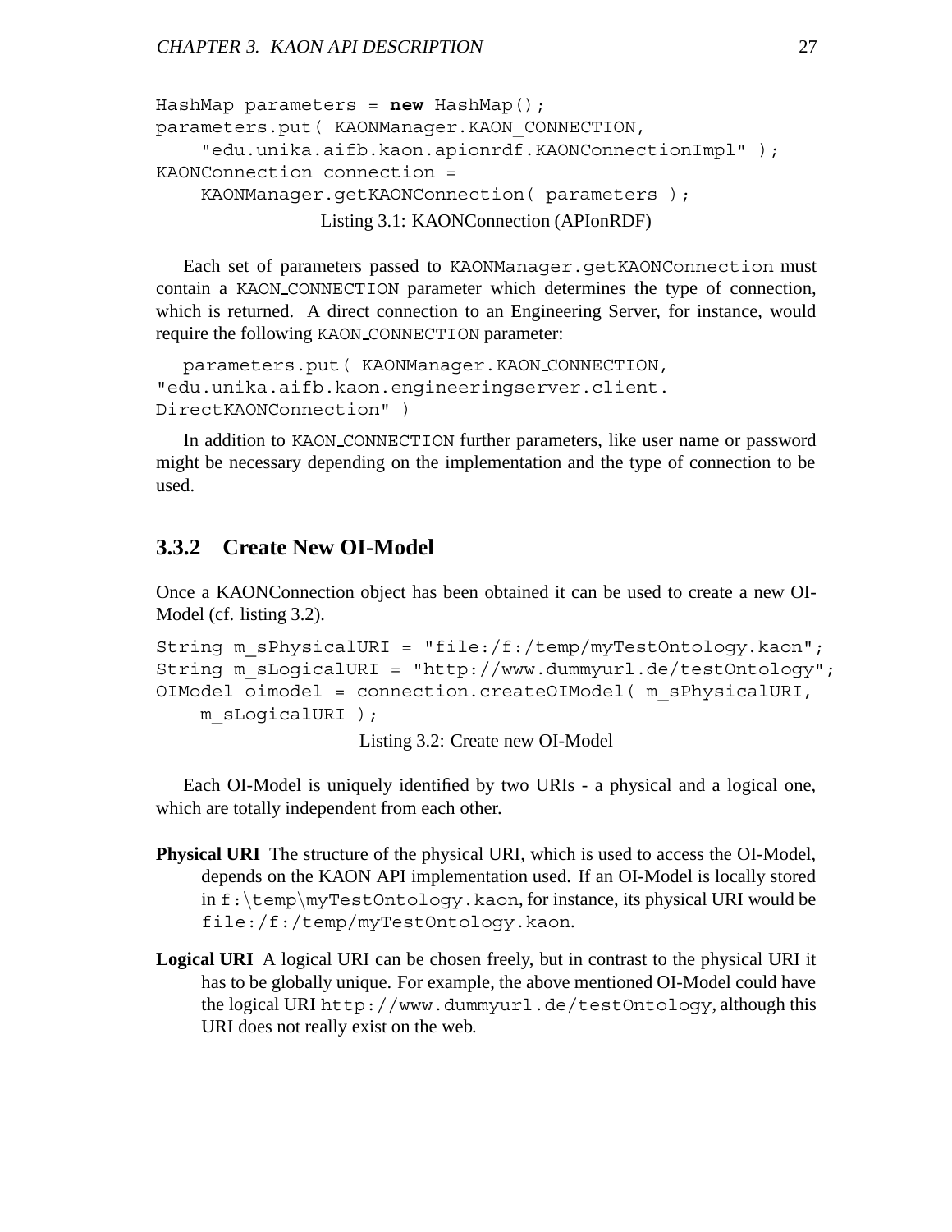```
HashMap parameters = new HashMap();
parameters.put( KAONManager.KAON_CONNECTION,
    "edu.unika.aifb.kaon.apionrdf.KAONConnectionImpl" );
KAONConnection connection =
    KAONManager.getKAONConnection( parameters );
```

Listing 3.1: KAONConnection (APIonRDF)

Each set of parameters passed to `KAONManager.getKAONConnection` must contain a `KAON_CONNECTION` parameter which determines the type of connection, which is returned. A direct connection to an Engineering Server, for instance, would require the following `KAON_CONNECTION` parameter:

```
parameters.put( KAONManager.KAON_CONNECTION,
"edu.unika.aifb.kaon.engineeringserver.client.
DirectKAONConnection" )
```

In addition to `KAON_CONNECTION` further parameters, like user name or password might be necessary depending on the implementation and the type of connection to be used.

### 3.3.2 Create New OI-Model

Once a KAONConnection object has been obtained it can be used to create a new OI-Model (cf. listing 3.2).

```
String m_sPhysicalURI = "file:/f:/temp/myTestOntology.kaon";
String m_sLogicalURI = "http://www.dummyurl.de/testOntology";
OIModel oimodel = connection.createOIModel( m_sPhysicalURI,
    m_sLogicalURI );
```

Listing 3.2: Create new OI-Model

Each OI-Model is uniquely identified by two URIs - a physical and a logical one, which are totally independent from each other.

**Physical URI** The structure of the physical URI, which is used to access the OI-Model, depends on the KAON API implementation used. If an OI-Model is locally stored in `f:\temp\myTestOntology.kaon`, for instance, its physical URI would be `file:/f:/temp/myTestOntology.kaon`.

**Logical URI** A logical URI can be chosen freely, but in contrast to the physical URI it has to be globally unique. For example, the above mentioned OI-Model could have the logical URI `http://www.dummyurl.de/testOntology`, although this URI does not really exist on the web.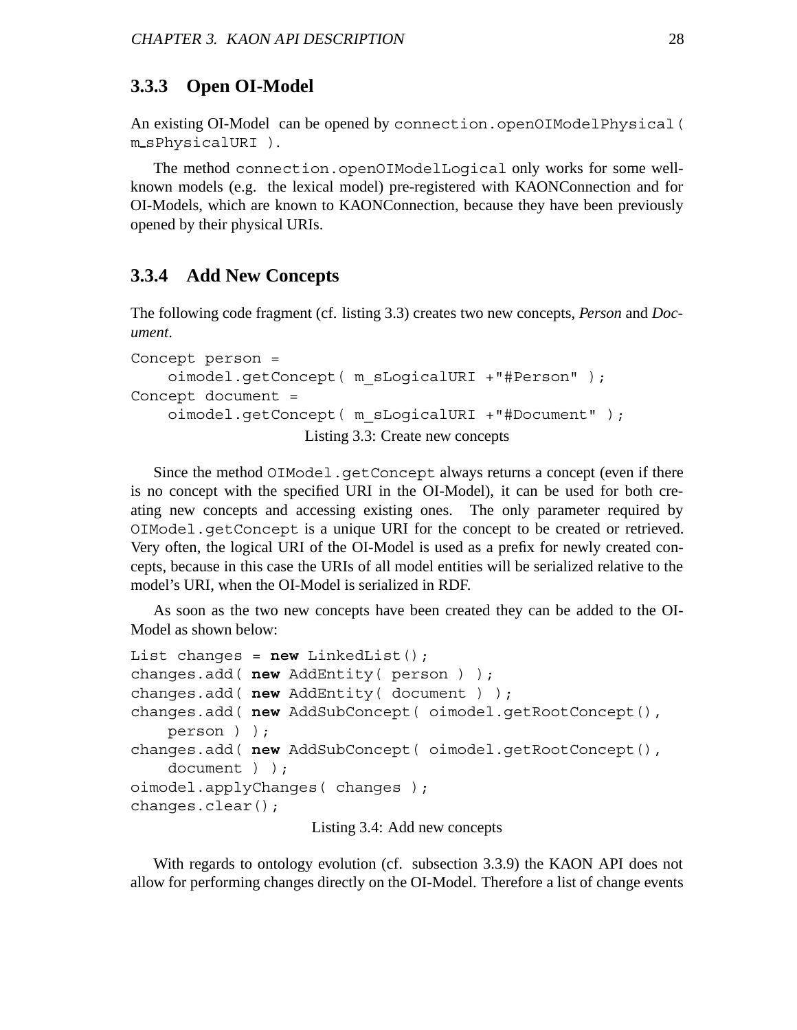### 3.3.3 Open OI-Model

An existing OI-Model can be opened by `connection.openOIModelPhysical( m_sPhysicalURI )`.

The method `connection.openOIModelLogical` only works for some well-known models (e.g. the lexical model) pre-registered with KAONConnection and for OI-Models, which are known to KAONConnection, because they have been previously opened by their physical URIs.

### 3.3.4 Add New Concepts

The following code fragment (cf. listing 3.3) creates two new concepts, *Person* and *Document*.

```
Concept person =
    oimodel.getConcept( m_sLogicalURI +"#Person" );
Concept document =
    oimodel.getConcept( m_sLogicalURI +"#Document" );
```

Listing 3.3: Create new concepts

Since the method `OIModel.getConcept` always returns a concept (even if there is no concept with the specified URI in the OI-Model), it can be used for both creating new concepts and accessing existing ones. The only parameter required by `OIModel.getConcept` is a unique URI for the concept to be created or retrieved. Very often, the logical URI of the OI-Model is used as a prefix for newly created concepts, because in this case the URIs of all model entities will be serialized relative to the model's URI, when the OI-Model is serialized in RDF.

As soon as the two new concepts have been created they can be added to the OI-Model as shown below:

```
List changes = new LinkedList();
changes.add( new AddEntity( person ) );
changes.add( new AddEntity( document ) );
changes.add( new AddSubConcept( oimodel.getRootConcept(),
    person ) );
changes.add( new AddSubConcept( oimodel.getRootConcept(),
    document ) );
oimodel.applyChanges( changes );
changes.clear();
```

Listing 3.4: Add new concepts

With regards to ontology evolution (cf. subsection 3.3.9) the KAON API does not allow for performing changes directly on the OI-Model. Therefore a list of change events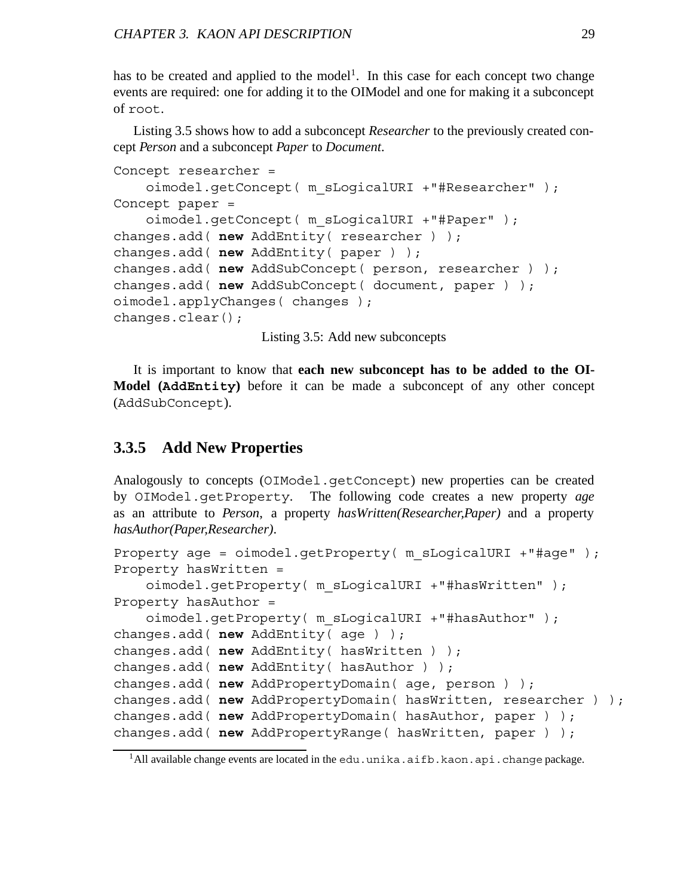has to be created and applied to the model[1]. In this case for each concept two change events are required: one for adding it to the OIModel and one for making it a subconcept of root.

Listing 3.5 shows how to add a subconcept *Researcher* to the previously created concept *Person* and a subconcept *Paper* to *Document*.

```
Concept researcher =
    oimodel.getConcept( m_sLogicalURI +"#Researcher" );
Concept paper =
    oimodel.getConcept( m_sLogicalURI +"#Paper" );
changes.add( new AddEntity( researcher ) );
changes.add( new AddEntity( paper ) );
changes.add( new AddSubConcept( person, researcher ) );
changes.add( new AddSubConcept( document, paper ) );
oimodel.applyChanges( changes );
changes.clear();
```

Listing 3.5: Add new subconcepts

It is important to know that **each new subconcept has to be added to the OI-Model (`AddEntity`)** before it can be made a subconcept of any other concept (`AddSubConcept`).

### 3.3.5 Add New Properties

Analogously to concepts (`OIModel.getConcept`) new properties can be created by `OIModel.getProperty`. The following code creates a new property *age* as an attribute to *Person*, a property *hasWritten(Researcher,Paper)* and a property *hasAuthor(Paper,Researcher)*.

```
Property age = oimodel.getProperty( m_sLogicalURI +"#age" );
Property hasWritten =
    oimodel.getProperty( m_sLogicalURI +"#hasWritten" );
Property hasAuthor =
    oimodel.getProperty( m_sLogicalURI +"#hasAuthor" );
changes.add( new AddEntity( age ) );
changes.add( new AddEntity( hasWritten ) );
changes.add( new AddEntity( hasAuthor ) );
changes.add( new AddPropertyDomain( age, person ) );
changes.add( new AddPropertyDomain( hasWritten, researcher ) );
changes.add( new AddPropertyDomain( hasAuthor, paper ) );
changes.add( new AddPropertyRange( hasWritten, paper ) );
```

[1] All available change events are located in the `edu.unika.aifb.kaon.api.change` package.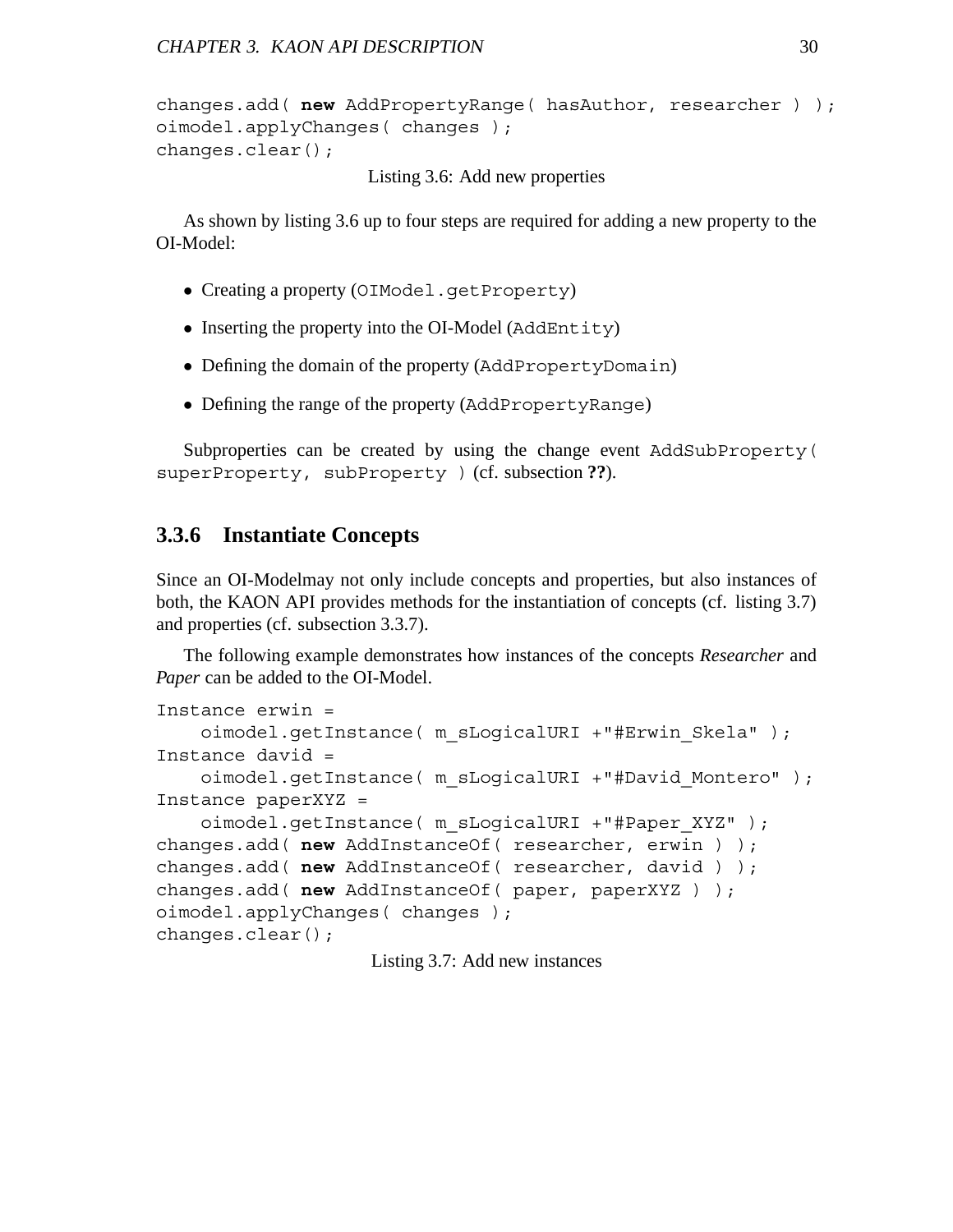```
changes.add( new AddPropertyRange( hasAuthor, researcher ) );
oimodel.applyChanges( changes );
changes.clear();
```

Listing 3.6: Add new properties

As shown by listing 3.6 up to four steps are required for adding a new property to the OI-Model:

- Creating a property (`OIModel.getProperty`)
- Inserting the property into the OI-Model (`AddEntity`)
- Defining the domain of the property (`AddPropertyDomain`)
- Defining the range of the property (`AddPropertyRange`)

Subproperties can be created by using the change event `AddSubProperty( superProperty, subProperty )` (cf. subsection **??**).

### 3.3.6 Instantiate Concepts

Since an OI-Modelmay not only include concepts and properties, but also instances of both, the KAON API provides methods for the instantiation of concepts (cf. listing 3.7) and properties (cf. subsection 3.3.7).

The following example demonstrates how instances of the concepts *Researcher* and *Paper* can be added to the OI-Model.

```
Instance erwin =
    oimodel.getInstance( m_sLogicalURI +"#Erwin_Skela" );
Instance david =
    oimodel.getInstance( m_sLogicalURI +"#David_Montero" );
Instance paperXYZ =
    oimodel.getInstance( m_sLogicalURI +"#Paper_XYZ" );
changes.add( new AddInstanceOf( researcher, erwin ) );
changes.add( new AddInstanceOf( researcher, david ) );
changes.add( new AddInstanceOf( paper, paperXYZ ) );
oimodel.applyChanges( changes );
changes.clear();
```

Listing 3.7: Add new instances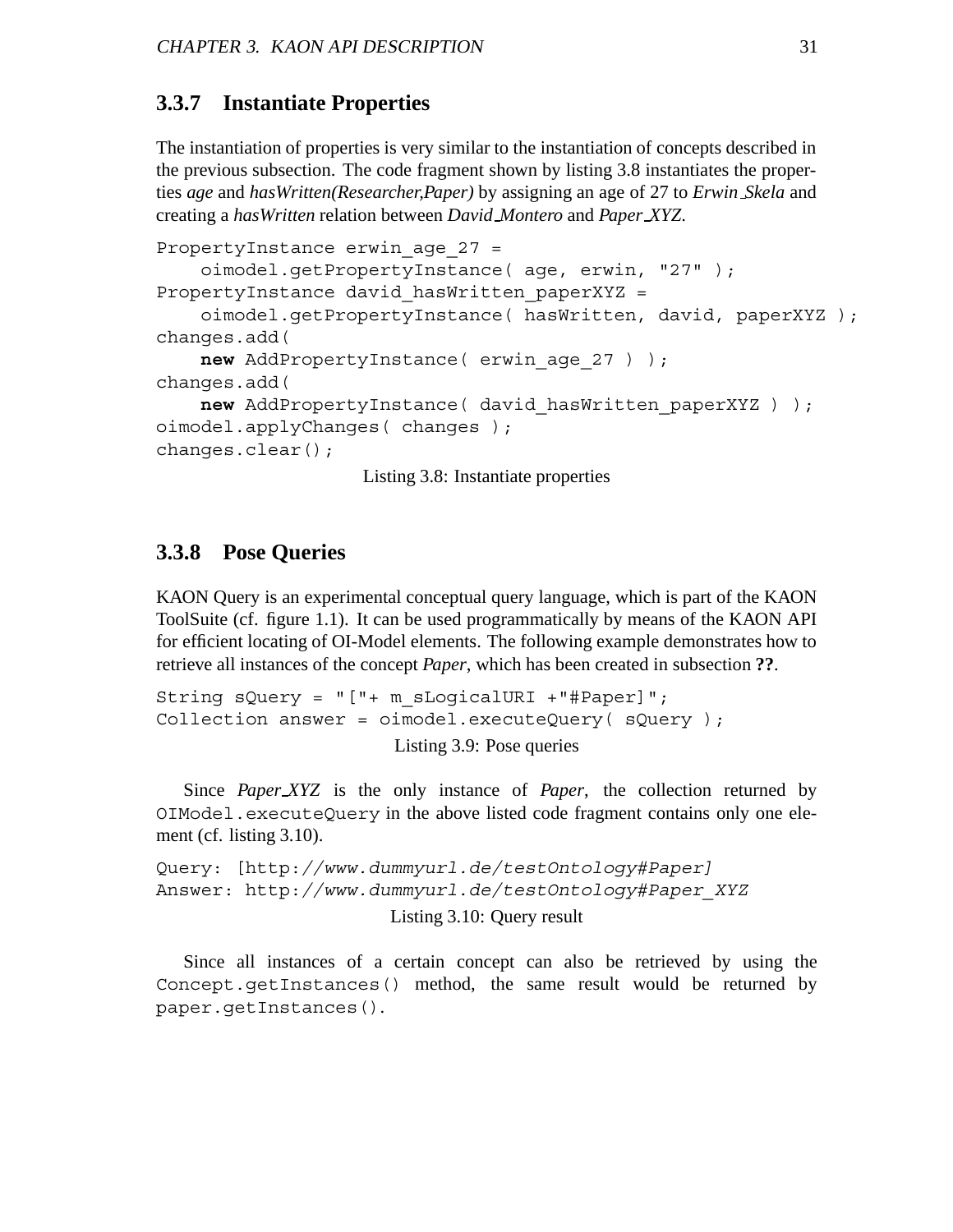### 3.3.7 Instantiate Properties

The instantiation of properties is very similar to the instantiation of concepts described in the previous subsection. The code fragment shown by listing 3.8 instantiates the properties *age* and *hasWritten(Researcher,Paper)* by assigning an age of 27 to *Erwin_Skela* and creating a *hasWritten* relation between *David_Montero* and *Paper_XYZ*.

```
PropertyInstance erwin_age_27 =
    oimodel.getPropertyInstance( age, erwin, "27" );
PropertyInstance david_hasWritten_paperXYZ =
    oimodel.getPropertyInstance( hasWritten, david, paperXYZ );
changes.add(
    new AddPropertyInstance( erwin_age_27 ) );
changes.add(
    new AddPropertyInstance( david_hasWritten_paperXYZ ) );
oimodel.applyChanges( changes );
changes.clear();
```

Listing 3.8: Instantiate properties

### 3.3.8 Pose Queries

KAON Query is an experimental conceptual query language, which is part of the KAON ToolSuite (cf. figure 1.1). It can be used programmatically by means of the KAON API for efficient locating of OI-Model elements. The following example demonstrates how to retrieve all instances of the concept *Paper*, which has been created in subsection **??**.

```
String sQuery = "["+ m_sLogicalURI +"#Paper]";
Collection answer = oimodel.executeQuery( sQuery );
```

Listing 3.9: Pose queries

Since *Paper_XYZ* is the only instance of *Paper*, the collection returned by `OIModel.executeQuery` in the above listed code fragment contains only one element (cf. listing 3.10).

```
Query: [http://www.dummyurl.de/testOntology#Paper]
Answer: http://www.dummyurl.de/testOntology#Paper_XYZ
```

Listing 3.10: Query result

Since all instances of a certain concept can also be retrieved by using the `Concept.getInstances()` method, the same result would be returned by `paper.getInstances()`.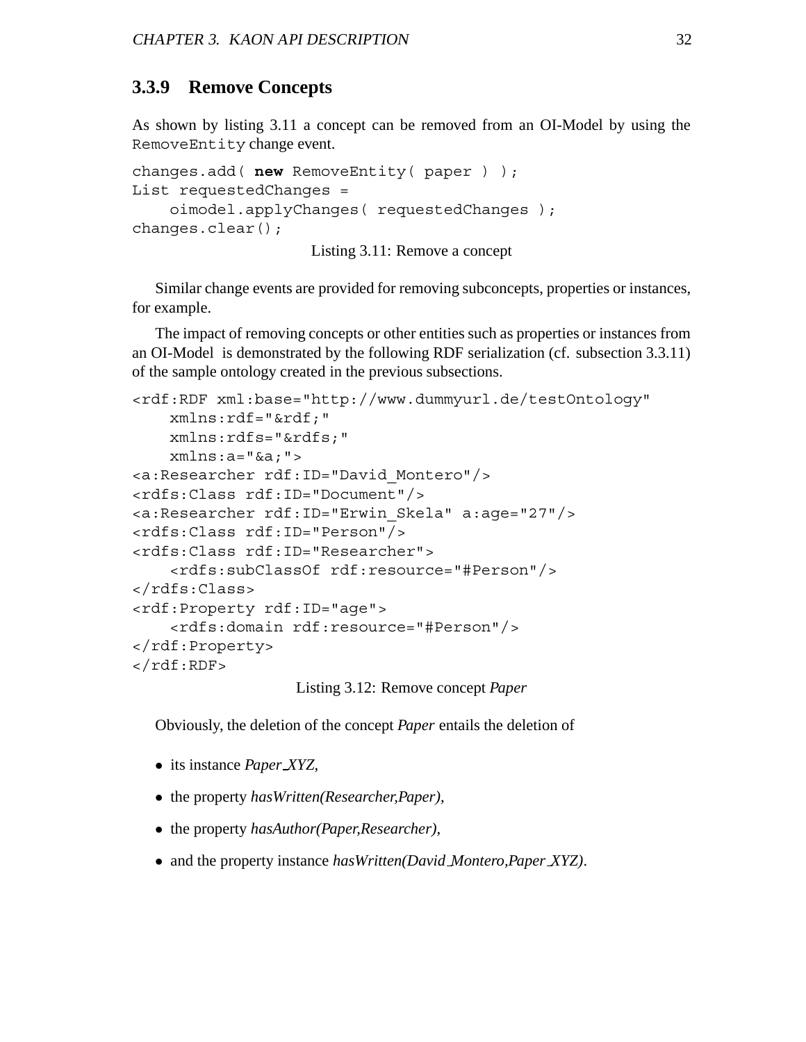### 3.3.9 Remove Concepts

As shown by listing 3.11 a concept can be removed from an OI-Model by using the `RemoveEntity` change event.

```
changes.add( new RemoveEntity( paper ) );
List requestedChanges =
    oimodel.applyChanges( requestedChanges );
changes.clear();
```

Listing 3.11: Remove a concept

Similar change events are provided for removing subconcepts, properties or instances, for example.

The impact of removing concepts or other entities such as properties or instances from an OI-Model is demonstrated by the following RDF serialization (cf. subsection 3.3.11) of the sample ontology created in the previous subsections.

```
<rdf:RDF xml:base="http://www.dummyurl.de/testOntology"
    xmlns:rdf="&rdf;"
    xmlns:rdfs="&rdfs;"
    xmlns:a="&a;">
<a:Researcher rdf:ID="David_Montero"/>
<rdfs:Class rdf:ID="Document"/>
<a:Researcher rdf:ID="Erwin_Skela" a:age="27"/>
<rdfs:Class rdf:ID="Person"/>
<rdfs:Class rdf:ID="Researcher">
    <rdfs:subClassOf rdf:resource="#Person"/>
</rdfs:Class>
<rdf:Property rdf:ID="age">
    <rdfs:domain rdf:resource="#Person"/>
</rdf:Property>
</rdf:RDF>
```

Listing 3.12: Remove concept *Paper*

Obviously, the deletion of the concept *Paper* entails the deletion of

- its instance *Paper_XYZ*,
- the property *hasWritten(Researcher,Paper)*,
- the property *hasAuthor(Paper,Researcher)*,
- and the property instance *hasWritten(David_Montero,Paper_XYZ)*.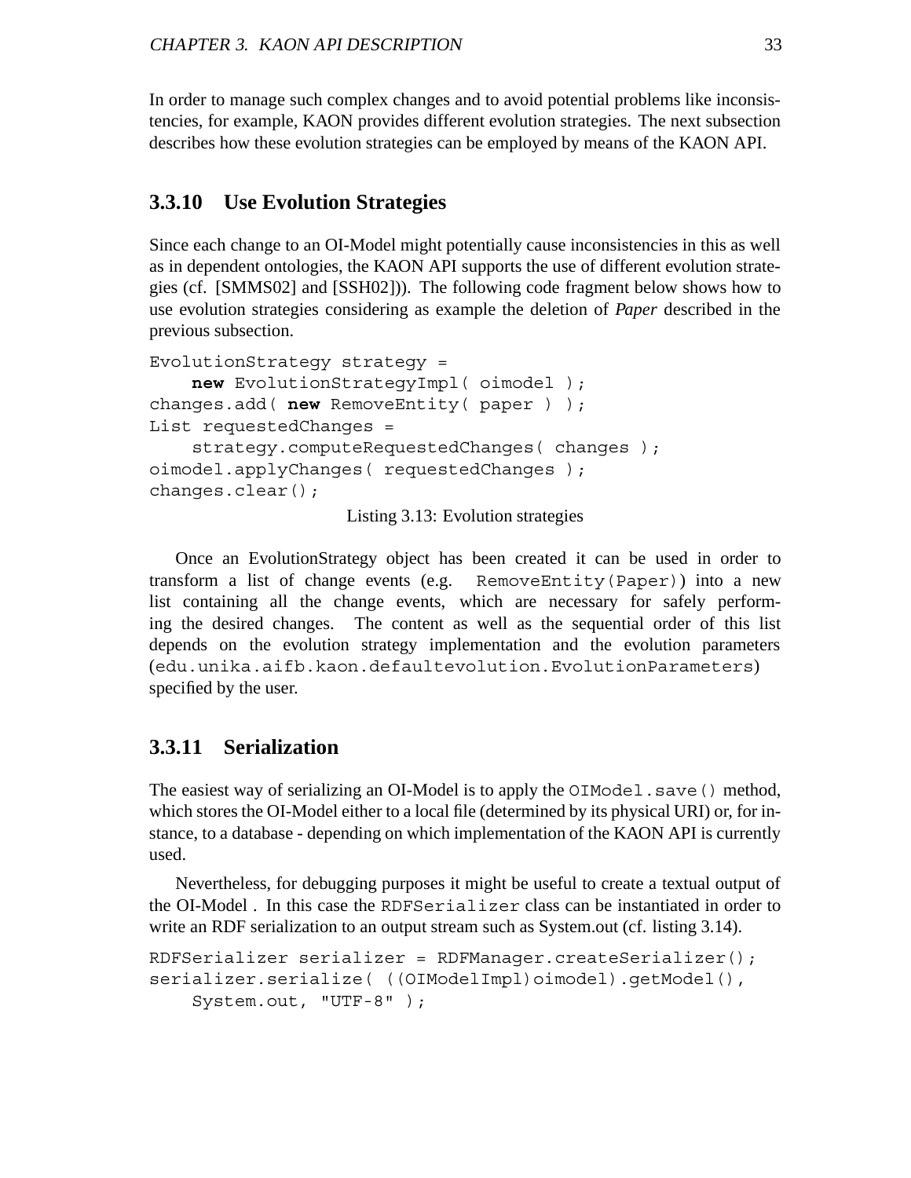In order to manage such complex changes and to avoid potential problems like inconsistencies, for example, KAON provides different evolution strategies. The next subsection describes how these evolution strategies can be employed by means of the KAON API.

### 3.3.10 Use Evolution Strategies

Since each change to an OI-Model might potentially cause inconsistencies in this as well as in dependent ontologies, the KAON API supports the use of different evolution strategies (cf. [SMMS02] and [SSH02])). The following code fragment below shows how to use evolution strategies considering as example the deletion of *Paper* described in the previous subsection.

```
EvolutionStrategy strategy =
    new EvolutionStrategyImpl( oimodel );
changes.add( new RemoveEntity( paper ) );
List requestedChanges =
    strategy.computeRequestedChanges( changes );
oimodel.applyChanges( requestedChanges );
changes.clear();
```

Listing 3.13: Evolution strategies

Once an EvolutionStrategy object has been created it can be used in order to transform a list of change events (e.g. `RemoveEntity(Paper)`) into a new list containing all the change events, which are necessary for safely performing the desired changes. The content as well as the sequential order of this list depends on the evolution strategy implementation and the evolution parameters (`edu.unika.aifb.kaon.defaultevolution.EvolutionParameters`) specified by the user.

### 3.3.11 Serialization

The easiest way of serializing an OI-Model is to apply the `OIModel.save()` method, which stores the OI-Model either to a local file (determined by its physical URI) or, for instance, to a database - depending on which implementation of the KAON API is currently used.

Nevertheless, for debugging purposes it might be useful to create a textual output of the OI-Model . In this case the `RDFSerializer` class can be instantiated in order to write an RDF serialization to an output stream such as System.out (cf. listing 3.14).

```
RDFSerializer serializer = RDFManager.createSerializer();
serializer.serialize( ((OIModelImpl)oimodel).getModel(),
    System.out, "UTF-8" );
```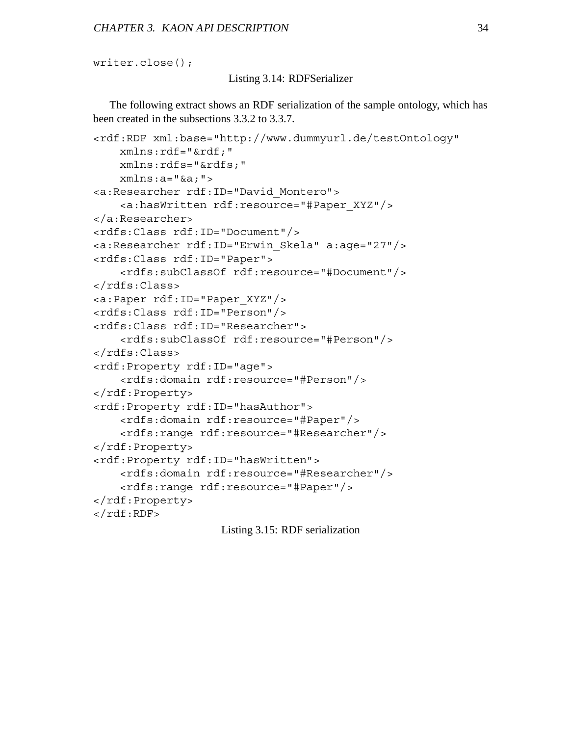```
writer.close();
```

Listing 3.14: RDFSerializer

The following extract shows an RDF serialization of the sample ontology, which has been created in the subsections 3.3.2 to 3.3.7.

```
<rdf:RDF xml:base="http://www.dummyurl.de/testOntology"
    xmlns:rdf="&rdf;"
    xmlns:rdfs="&rdfs;"
    xmlns:a="&a;">
<a:Researcher rdf:ID="David_Montero">
    <a:hasWritten rdf:resource="#Paper_XYZ"/>
</a:Researcher>
<rdfs:Class rdf:ID="Document"/>
<a:Researcher rdf:ID="Erwin_Skela" a:age="27"/>
<rdfs:Class rdf:ID="Paper">
    <rdfs:subClassOf rdf:resource="#Document"/>
</rdfs:Class>
<a:Paper rdf:ID="Paper_XYZ"/>
<rdfs:Class rdf:ID="Person"/>
<rdfs:Class rdf:ID="Researcher">
    <rdfs:subClassOf rdf:resource="#Person"/>
</rdfs:Class>
<rdf:Property rdf:ID="age">
    <rdfs:domain rdf:resource="#Person"/>
</rdf:Property>
<rdf:Property rdf:ID="hasAuthor">
    <rdfs:domain rdf:resource="#Paper"/>
    <rdfs:range rdf:resource="#Researcher"/>
</rdf:Property>
<rdf:Property rdf:ID="hasWritten">
    <rdfs:domain rdf:resource="#Researcher"/>
    <rdfs:range rdf:resource="#Paper"/>
</rdf:Property>
</rdf:RDF>
```

Listing 3.15: RDF serialization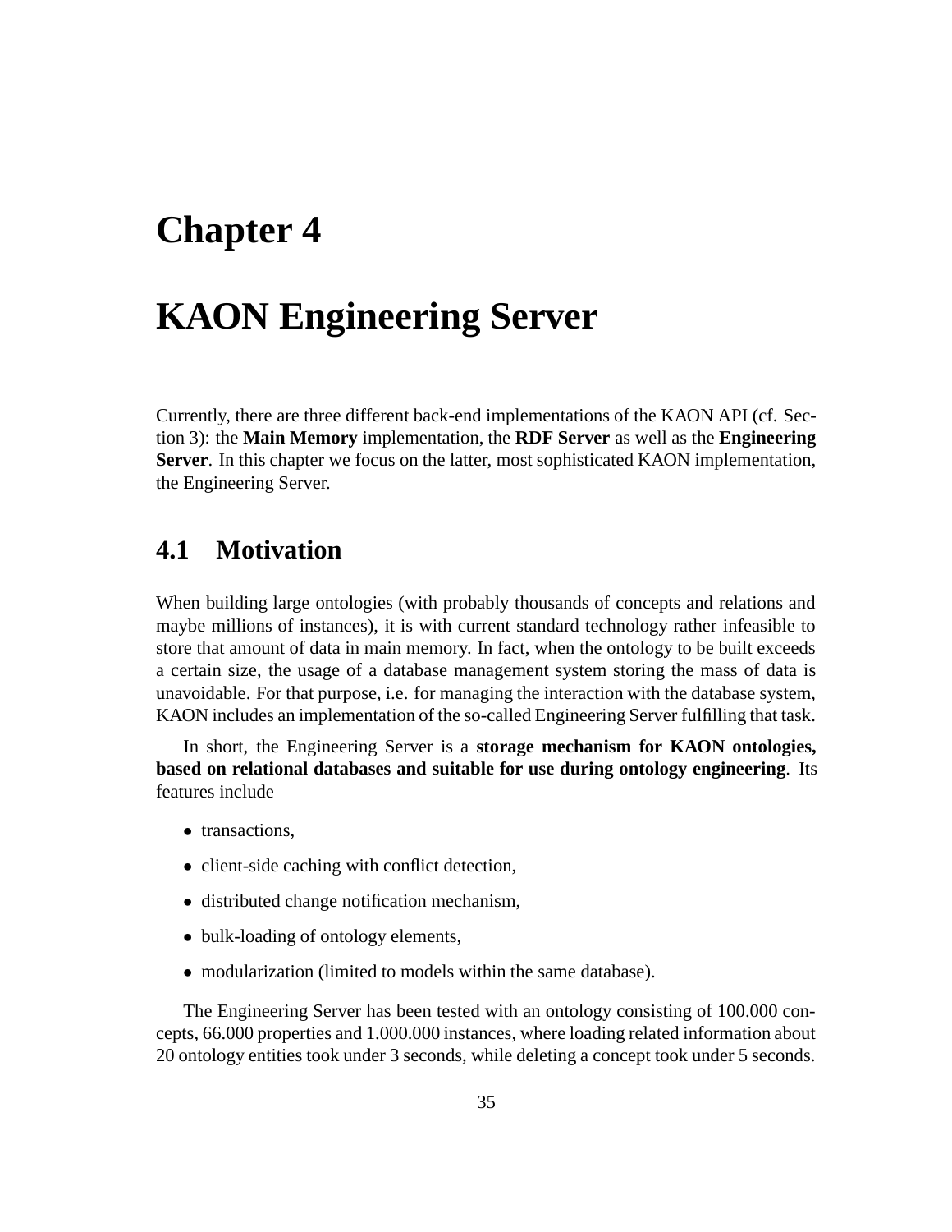# Chapter 4

# KAON Engineering Server

Currently, there are three different back-end implementations of the KAON API (cf. Section 3): the **Main Memory** implementation, the **RDF Server** as well as the **Engineering Server**. In this chapter we focus on the latter, most sophisticated KAON implementation, the Engineering Server.

## 4.1 Motivation

When building large ontologies (with probably thousands of concepts and relations and maybe millions of instances), it is with current standard technology rather infeasible to store that amount of data in main memory. In fact, when the ontology to be built exceeds a certain size, the usage of a database management system storing the mass of data is unavoidable. For that purpose, i.e. for managing the interaction with the database system, KAON includes an implementation of the so-called Engineering Server fulfilling that task.

In short, the Engineering Server is a **storage mechanism for KAON ontologies, based on relational databases and suitable for use during ontology engineering**. Its features include

- transactions,
- client-side caching with conflict detection,
- distributed change notification mechanism,
- bulk-loading of ontology elements,
- modularization (limited to models within the same database).

The Engineering Server has been tested with an ontology consisting of 100.000 concepts, 66.000 properties and 1.000.000 instances, where loading related information about 20 ontology entities took under 3 seconds, while deleting a concept took under 5 seconds.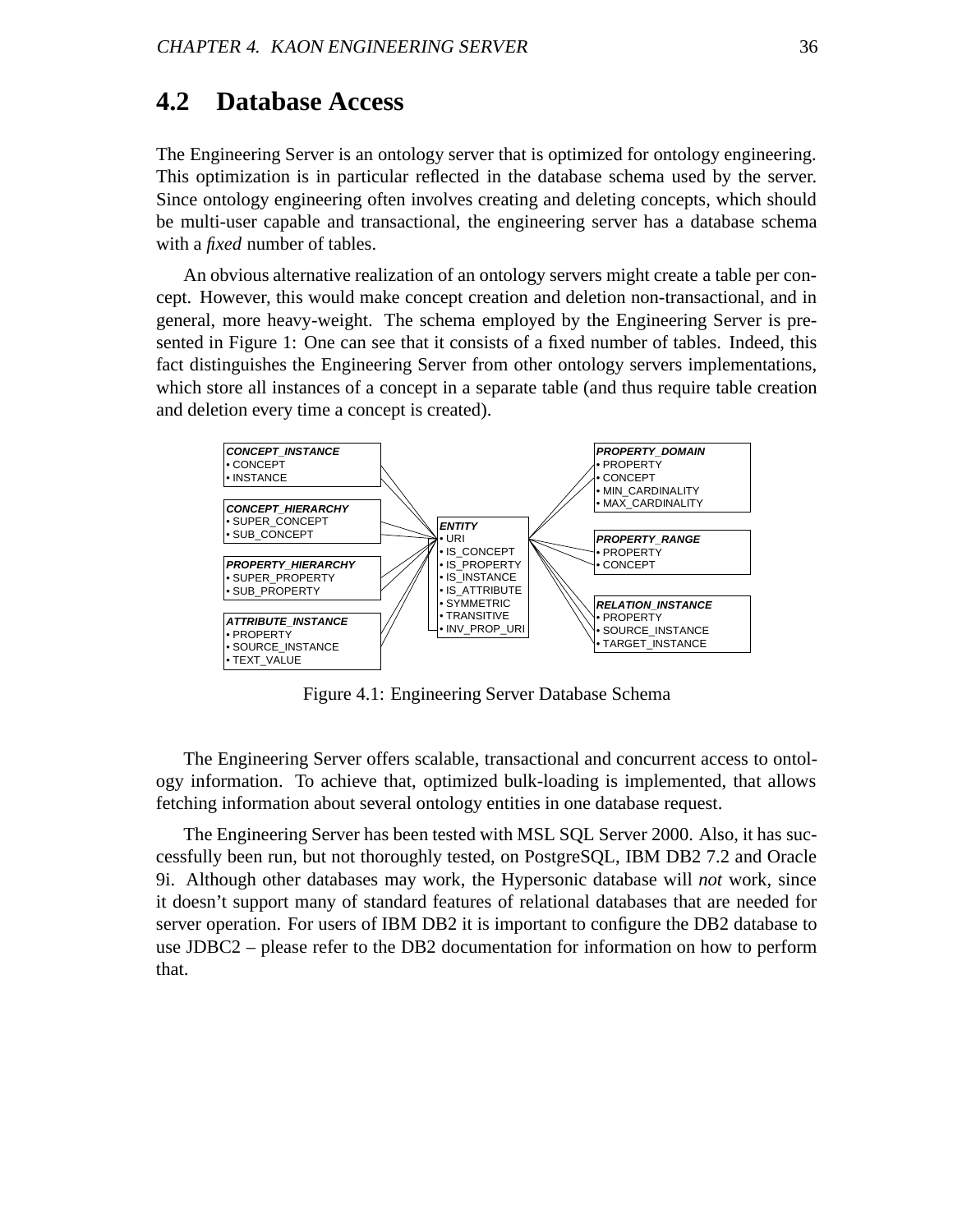## 4.2 Database Access

The Engineering Server is an ontology server that is optimized for ontology engineering. This optimization is in particular reflected in the database schema used by the server. Since ontology engineering often involves creating and deleting concepts, which should be multi-user capable and transactional, the engineering server has a database schema with a *fixed* number of tables.

An obvious alternative realization of an ontology servers might create a table per concept. However, this would make concept creation and deletion non-transactional, and in general, more heavy-weight. The schema employed by the Engineering Server is presented in Figure 1: One can see that it consists of a fixed number of tables. Indeed, this fact distinguishes the Engineering Server from other ontology servers implementations, which store all instances of a concept in a separate table (and thus require table creation and deletion every time a concept is created).

**CONCEPT_INSTANCE**
- CONCEPT
- INSTANCE

**CONCEPT_HIERARCHY**
- SUPER_CONCEPT
- SUB_CONCEPT

**PROPERTY_HIERARCHY**
- SUPER_PROPERTY
- SUB_PROPERTY

**ATTRIBUTE_INSTANCE**
- PROPERTY
- SOURCE_INSTANCE
- TEXT_VALUE

**ENTITY**
- URI
- IS_CONCEPT
- IS_PROPERTY
- IS_INSTANCE
- IS_ATTRIBUTE
- SYMMETRIC
- TRANSITIVE
- INV_PROP_URI

**PROPERTY_DOMAIN**
- PROPERTY
- CONCEPT
- MIN_CARDINALITY
- MAX_CARDINALITY

**PROPERTY_RANGE**
- PROPERTY
- CONCEPT

**RELATION_INSTANCE**
- PROPERTY
- SOURCE_INSTANCE
- TARGET_INSTANCE

Figure 4.1: Engineering Server Database Schema

The Engineering Server offers scalable, transactional and concurrent access to ontology information. To achieve that, optimized bulk-loading is implemented, that allows fetching information about several ontology entities in one database request.

The Engineering Server has been tested with MSL SQL Server 2000. Also, it has successfully been run, but not thoroughly tested, on PostgreSQL, IBM DB2 7.2 and Oracle 9i. Although other databases may work, the Hypersonic database will *not* work, since it doesn't support many of standard features of relational databases that are needed for server operation. For users of IBM DB2 it is important to configure the DB2 database to use JDBC2 – please refer to the DB2 documentation for information on how to perform that.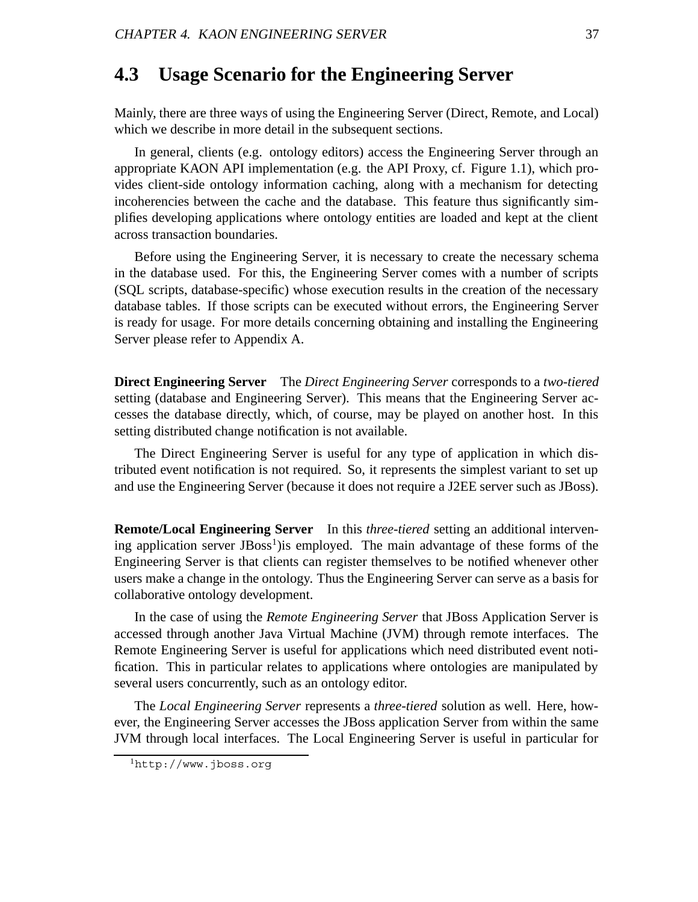## 4.3 Usage Scenario for the Engineering Server

Mainly, there are three ways of using the Engineering Server (Direct, Remote, and Local) which we describe in more detail in the subsequent sections.

In general, clients (e.g. ontology editors) access the Engineering Server through an appropriate KAON API implementation (e.g. the API Proxy, cf. Figure 1.1), which provides client-side ontology information caching, along with a mechanism for detecting incoherencies between the cache and the database. This feature thus significantly simplifies developing applications where ontology entities are loaded and kept at the client across transaction boundaries.

Before using the Engineering Server, it is necessary to create the necessary schema in the database used. For this, the Engineering Server comes with a number of scripts (SQL scripts, database-specific) whose execution results in the creation of the necessary database tables. If those scripts can be executed without errors, the Engineering Server is ready for usage. For more details concerning obtaining and installing the Engineering Server please refer to Appendix A.

**Direct Engineering Server** The *Direct Engineering Server* corresponds to a *two-tiered* setting (database and Engineering Server). This means that the Engineering Server accesses the database directly, which, of course, may be played on another host. In this setting distributed change notification is not available.

The Direct Engineering Server is useful for any type of application in which distributed event notification is not required. So, it represents the simplest variant to set up and use the Engineering Server (because it does not require a J2EE server such as JBoss).

**Remote/Local Engineering Server** In this *three-tiered* setting an additional intervening application server JBoss[1])is employed. The main advantage of these forms of the Engineering Server is that clients can register themselves to be notified whenever other users make a change in the ontology. Thus the Engineering Server can serve as a basis for collaborative ontology development.

In the case of using the *Remote Engineering Server* that JBoss Application Server is accessed through another Java Virtual Machine (JVM) through remote interfaces. The Remote Engineering Server is useful for applications which need distributed event notification. This in particular relates to applications where ontologies are manipulated by several users concurrently, such as an ontology editor.

The *Local Engineering Server* represents a *three-tiered* solution as well. Here, however, the Engineering Server accesses the JBoss application Server from within the same JVM through local interfaces. The Local Engineering Server is useful in particular for

[1] `http://www.jboss.org`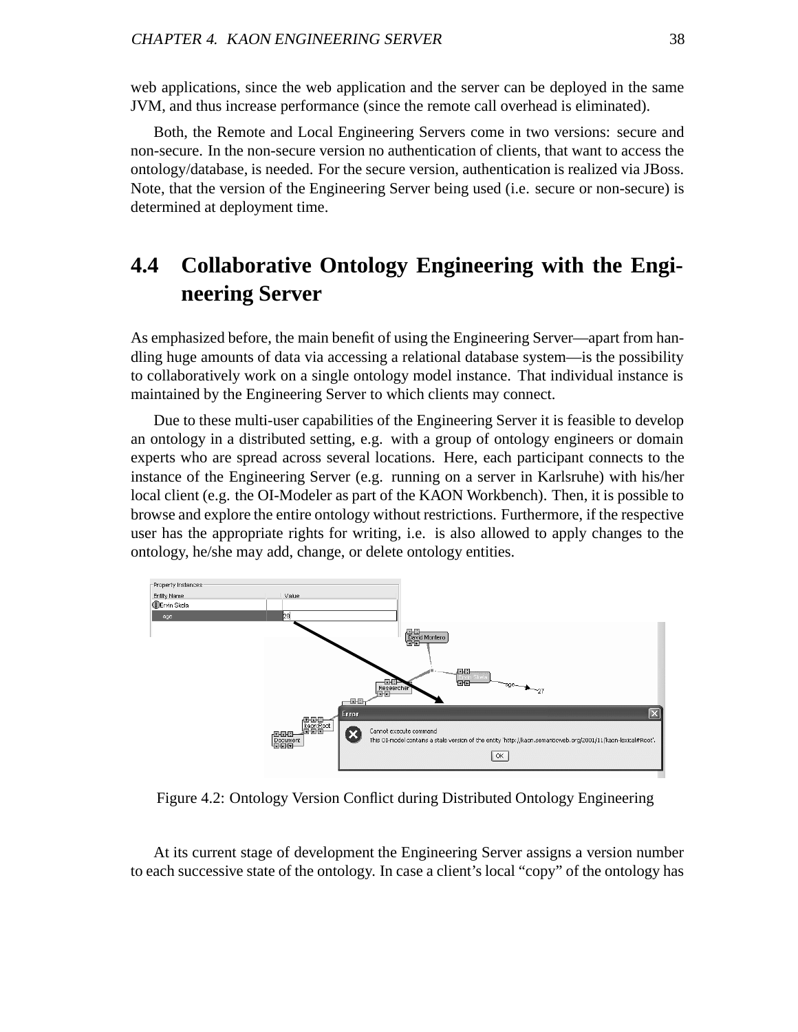web applications, since the web application and the server can be deployed in the same JVM, and thus increase performance (since the remote call overhead is eliminated).

Both, the Remote and Local Engineering Servers come in two versions: secure and non-secure. In the non-secure version no authentication of clients, that want to access the ontology/database, is needed. For the secure version, authentication is realized via JBoss. Note, that the version of the Engineering Server being used (i.e. secure or non-secure) is determined at deployment time.

## 4.4 Collaborative Ontology Engineering with the Engineering Server

As emphasized before, the main benefit of using the Engineering Server—apart from handling huge amounts of data via accessing a relational database system—is the possibility to collaboratively work on a single ontology model instance. That individual instance is maintained by the Engineering Server to which clients may connect.

Due to these multi-user capabilities of the Engineering Server it is feasible to develop an ontology in a distributed setting, e.g. with a group of ontology engineers or domain experts who are spread across several locations. Here, each participant connects to the instance of the Engineering Server (e.g. running on a server in Karlsruhe) with his/her local client (e.g. the OI-Modeler as part of the KAON Workbench). Then, it is possible to browse and explore the entire ontology without restrictions. Furthermore, if the respective user has the appropriate rights for writing, i.e. is also allowed to apply changes to the ontology, he/she may add, change, or delete ontology entities.

Figure 4.2: Ontology Version Conflict during Distributed Ontology Engineering

At its current stage of development the Engineering Server assigns a version number to each successive state of the ontology. In case a client's local "copy" of the ontology has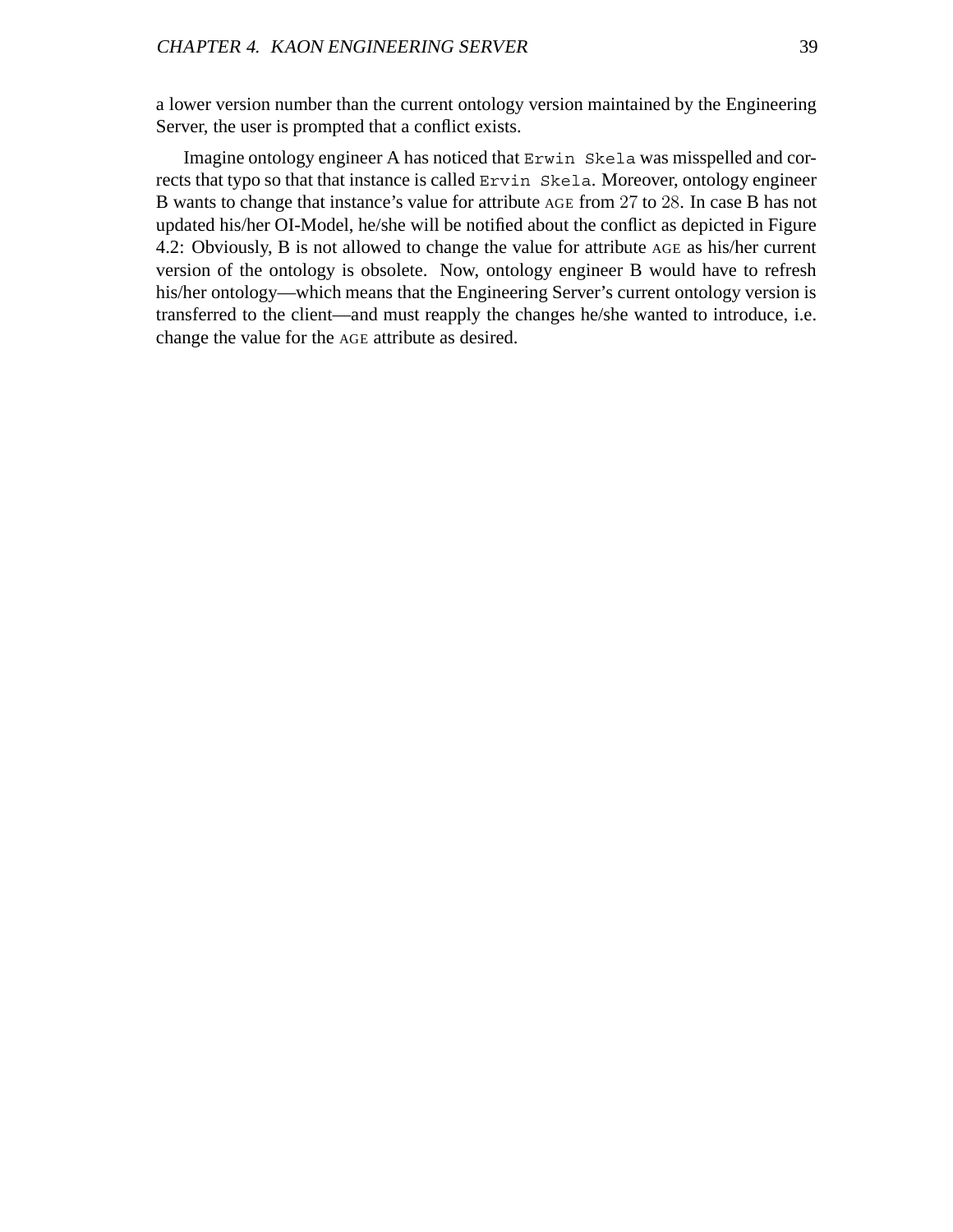a lower version number than the current ontology version maintained by the Engineering Server, the user is prompted that a conflict exists.

Imagine ontology engineer A has noticed that `Erwin Skela` was misspelled and corrects that typo so that that instance is called `Ervin Skela`. Moreover, ontology engineer B wants to change that instance's value for attribute AGE from $27$ to $28$. In case B has not updated his/her OI-Model, he/she will be notified about the conflict as depicted in Figure 4.2: Obviously, B is not allowed to change the value for attribute AGE as his/her current version of the ontology is obsolete. Now, ontology engineer B would have to refresh his/her ontology—which means that the Engineering Server's current ontology version is transferred to the client—and must reapply the changes he/she wanted to introduce, i.e. change the value for the AGE attribute as desired.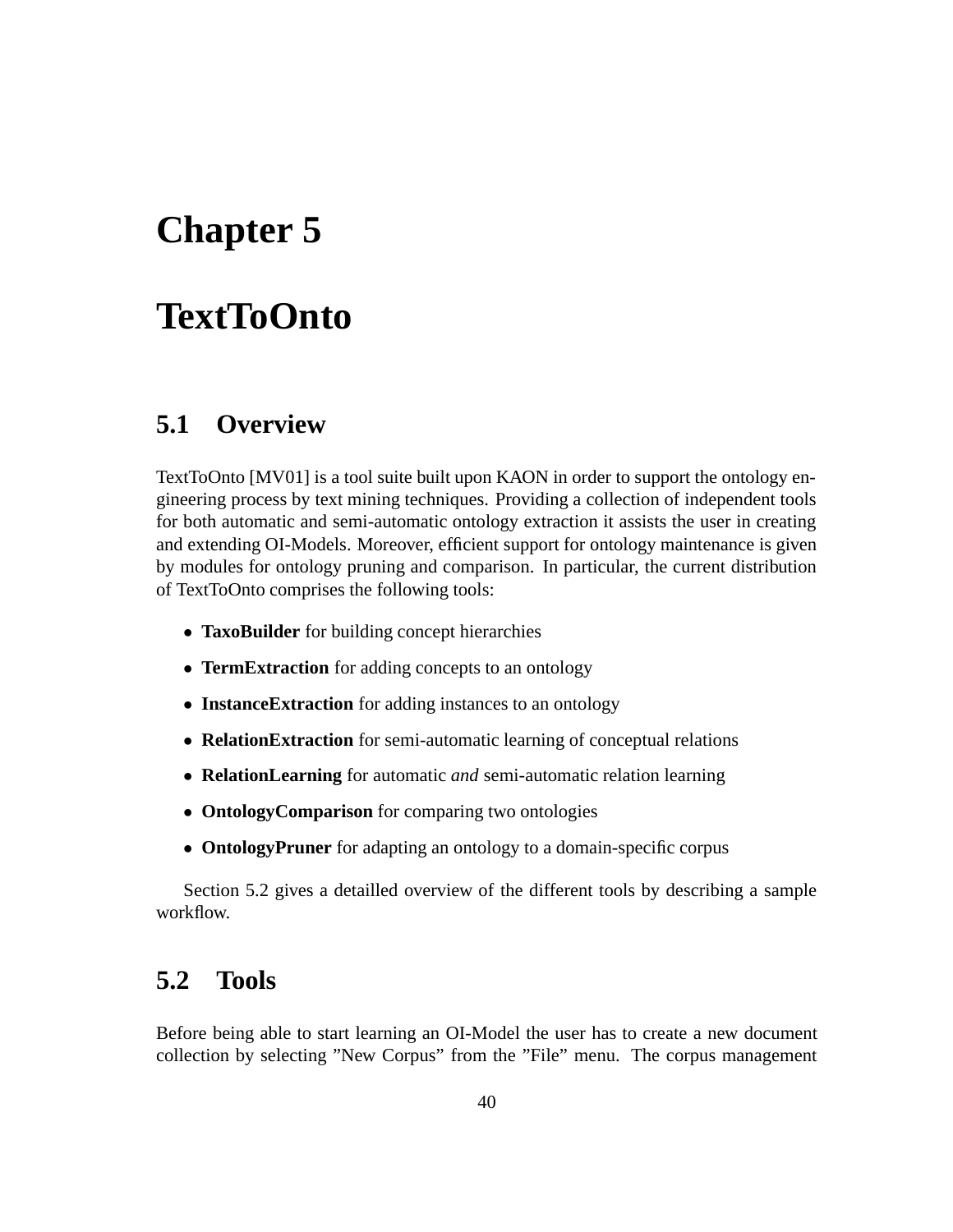# Chapter 5

# TextToOnto

## 5.1 Overview

TextToOnto [MV01] is a tool suite built upon KAON in order to support the ontology engineering process by text mining techniques. Providing a collection of independent tools for both automatic and semi-automatic ontology extraction it assists the user in creating and extending OI-Models. Moreover, efficient support for ontology maintenance is given by modules for ontology pruning and comparison. In particular, the current distribution of TextToOnto comprises the following tools:

- **TaxoBuilder** for building concept hierarchies
- **TermExtraction** for adding concepts to an ontology
- **InstanceExtraction** for adding instances to an ontology
- **RelationExtraction** for semi-automatic learning of conceptual relations
- **RelationLearning** for automatic *and* semi-automatic relation learning
- **OntologyComparison** for comparing two ontologies
- **OntologyPruner** for adapting an ontology to a domain-specific corpus

Section 5.2 gives a detailled overview of the different tools by describing a sample workflow.

## 5.2 Tools

Before being able to start learning an OI-Model the user has to create a new document collection by selecting "New Corpus" from the "File" menu. The corpus management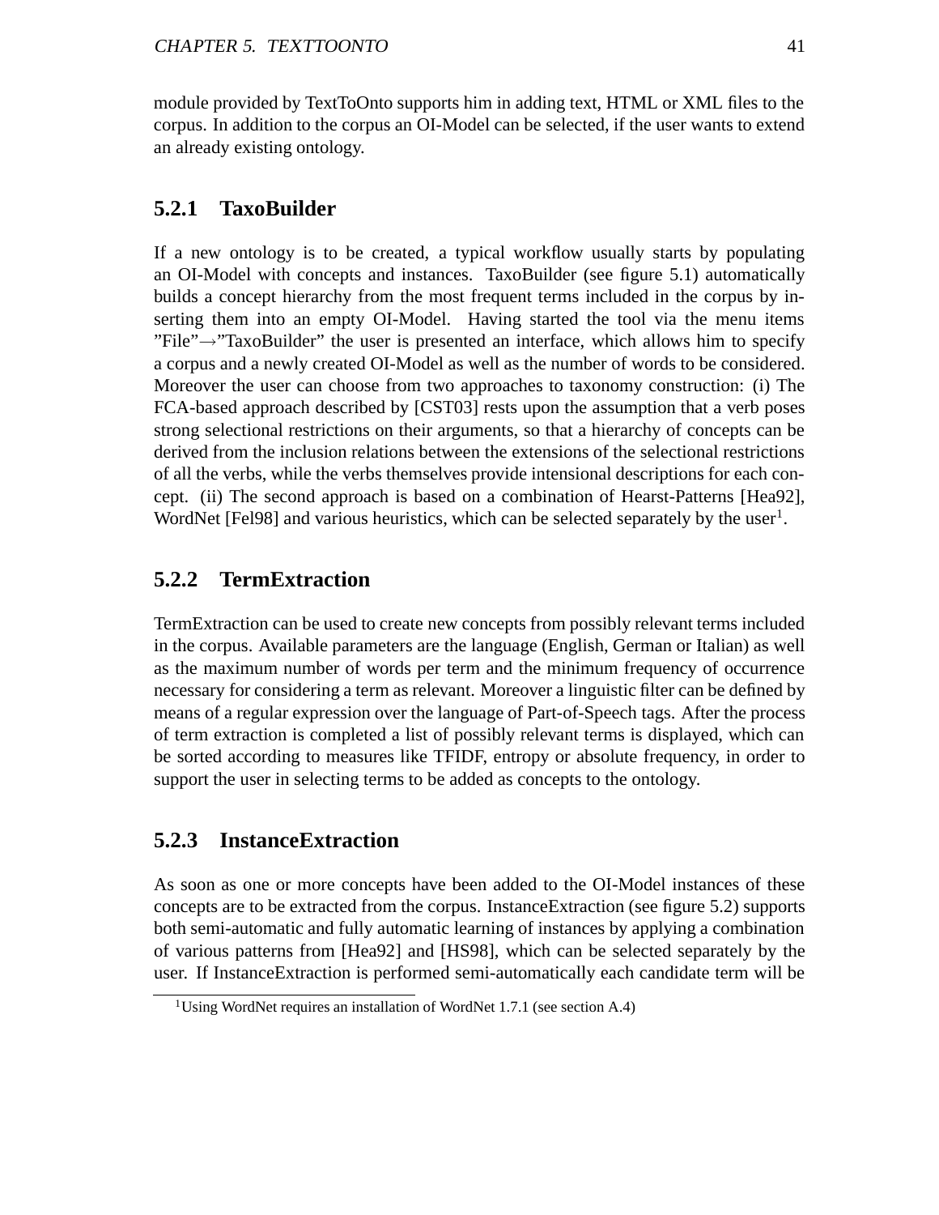module provided by TextToOnto supports him in adding text, HTML or XML files to the corpus. In addition to the corpus an OI-Model can be selected, if the user wants to extend an already existing ontology.

### 5.2.1 TaxoBuilder

If a new ontology is to be created, a typical workflow usually starts by populating an OI-Model with concepts and instances. TaxoBuilder (see figure 5.1) automatically builds a concept hierarchy from the most frequent terms included in the corpus by inserting them into an empty OI-Model. Having started the tool via the menu items ”File”→”TaxoBuilder” the user is presented an interface, which allows him to specify a corpus and a newly created OI-Model as well as the number of words to be considered. Moreover the user can choose from two approaches to taxonomy construction: (i) The FCA-based approach described by [CST03] rests upon the assumption that a verb poses strong selectional restrictions on their arguments, so that a hierarchy of concepts can be derived from the inclusion relations between the extensions of the selectional restrictions of all the verbs, while the verbs themselves provide intensional descriptions for each concept. (ii) The second approach is based on a combination of Hearst-Patterns [Hea92], WordNet [Fel98] and various heuristics, which can be selected separately by the user[1].

### 5.2.2 TermExtraction

TermExtraction can be used to create new concepts from possibly relevant terms included in the corpus. Available parameters are the language (English, German or Italian) as well as the maximum number of words per term and the minimum frequency of occurrence necessary for considering a term as relevant. Moreover a linguistic filter can be defined by means of a regular expression over the language of Part-of-Speech tags. After the process of term extraction is completed a list of possibly relevant terms is displayed, which can be sorted according to measures like TFIDF, entropy or absolute frequency, in order to support the user in selecting terms to be added as concepts to the ontology.

### 5.2.3 InstanceExtraction

As soon as one or more concepts have been added to the OI-Model instances of these concepts are to be extracted from the corpus. InstanceExtraction (see figure 5.2) supports both semi-automatic and fully automatic learning of instances by applying a combination of various patterns from [Hea92] and [HS98], which can be selected separately by the user. If InstanceExtraction is performed semi-automatically each candidate term will be

[1] Using WordNet requires an installation of WordNet 1.7.1 (see section A.4)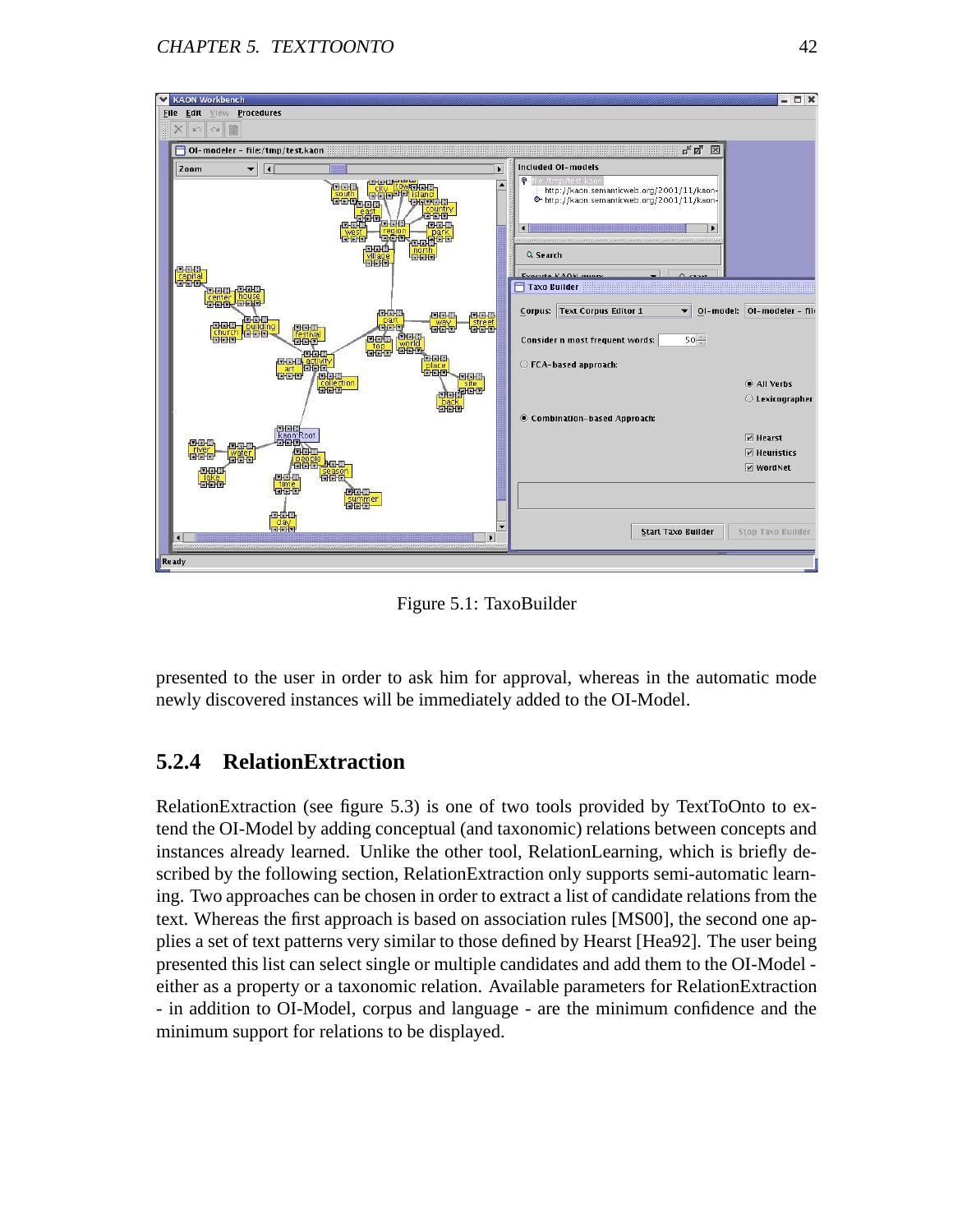Figure 5.1: TaxoBuilder

presented to the user in order to ask him for approval, whereas in the automatic mode newly discovered instances will be immediately added to the OI-Model.

### 5.2.4 RelationExtraction

RelationExtraction (see figure 5.3) is one of two tools provided by TextToOnto to extend the OI-Model by adding conceptual (and taxonomic) relations between concepts and instances already learned. Unlike the other tool, RelationLearning, which is briefly described by the following section, RelationExtraction only supports semi-automatic learning. Two approaches can be chosen in order to extract a list of candidate relations from the text. Whereas the first approach is based on association rules [MS00], the second one applies a set of text patterns very similar to those defined by Hearst [Hea92]. The user being presented this list can select single or multiple candidates and add them to the OI-Model - either as a property or a taxonomic relation. Available parameters for RelationExtraction - in addition to OI-Model, corpus and language - are the minimum confidence and the minimum support for relations to be displayed.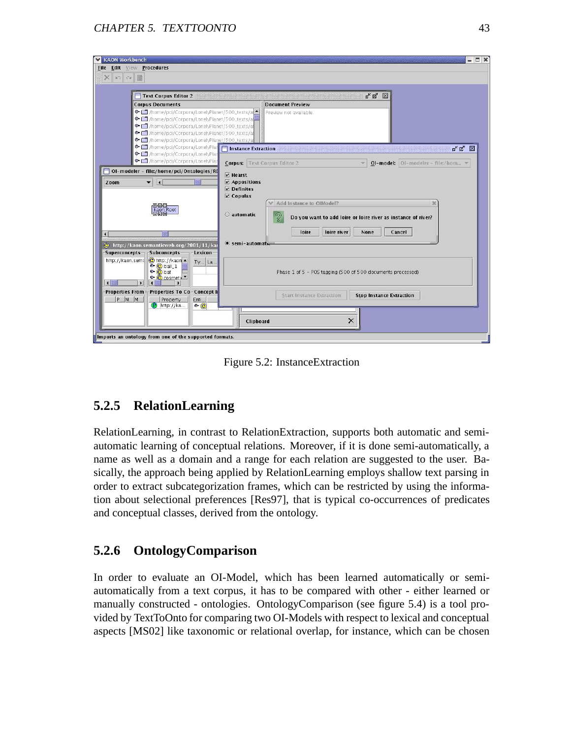Figure 5.2: InstanceExtraction

### 5.2.5 RelationLearning

RelationLearning, in contrast to RelationExtraction, supports both automatic and semi-automatic learning of conceptual relations. Moreover, if it is done semi-automatically, a name as well as a domain and a range for each relation are suggested to the user. Basically, the approach being applied by RelationLearning employs shallow text parsing in order to extract subcategorization frames, which can be restricted by using the information about selectional preferences [Res97], that is typical co-occurrences of predicates and conceptual classes, derived from the ontology.

### 5.2.6 OntologyComparison

In order to evaluate an OI-Model, which has been learned automatically or semi-automatically from a text corpus, it has to be compared with other - either learned or manually constructed - ontologies. OntologyComparison (see figure 5.4) is a tool provided by TextToOnto for comparing two OI-Models with respect to lexical and conceptual aspects [MS02] like taxonomic or relational overlap, for instance, which can be chosen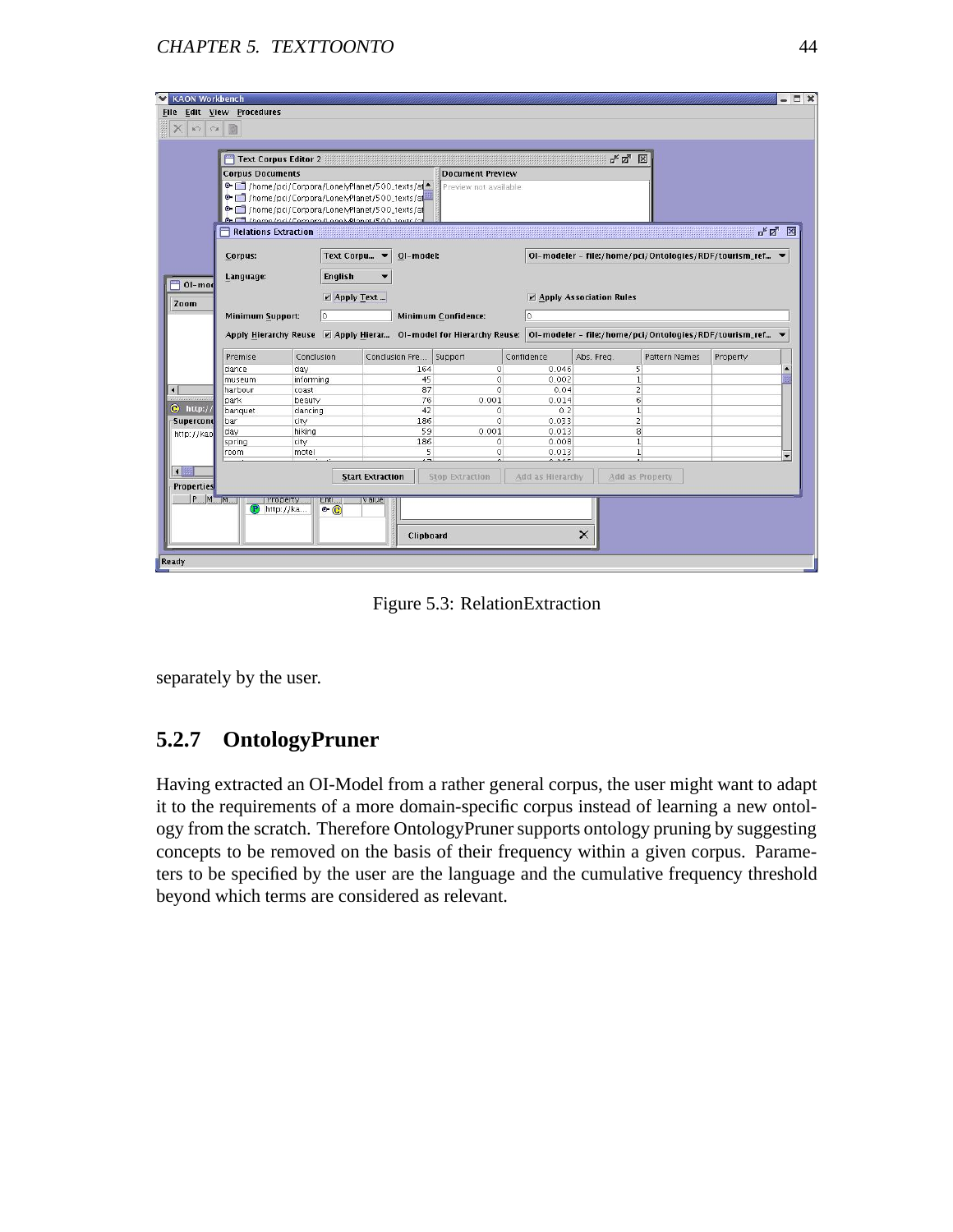Figure 5.3: RelationExtraction

separately by the user.

### 5.2.7 OntologyPruner

Having extracted an OI-Model from a rather general corpus, the user might want to adapt it to the requirements of a more domain-specific corpus instead of learning a new ontology from the scratch. Therefore OntologyPruner supports ontology pruning by suggesting concepts to be removed on the basis of their frequency within a given corpus. Parameters to be specified by the user are the language and the cumulative frequency threshold beyond which terms are considered as relevant.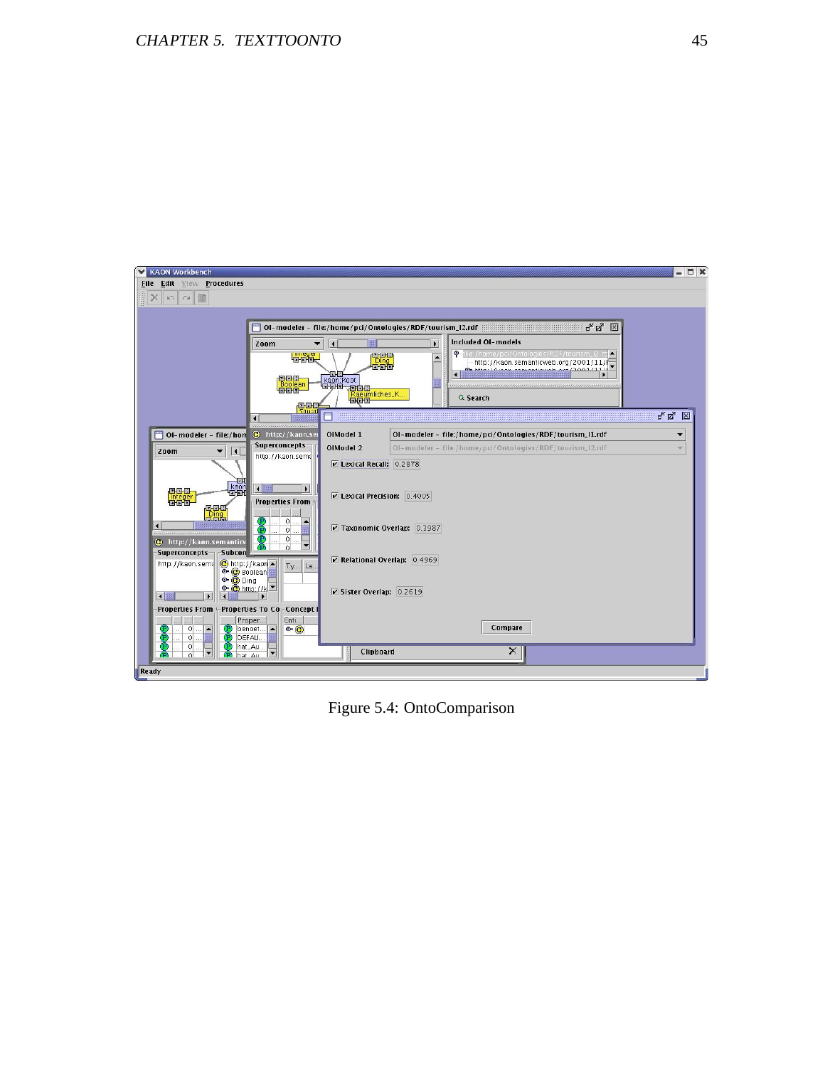Figure 5.4: OntoComparison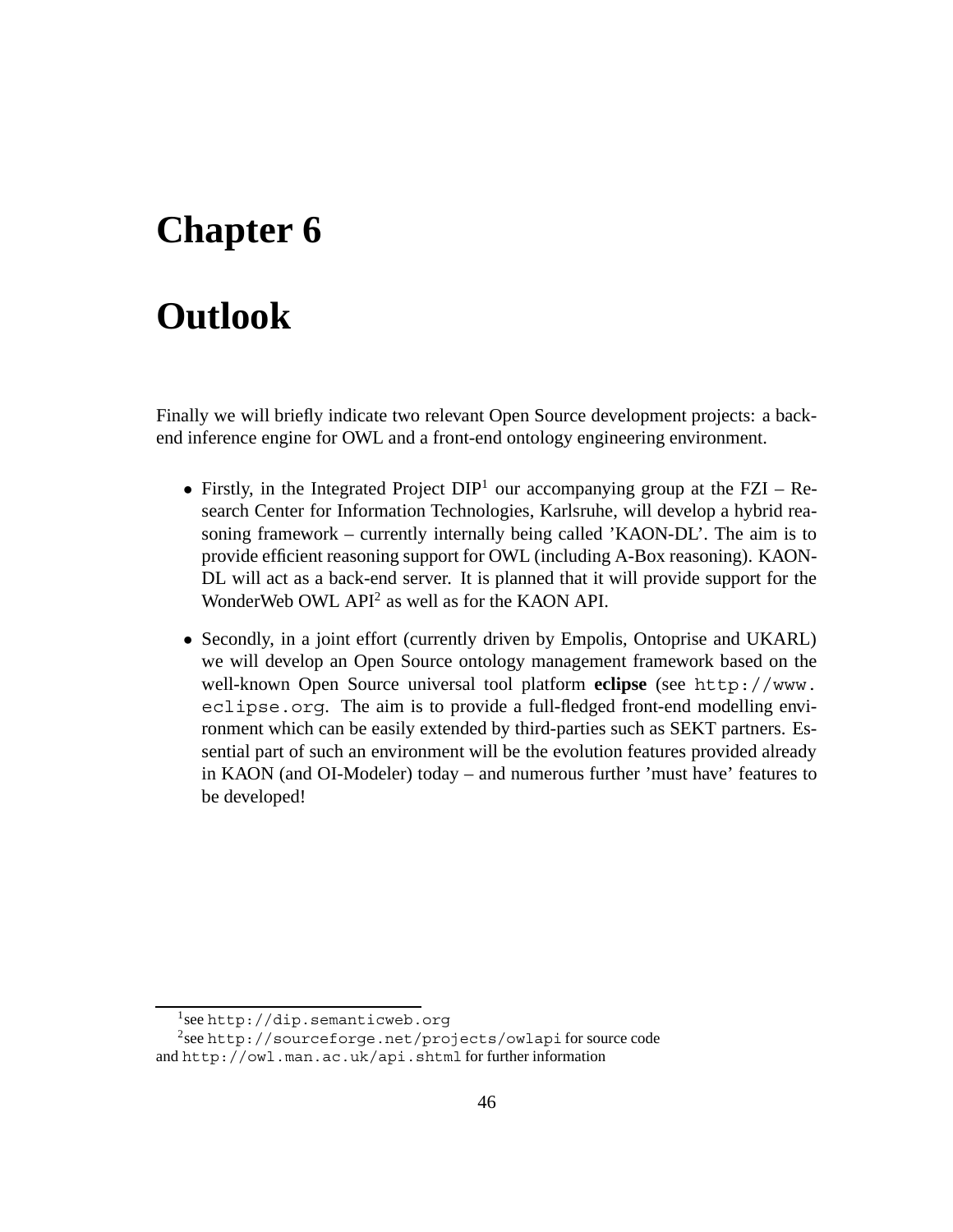# Chapter 6

# Outlook

Finally we will briefly indicate two relevant Open Source development projects: a back-end inference engine for OWL and a front-end ontology engineering environment.

- Firstly, in the Integrated Project DIP[1] our accompanying group at the FZI – Research Center for Information Technologies, Karlsruhe, will develop a hybrid reasoning framework – currently internally being called 'KAON-DL'. The aim is to provide efficient reasoning support for OWL (including A-Box reasoning). KAON-DL will act as a back-end server. It is planned that it will provide support for the WonderWeb OWL API[2] as well as for the KAON API.
- Secondly, in a joint effort (currently driven by Empolis, Ontoprise and UKARL) we will develop an Open Source ontology management framework based on the well-known Open Source universal tool platform **eclipse** (see `http://www.eclipse.org`. The aim is to provide a full-fledged front-end modelling environment which can be easily extended by third-parties such as SEKT partners. Essential part of such an environment will be the evolution features provided already in KAON (and OI-Modeler) today – and numerous further 'must have' features to be developed!

[1] see `http://dip.semanticweb.org`

[2] see `http://sourceforge.net/projects/owlapi` for source code and `http://owl.man.ac.uk/api.shtml` for further information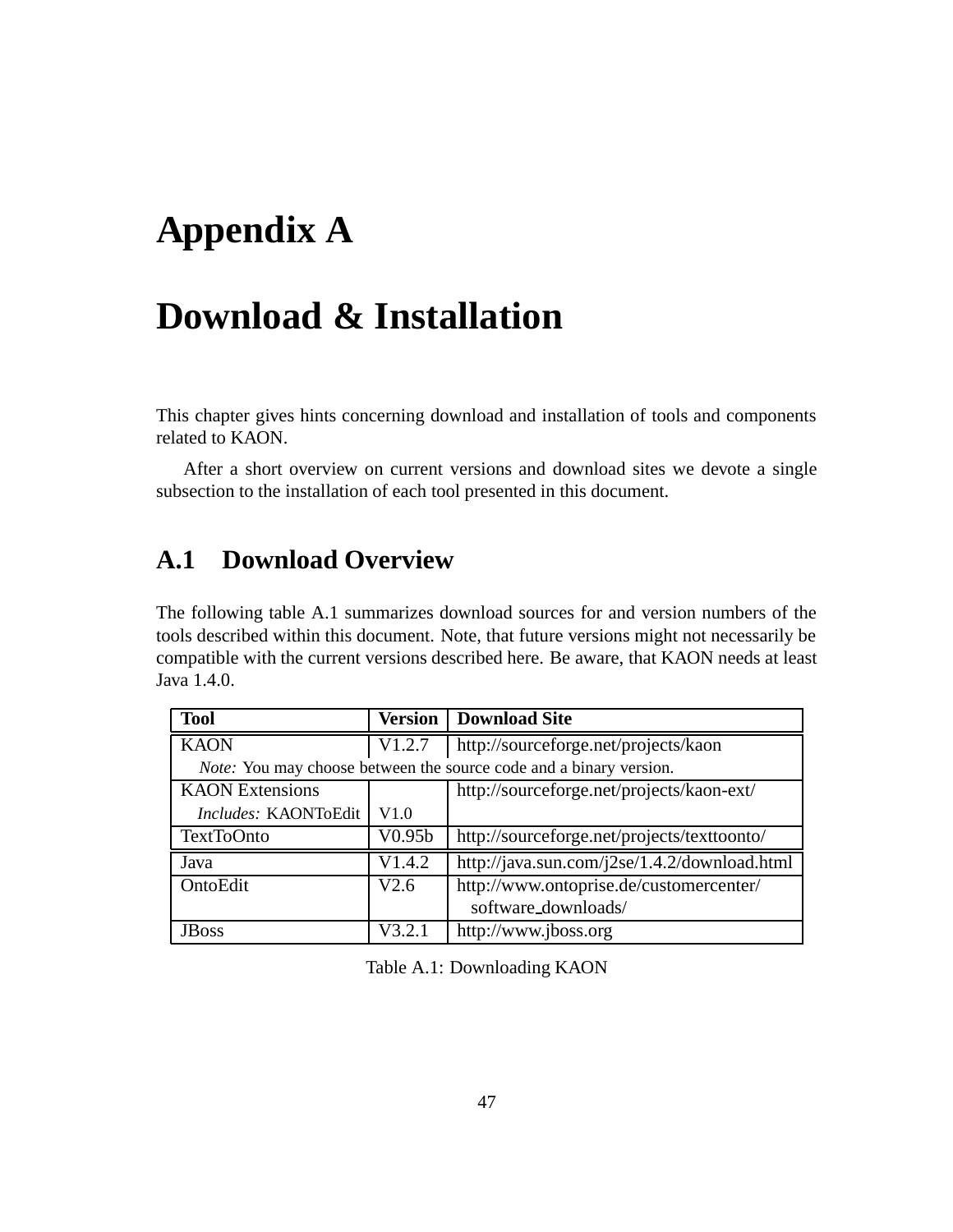# Appendix A

# Download & Installation

This chapter gives hints concerning download and installation of tools and components related to KAON.

After a short overview on current versions and download sites we devote a single subsection to the installation of each tool presented in this document.

## A.1 Download Overview

The following table A.1 summarizes download sources for and version numbers of the tools described within this document. Note, that future versions might not necessarily be compatible with the current versions described here. Be aware, that KAON needs at least Java 1.4.0.

| Tool | Version | Download Site |
|---|---|---|
| KAON | V1.2.7 | http://sourceforge.net/projects/kaon |
| *Note:* You may choose between the source code and a binary version. | | |
| KAON Extensions | | http://sourceforge.net/projects/kaon-ext/ |
| *Includes:* KAONToEdit | V1.0 | |
| TextToOnto | V0.95b | http://sourceforge.net/projects/texttoonto/ |
| Java | V1.4.2 | http://java.sun.com/j2se/1.4.2/download.html |
| OntoEdit | V2.6 | http://www.ontoprise.de/customercenter/software_downloads/ |
| JBoss | V3.2.1 | http://www.jboss.org |

Table A.1: Downloading KAON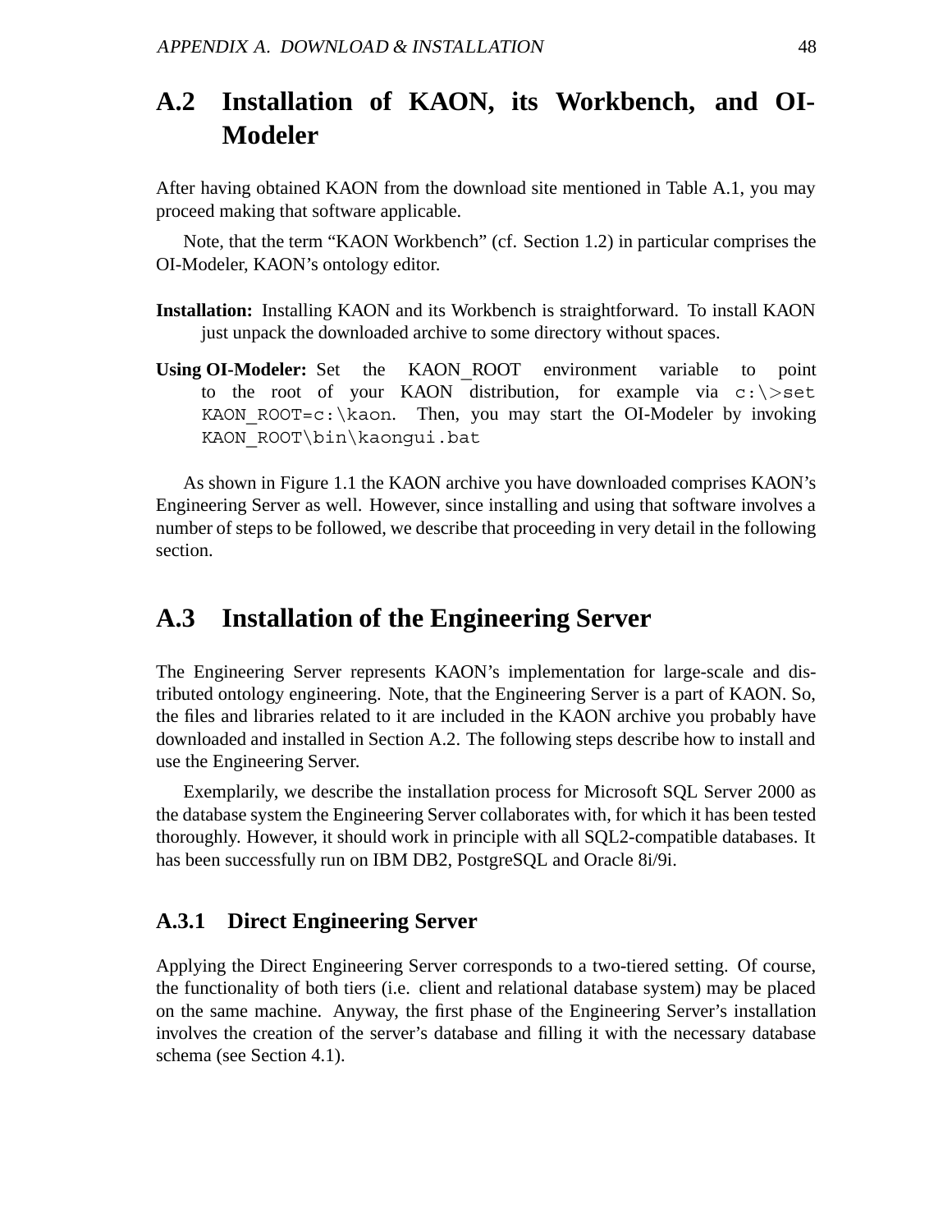## A.2 Installation of KAON, its Workbench, and OI-Modeler

After having obtained KAON from the download site mentioned in Table A.1, you may proceed making that software applicable.

Note, that the term "KAON Workbench" (cf. Section 1.2) in particular comprises the OI-Modeler, KAON's ontology editor.

**Installation:** Installing KAON and its Workbench is straightforward. To install KAON just unpack the downloaded archive to some directory without spaces.

**Using OI-Modeler:** Set the KAON_ROOT environment variable to point to the root of your KAON distribution, for example via `c:\>set KAON_ROOT=c:\kaon`. Then, you may start the OI-Modeler by invoking `KAON_ROOT\bin\kaongui.bat`

As shown in Figure 1.1 the KAON archive you have downloaded comprises KAON's Engineering Server as well. However, since installing and using that software involves a number of steps to be followed, we describe that proceeding in very detail in the following section.

## A.3 Installation of the Engineering Server

The Engineering Server represents KAON's implementation for large-scale and distributed ontology engineering. Note, that the Engineering Server is a part of KAON. So, the files and libraries related to it are included in the KAON archive you probably have downloaded and installed in Section A.2. The following steps describe how to install and use the Engineering Server.

Exemplarily, we describe the installation process for Microsoft SQL Server 2000 as the database system the Engineering Server collaborates with, for which it has been tested thoroughly. However, it should work in principle with all SQL2-compatible databases. It has been successfully run on IBM DB2, PostgreSQL and Oracle 8i/9i.

### A.3.1 Direct Engineering Server

Applying the Direct Engineering Server corresponds to a two-tiered setting. Of course, the functionality of both tiers (i.e. client and relational database system) may be placed on the same machine. Anyway, the first phase of the Engineering Server's installation involves the creation of the server's database and filling it with the necessary database schema (see Section 4.1).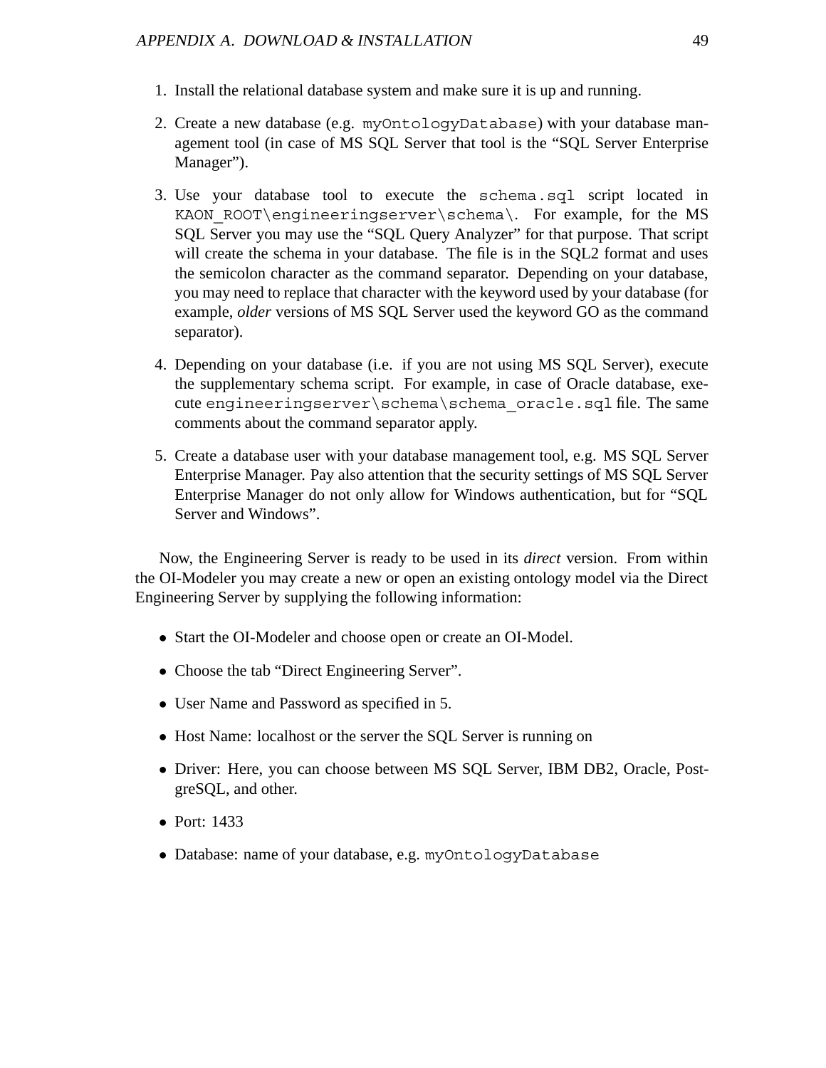1. Install the relational database system and make sure it is up and running.
2. Create a new database (e.g. `myOntologyDatabase`) with your database management tool (in case of MS SQL Server that tool is the "SQL Server Enterprise Manager").
3. Use your database tool to execute the `schema.sql` script located in `KAON_ROOT\engineeringserver\schema\`. For example, for the MS SQL Server you may use the "SQL Query Analyzer" for that purpose. That script will create the schema in your database. The file is in the SQL2 format and uses the semicolon character as the command separator. Depending on your database, you may need to replace that character with the keyword used by your database (for example, *older* versions of MS SQL Server used the keyword GO as the command separator).
4. Depending on your database (i.e. if you are not using MS SQL Server), execute the supplementary schema script. For example, in case of Oracle database, execute `engineeringserver\schema\schema_oracle.sql` file. The same comments about the command separator apply.
5. Create a database user with your database management tool, e.g. MS SQL Server Enterprise Manager. Pay also attention that the security settings of MS SQL Server Enterprise Manager do not only allow for Windows authentication, but for "SQL Server and Windows".

Now, the Engineering Server is ready to be used in its *direct* version. From within the OI-Modeler you may create a new or open an existing ontology model via the Direct Engineering Server by supplying the following information:

- Start the OI-Modeler and choose open or create an OI-Model.
- Choose the tab "Direct Engineering Server".
- User Name and Password as specified in 5.
- Host Name: localhost or the server the SQL Server is running on
- Driver: Here, you can choose between MS SQL Server, IBM DB2, Oracle, PostgreSQL, and other.
- Port: 1433
- Database: name of your database, e.g. `myOntologyDatabase`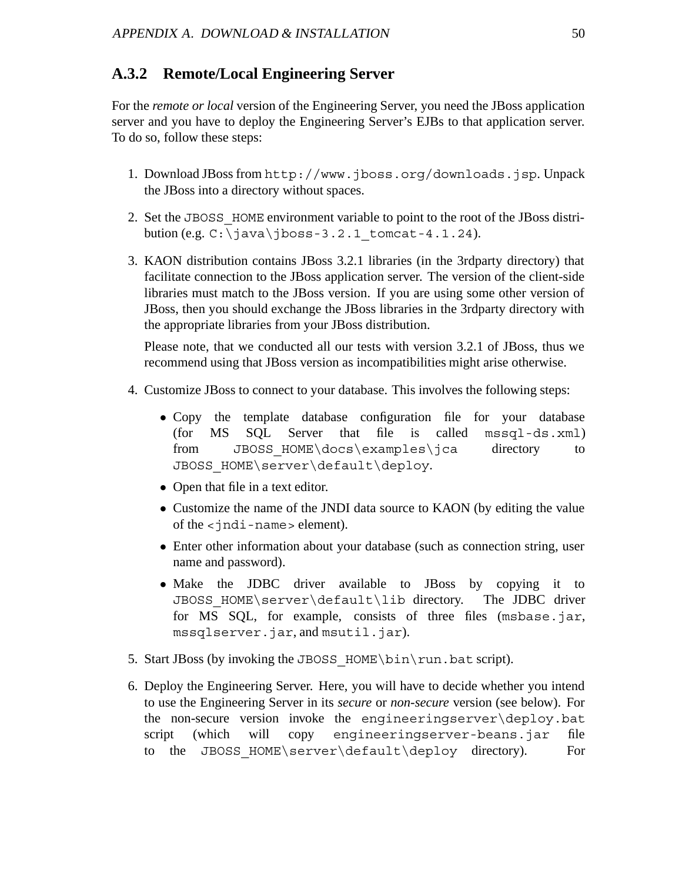### A.3.2 Remote/Local Engineering Server

For the *remote or local* version of the Engineering Server, you need the JBoss application server and you have to deploy the Engineering Server's EJBs to that application server. To do so, follow these steps:

1. Download JBoss from `http://www.jboss.org/downloads.jsp`. Unpack the JBoss into a directory without spaces.

2. Set the `JBOSS_HOME` environment variable to point to the root of the JBoss distribution (e.g. `C:\java\jboss-3.2.1_tomcat-4.1.24`).

3. KAON distribution contains JBoss 3.2.1 libraries (in the 3rdparty directory) that facilitate connection to the JBoss application server. The version of the client-side libraries must match to the JBoss version. If you are using some other version of JBoss, then you should exchange the JBoss libraries in the 3rdparty directory with the appropriate libraries from your JBoss distribution.

   Please note, that we conducted all our tests with version 3.2.1 of JBoss, thus we recommend using that JBoss version as incompatibilities might arise otherwise.

4. Customize JBoss to connect to your database. This involves the following steps:

   - Copy the template database configuration file for your database (for MS SQL Server that file is called `mssql-ds.xml`) from `JBOSS_HOME\docs\examples\jca` directory to `JBOSS_HOME\server\default\deploy`.
   - Open that file in a text editor.
   - Customize the name of the JNDI data source to KAON (by editing the value of the `<jndi-name>` element).
   - Enter other information about your database (such as connection string, user name and password).
   - Make the JDBC driver available to JBoss by copying it to `JBOSS_HOME\server\default\lib` directory. The JDBC driver for MS SQL, for example, consists of three files (`msbase.jar`, `mssqlserver.jar`, and `msutil.jar`).

5. Start JBoss (by invoking the `JBOSS_HOME\bin\run.bat` script).

6. Deploy the Engineering Server. Here, you will have to decide whether you intend to use the Engineering Server in its *secure* or *non-secure* version (see below). For the non-secure version invoke the `engineeringserver\deploy.bat` script (which will copy `engineeringserver-beans.jar` file to the `JBOSS_HOME\server\default\deploy` directory). For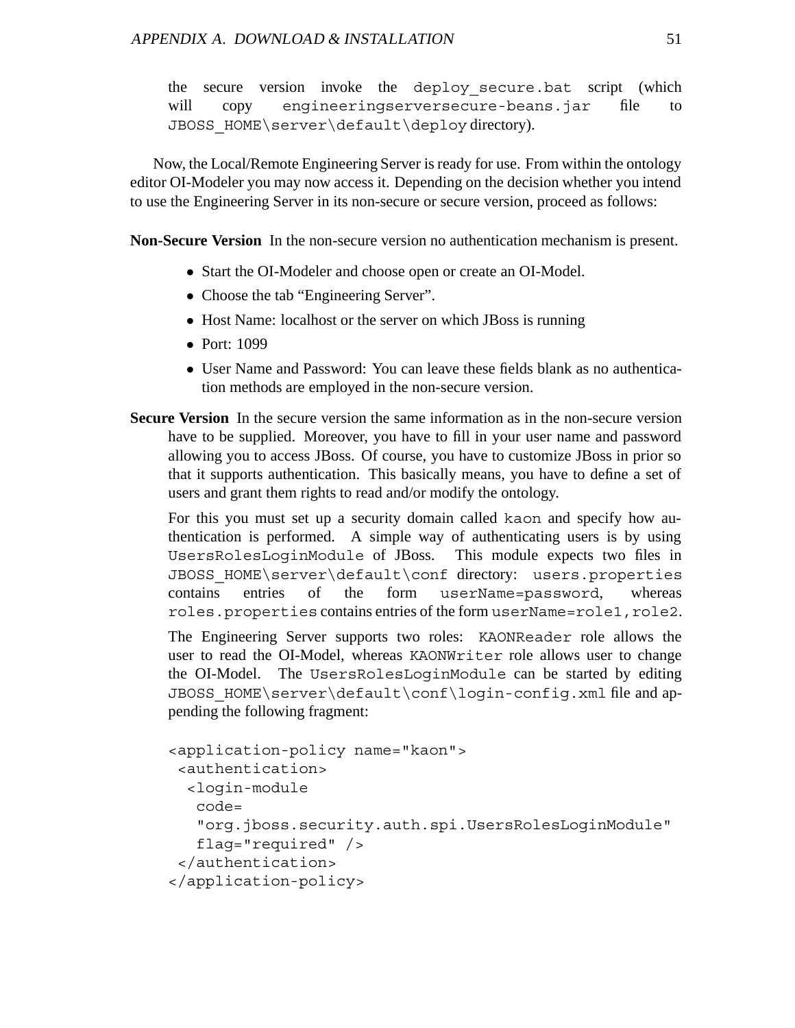the secure version invoke the `deploy_secure.bat` script (which will copy `engineeringserversecure-beans.jar` file to `JBOSS_HOME\server\default\deploy` directory).

Now, the Local/Remote Engineering Server is ready for use. From within the ontology editor OI-Modeler you may now access it. Depending on the decision whether you intend to use the Engineering Server in its non-secure or secure version, proceed as follows:

**Non-Secure Version** In the non-secure version no authentication mechanism is present.

- Start the OI-Modeler and choose open or create an OI-Model.
- Choose the tab "Engineering Server".
- Host Name: localhost or the server on which JBoss is running
- Port: 1099
- User Name and Password: You can leave these fields blank as no authentication methods are employed in the non-secure version.

**Secure Version** In the secure version the same information as in the non-secure version have to be supplied. Moreover, you have to fill in your user name and password allowing you to access JBoss. Of course, you have to customize JBoss in prior so that it supports authentication. This basically means, you have to define a set of users and grant them rights to read and/or modify the ontology.

For this you must set up a security domain called `kaon` and specify how authentication is performed. A simple way of authenticating users is by using `UsersRolesLoginModule` of JBoss. This module expects two files in `JBOSS_HOME\server\default\conf` directory: `users.properties` contains entries of the form `userName=password`, whereas `roles.properties` contains entries of the form `userName=role1,role2`.

The Engineering Server supports two roles: `KAONReader` role allows the user to read the OI-Model, whereas `KAONWriter` role allows user to change the OI-Model. The `UsersRolesLoginModule` can be started by editing `JBOSS_HOME\server\default\conf\login-config.xml` file and appending the following fragment:

```
<application-policy name="kaon">
 <authentication>
  <login-module
   code=
   "org.jboss.security.auth.spi.UsersRolesLoginModule"
   flag="required" />
 </authentication>
</application-policy>
```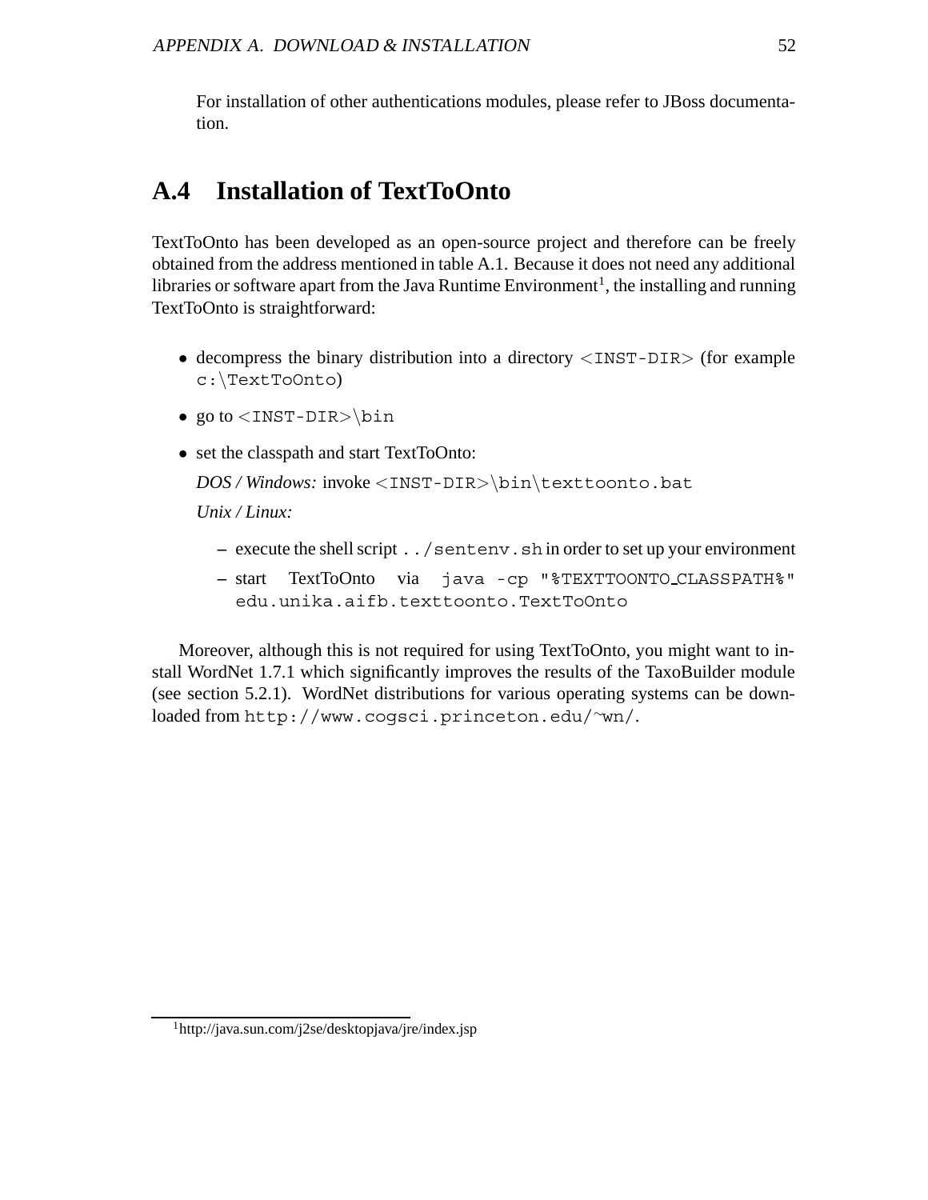For installation of other authentications modules, please refer to JBoss documentation.

## A.4 Installation of TextToOnto

TextToOnto has been developed as an open-source project and therefore can be freely obtained from the address mentioned in table A.1. Because it does not need any additional libraries or software apart from the Java Runtime Environment[1], the installing and running TextToOnto is straightforward:

- decompress the binary distribution into a directory `<INST-DIR>` (for example `c:\TextToOnto`)
- go to `<INST-DIR>\bin`
- set the classpath and start TextToOnto:

  *DOS / Windows:* invoke `<INST-DIR>\bin\texttoonto.bat`

  *Unix / Linux:*

  – execute the shell script `../sentenv.sh` in order to set up your environment

  – start TextToOnto via `java -cp "%TEXTTOONTO_CLASSPATH%" edu.unika.aifb.texttoonto.TextToOnto`

Moreover, although this is not required for using TextToOnto, you might want to install WordNet 1.7.1 which significantly improves the results of the TaxoBuilder module (see section 5.2.1). WordNet distributions for various operating systems can be downloaded from `http://www.cogsci.princeton.edu/~wn/`.

[1] http://java.sun.com/j2se/desktopjava/jre/index.jsp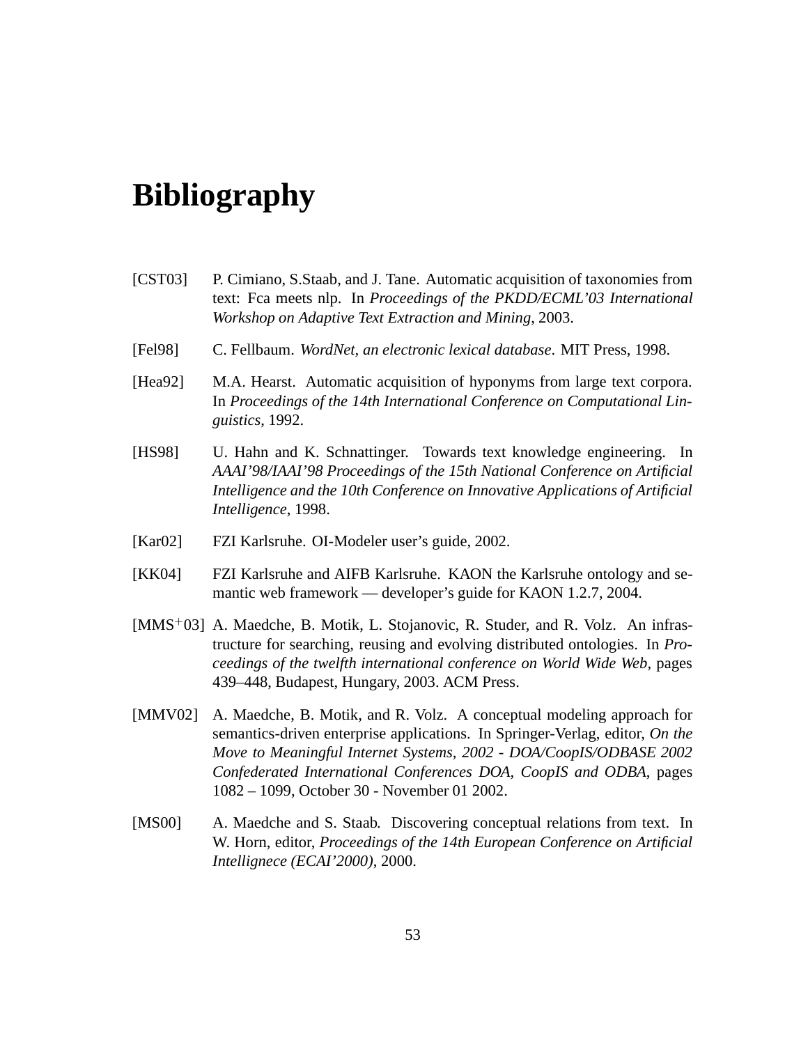# Bibliography

[CST03] P. Cimiano, S.Staab, and J. Tane. Automatic acquisition of taxonomies from text: Fca meets nlp. In *Proceedings of the PKDD/ECML'03 International Workshop on Adaptive Text Extraction and Mining*, 2003.

[Fel98] C. Fellbaum. *WordNet, an electronic lexical database*. MIT Press, 1998.

[Hea92] M.A. Hearst. Automatic acquisition of hyponyms from large text corpora. In *Proceedings of the 14th International Conference on Computational Linguistics*, 1992.

[HS98] U. Hahn and K. Schnattinger. Towards text knowledge engineering. In *AAAI'98/IAAI'98 Proceedings of the 15th National Conference on Artificial Intelligence and the 10th Conference on Innovative Applications of Artificial Intelligence*, 1998.

[Kar02] FZI Karlsruhe. OI-Modeler user's guide, 2002.

[KK04] FZI Karlsruhe and AIFB Karlsruhe. KAON the Karlsruhe ontology and semantic web framework — developer's guide for KAON 1.2.7, 2004.

[MMS$^{+}$03] A. Maedche, B. Motik, L. Stojanovic, R. Studer, and R. Volz. An infrastructure for searching, reusing and evolving distributed ontologies. In *Proceedings of the twelfth international conference on World Wide Web*, pages 439–448, Budapest, Hungary, 2003. ACM Press.

[MMV02] A. Maedche, B. Motik, and R. Volz. A conceptual modeling approach for semantics-driven enterprise applications. In Springer-Verlag, editor, *On the Move to Meaningful Internet Systems, 2002 - DOA/CoopIS/ODBASE 2002 Confederated International Conferences DOA, CoopIS and ODBA*, pages 1082 – 1099, October 30 - November 01 2002.

[MS00] A. Maedche and S. Staab. Discovering conceptual relations from text. In W. Horn, editor, *Proceedings of the 14th European Conference on Artificial Intellignece (ECAI'2000)*, 2000.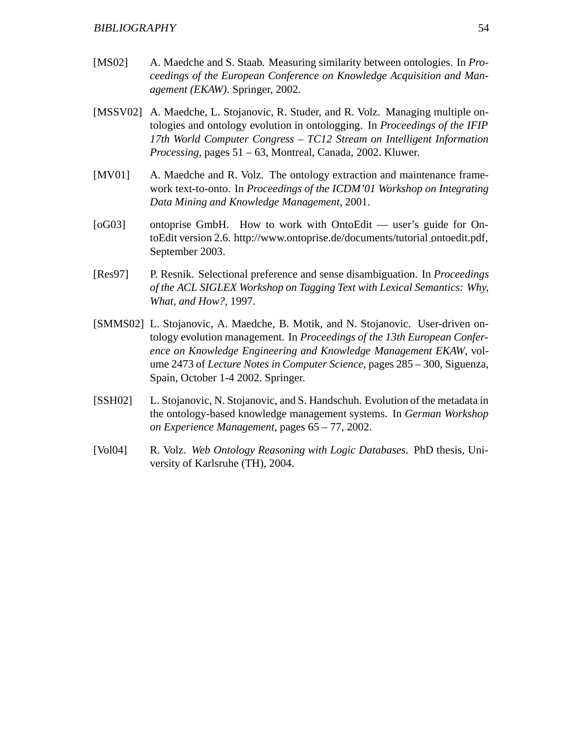[MS02] A. Maedche and S. Staab. Measuring similarity between ontologies. In *Proceedings of the European Conference on Knowledge Acquisition and Management (EKAW)*. Springer, 2002.

[MSSV02] A. Maedche, L. Stojanovic, R. Studer, and R. Volz. Managing multiple ontologies and ontology evolution in ontologging. In *Proceedings of the IFIP 17th World Computer Congress – TC12 Stream on Intelligent Information Processing*, pages 51 – 63, Montreal, Canada, 2002. Kluwer.

[MV01] A. Maedche and R. Volz. The ontology extraction and maintenance framework text-to-onto. In *Proceedings of the ICDM'01 Workshop on Integrating Data Mining and Knowledge Management*, 2001.

[oG03] ontoprise GmbH. How to work with OntoEdit — user's guide for OntoEdit version 2.6. http://www.ontoprise.de/documents/tutorial_ontoedit.pdf, September 2003.

[Res97] P. Resnik. Selectional preference and sense disambiguation. In *Proceedings of the ACL SIGLEX Workshop on Tagging Text with Lexical Semantics: Why, What, and How?*, 1997.

[SMMS02] L. Stojanovic, A. Maedche, B. Motik, and N. Stojanovic. User-driven ontology evolution management. In *Proceedings of the 13th European Conference on Knowledge Engineering and Knowledge Management EKAW*, volume 2473 of *Lecture Notes in Computer Science*, pages 285 – 300, Siguenza, Spain, October 1-4 2002. Springer.

[SSH02] L. Stojanovic, N. Stojanovic, and S. Handschuh. Evolution of the metadata in the ontology-based knowledge management systems. In *German Workshop on Experience Management*, pages 65 – 77, 2002.

[Vol04] R. Volz. *Web Ontology Reasoning with Logic Databases*. PhD thesis, University of Karlsruhe (TH), 2004.